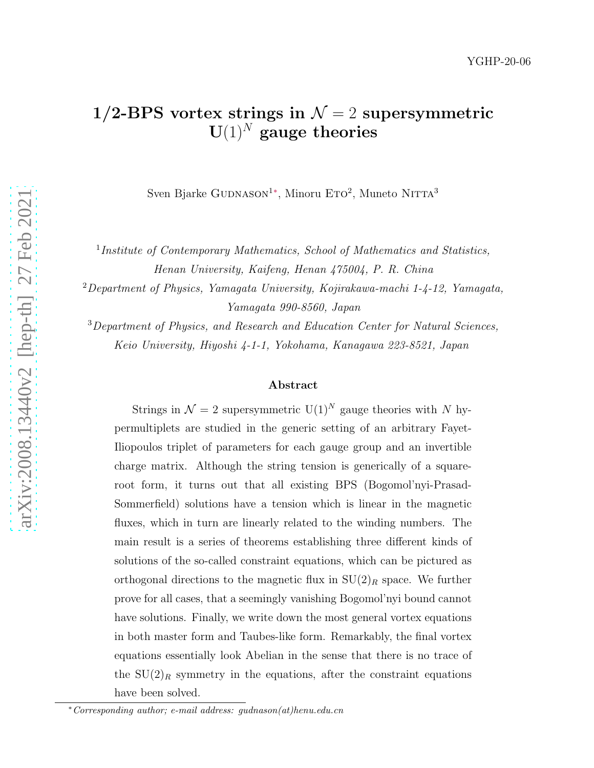YGHP-20-06

# 1/2-BPS vortex strings in $\mathcal{N} = 2$ supersymmetric $\mathrm{U}(1)^N$ gauge theories

Sven Bjarke Gudnason[1*], Minoru Eto[2], Muneto Nitta[3]

[1] *Institute of Contemporary Mathematics, School of Mathematics and Statistics, Henan University, Kaifeng, Henan 475004, P. R. China*

[2] *Department of Physics, Yamagata University, Kojirakawa-machi 1-4-12, Yamagata, Yamagata 990-8560, Japan*

[3] *Department of Physics, and Research and Education Center for Natural Sciences, Keio University, Hiyoshi 4-1-1, Yokohama, Kanagawa 223-8521, Japan*

### Abstract

Strings in $\mathcal{N} = 2$ supersymmetric $\mathrm{U}(1)^N$ gauge theories with $N$ hypermultiplets are studied in the generic setting of an arbitrary Fayet-Iliopoulos triplet of parameters for each gauge group and an invertible charge matrix. Although the string tension is generically of a square-root form, it turns out that all existing BPS (Bogomol'nyi-Prasad-Sommerfield) solutions have a tension which is linear in the magnetic fluxes, which in turn are linearly related to the winding numbers. The main result is a series of theorems establishing three different kinds of solutions of the so-called constraint equations, which can be pictured as orthogonal directions to the magnetic flux in $\mathrm{SU}(2)_R$ space. We further prove for all cases, that a seemingly vanishing Bogomol'nyi bound cannot have solutions. Finally, we write down the most general vortex equations in both master form and Taubes-like form. Remarkably, the final vortex equations essentially look Abelian in the sense that there is no trace of the $\mathrm{SU}(2)_R$ symmetry in the equations, after the constraint equations have been solved.

---

[*] *Corresponding author; e-mail address: gudnason(at)henu.edu.cn*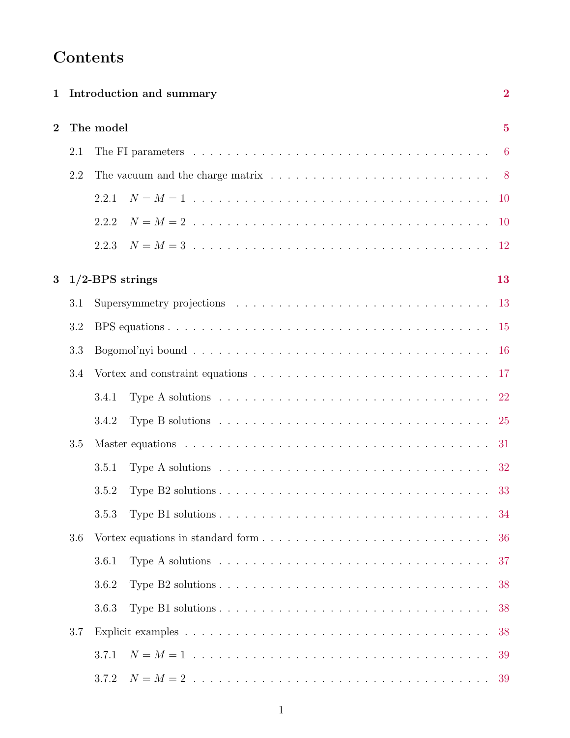# Contents

**1 Introduction and summary** **2**

**2 The model** **5**

2.1 The FI parameters . . . 6

2.2 The vacuum and the charge matrix . . . 8

2.2.1 $N = M = 1$ . . . 10

2.2.2 $N = M = 2$ . . . 10

2.2.3 $N = M = 3$ . . . 12

**3 1/2-BPS strings** **13**

3.1 Supersymmetry projections . . . 13

3.2 BPS equations . . . 15

3.3 Bogomol'nyi bound . . . 16

3.4 Vortex and constraint equations . . . 17

3.4.1 Type A solutions . . . 22

3.4.2 Type B solutions . . . 25

3.5 Master equations . . . 31

3.5.1 Type A solutions . . . 32

3.5.2 Type B2 solutions . . . 33

3.5.3 Type B1 solutions . . . 34

3.6 Vortex equations in standard form . . . 36

3.6.1 Type A solutions . . . 37

3.6.2 Type B2 solutions . . . 38

3.6.3 Type B1 solutions . . . 38

3.7 Explicit examples . . . 38

3.7.1 $N = M = 1$ . . . 39

3.7.2 $N = M = 2$ . . . 39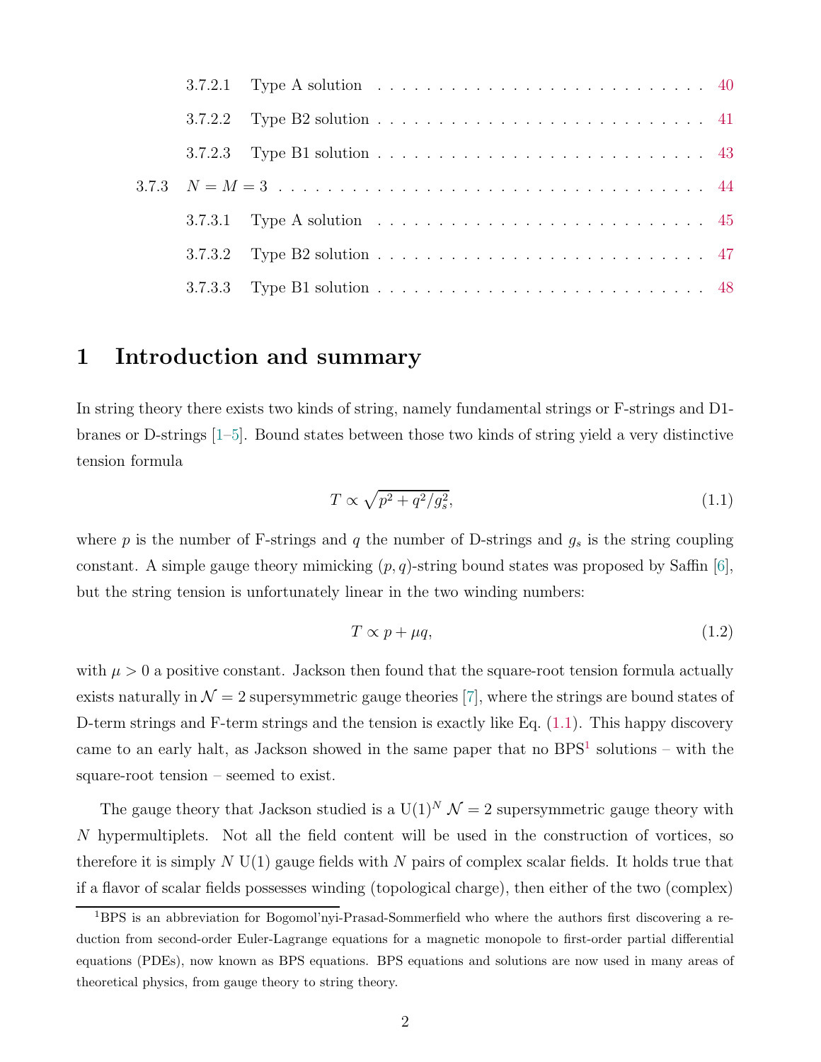3.7.2.1 Type A solution . . . . . . . . . . . . . . . . . . . . . . . . . . . . 40

3.7.2.2 Type B2 solution . . . . . . . . . . . . . . . . . . . . . . . . . . . 41

3.7.2.3 Type B1 solution . . . . . . . . . . . . . . . . . . . . . . . . . . . 43

3.7.3 $N = M = 3$ . . . . . . . . . . . . . . . . . . . . . . . . . . . . . . . . . 44

3.7.3.1 Type A solution . . . . . . . . . . . . . . . . . . . . . . . . . . . . 45

3.7.3.2 Type B2 solution . . . . . . . . . . . . . . . . . . . . . . . . . . . 47

3.7.3.3 Type B1 solution . . . . . . . . . . . . . . . . . . . . . . . . . . . 48

# 1 Introduction and summary

In string theory there exists two kinds of string, namely fundamental strings or F-strings and D1-branes or D-strings [1–5]. Bound states between those two kinds of string yield a very distinctive tension formula

$$T \propto \sqrt{p^2 + q^2/g_s^2}, \tag{1.1}$$

where $p$ is the number of F-strings and $q$ the number of D-strings and $g_s$ is the string coupling constant. A simple gauge theory mimicking $(p, q)$-string bound states was proposed by Saffin [6], but the string tension is unfortunately linear in the two winding numbers:

$$T \propto p + \mu q, \tag{1.2}$$

with $\mu > 0$ a positive constant. Jackson then found that the square-root tension formula actually exists naturally in $\mathcal{N} = 2$ supersymmetric gauge theories [7], where the strings are bound states of D-term strings and F-term strings and the tension is exactly like Eq. (1.1). This happy discovery came to an early halt, as Jackson showed in the same paper that no BPS[1] solutions – with the square-root tension – seemed to exist.

The gauge theory that Jackson studied is a $\mathrm{U}(1)^N$ $\mathcal{N} = 2$ supersymmetric gauge theory with $N$ hypermultiplets. Not all the field content will be used in the construction of vortices, so therefore it is simply $N$ $\mathrm{U}(1)$ gauge fields with $N$ pairs of complex scalar fields. It holds true that if a flavor of scalar fields possesses winding (topological charge), then either of the two (complex)

[1] BPS is an abbreviation for Bogomol'nyi-Prasad-Sommerfield who where the authors first discovering a reduction from second-order Euler-Lagrange equations for a magnetic monopole to first-order partial differential equations (PDEs), now known as BPS equations. BPS equations and solutions are now used in many areas of theoretical physics, from gauge theory to string theory.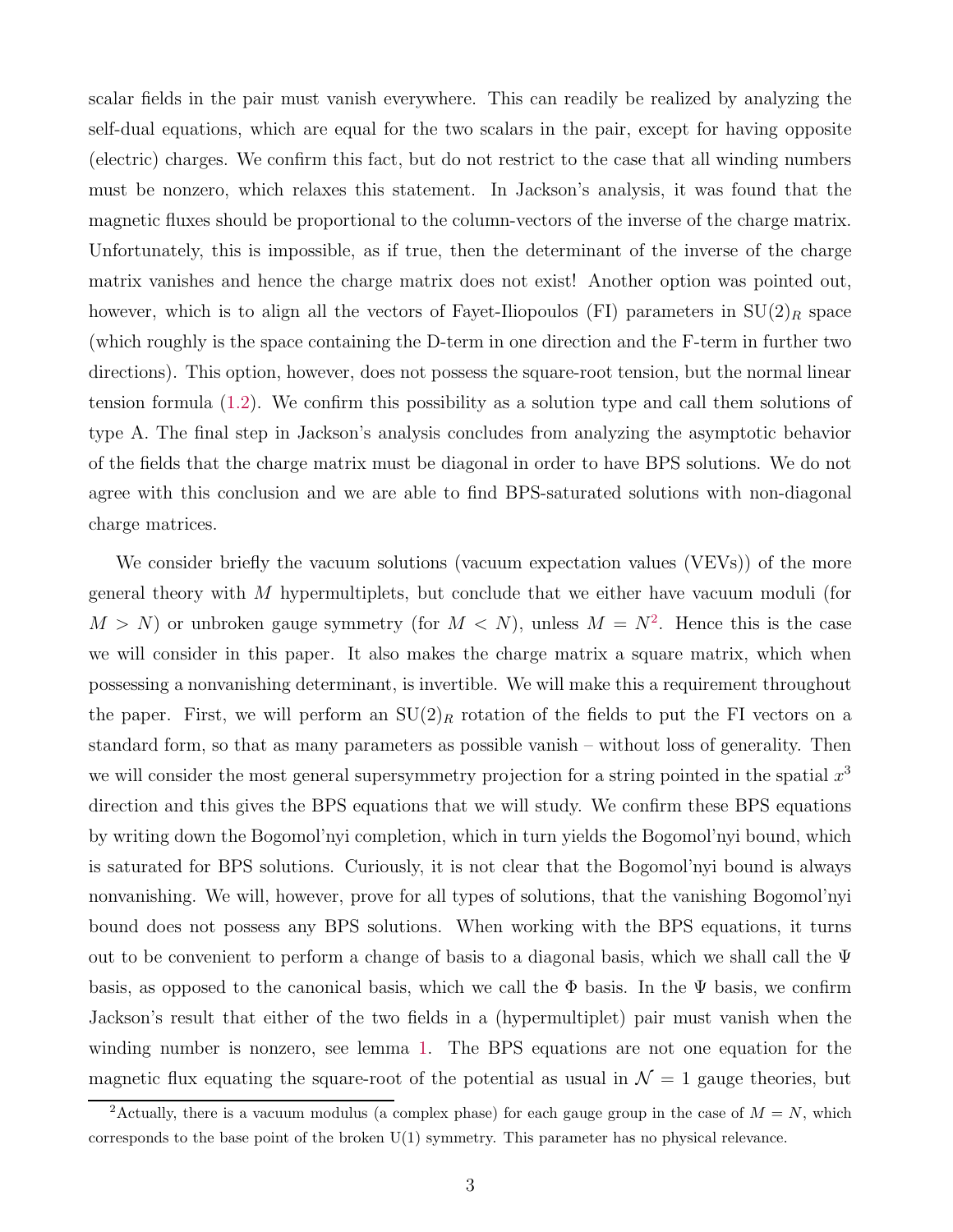scalar fields in the pair must vanish everywhere. This can readily be realized by analyzing the self-dual equations, which are equal for the two scalars in the pair, except for having opposite (electric) charges. We confirm this fact, but do not restrict to the case that all winding numbers must be nonzero, which relaxes this statement. In Jackson's analysis, it was found that the magnetic fluxes should be proportional to the column-vectors of the inverse of the charge matrix. Unfortunately, this is impossible, as if true, then the determinant of the inverse of the charge matrix vanishes and hence the charge matrix does not exist! Another option was pointed out, however, which is to align all the vectors of Fayet-Iliopoulos (FI) parameters in $\mathrm{SU}(2)_R$ space (which roughly is the space containing the D-term in one direction and the F-term in further two directions). This option, however, does not possess the square-root tension, but the normal linear tension formula (1.2). We confirm this possibility as a solution type and call them solutions of type A. The final step in Jackson's analysis concludes from analyzing the asymptotic behavior of the fields that the charge matrix must be diagonal in order to have BPS solutions. We do not agree with this conclusion and we are able to find BPS-saturated solutions with non-diagonal charge matrices.

We consider briefly the vacuum solutions (vacuum expectation values (VEVs)) of the more general theory with $M$ hypermultiplets, but conclude that we either have vacuum moduli (for $M > N$) or unbroken gauge symmetry (for $M < N$), unless $M = N$[2]. Hence this is the case we will consider in this paper. It also makes the charge matrix a square matrix, which when possessing a nonvanishing determinant, is invertible. We will make this a requirement throughout the paper. First, we will perform an $\mathrm{SU}(2)_R$ rotation of the fields to put the FI vectors on a standard form, so that as many parameters as possible vanish – without loss of generality. Then we will consider the most general supersymmetry projection for a string pointed in the spatial $x^3$ direction and this gives the BPS equations that we will study. We confirm these BPS equations by writing down the Bogomol'nyi completion, which in turn yields the Bogomol'nyi bound, which is saturated for BPS solutions. Curiously, it is not clear that the Bogomol'nyi bound is always nonvanishing. We will, however, prove for all types of solutions, that the vanishing Bogomol'nyi bound does not possess any BPS solutions. When working with the BPS equations, it turns out to be convenient to perform a change of basis to a diagonal basis, which we shall call the $\Psi$ basis, as opposed to the canonical basis, which we call the $\Phi$ basis. In the $\Psi$ basis, we confirm Jackson's result that either of the two fields in a (hypermultiplet) pair must vanish when the winding number is nonzero, see lemma 1. The BPS equations are not one equation for the magnetic flux equating the square-root of the potential as usual in $\mathcal{N} = 1$ gauge theories, but

[2] Actually, there is a vacuum modulus (a complex phase) for each gauge group in the case of $M = N$, which corresponds to the base point of the broken $\mathrm{U}(1)$ symmetry. This parameter has no physical relevance.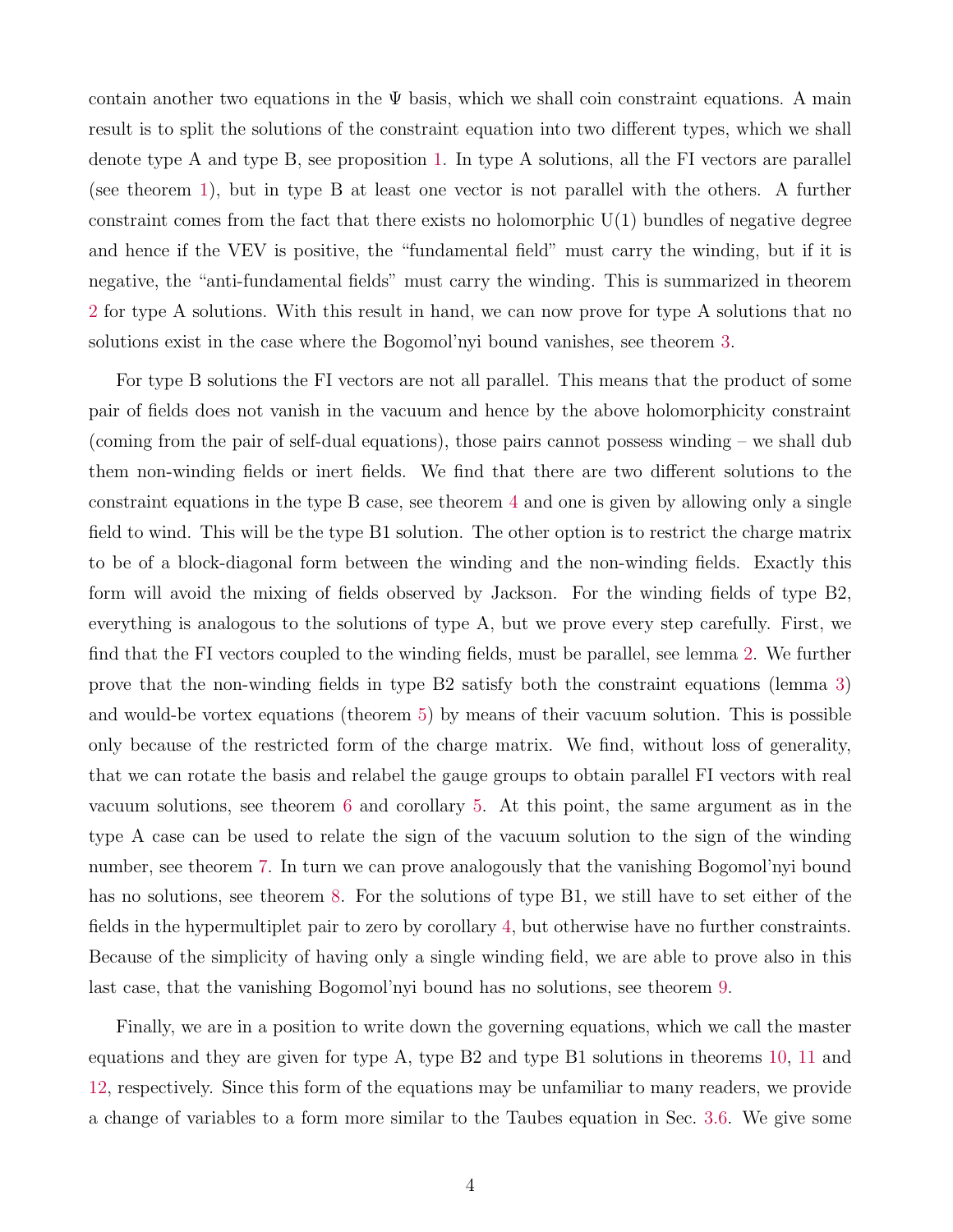contain another two equations in the $\Psi$ basis, which we shall coin constraint equations. A main result is to split the solutions of the constraint equation into two different types, which we shall denote type A and type B, see proposition 1. In type A solutions, all the FI vectors are parallel (see theorem 1), but in type B at least one vector is not parallel with the others. A further constraint comes from the fact that there exists no holomorphic U(1) bundles of negative degree and hence if the VEV is positive, the "fundamental field" must carry the winding, but if it is negative, the "anti-fundamental fields" must carry the winding. This is summarized in theorem 2 for type A solutions. With this result in hand, we can now prove for type A solutions that no solutions exist in the case where the Bogomol'nyi bound vanishes, see theorem 3.

For type B solutions the FI vectors are not all parallel. This means that the product of some pair of fields does not vanish in the vacuum and hence by the above holomorphicity constraint (coming from the pair of self-dual equations), those pairs cannot possess winding – we shall dub them non-winding fields or inert fields. We find that there are two different solutions to the constraint equations in the type B case, see theorem 4 and one is given by allowing only a single field to wind. This will be the type B1 solution. The other option is to restrict the charge matrix to be of a block-diagonal form between the winding and the non-winding fields. Exactly this form will avoid the mixing of fields observed by Jackson. For the winding fields of type B2, everything is analogous to the solutions of type A, but we prove every step carefully. First, we find that the FI vectors coupled to the winding fields, must be parallel, see lemma 2. We further prove that the non-winding fields in type B2 satisfy both the constraint equations (lemma 3) and would-be vortex equations (theorem 5) by means of their vacuum solution. This is possible only because of the restricted form of the charge matrix. We find, without loss of generality, that we can rotate the basis and relabel the gauge groups to obtain parallel FI vectors with real vacuum solutions, see theorem 6 and corollary 5. At this point, the same argument as in the type A case can be used to relate the sign of the vacuum solution to the sign of the winding number, see theorem 7. In turn we can prove analogously that the vanishing Bogomol'nyi bound has no solutions, see theorem 8. For the solutions of type B1, we still have to set either of the fields in the hypermultiplet pair to zero by corollary 4, but otherwise have no further constraints. Because of the simplicity of having only a single winding field, we are able to prove also in this last case, that the vanishing Bogomol'nyi bound has no solutions, see theorem 9.

Finally, we are in a position to write down the governing equations, which we call the master equations and they are given for type A, type B2 and type B1 solutions in theorems 10, 11 and 12, respectively. Since this form of the equations may be unfamiliar to many readers, we provide a change of variables to a form more similar to the Taubes equation in Sec. 3.6. We give some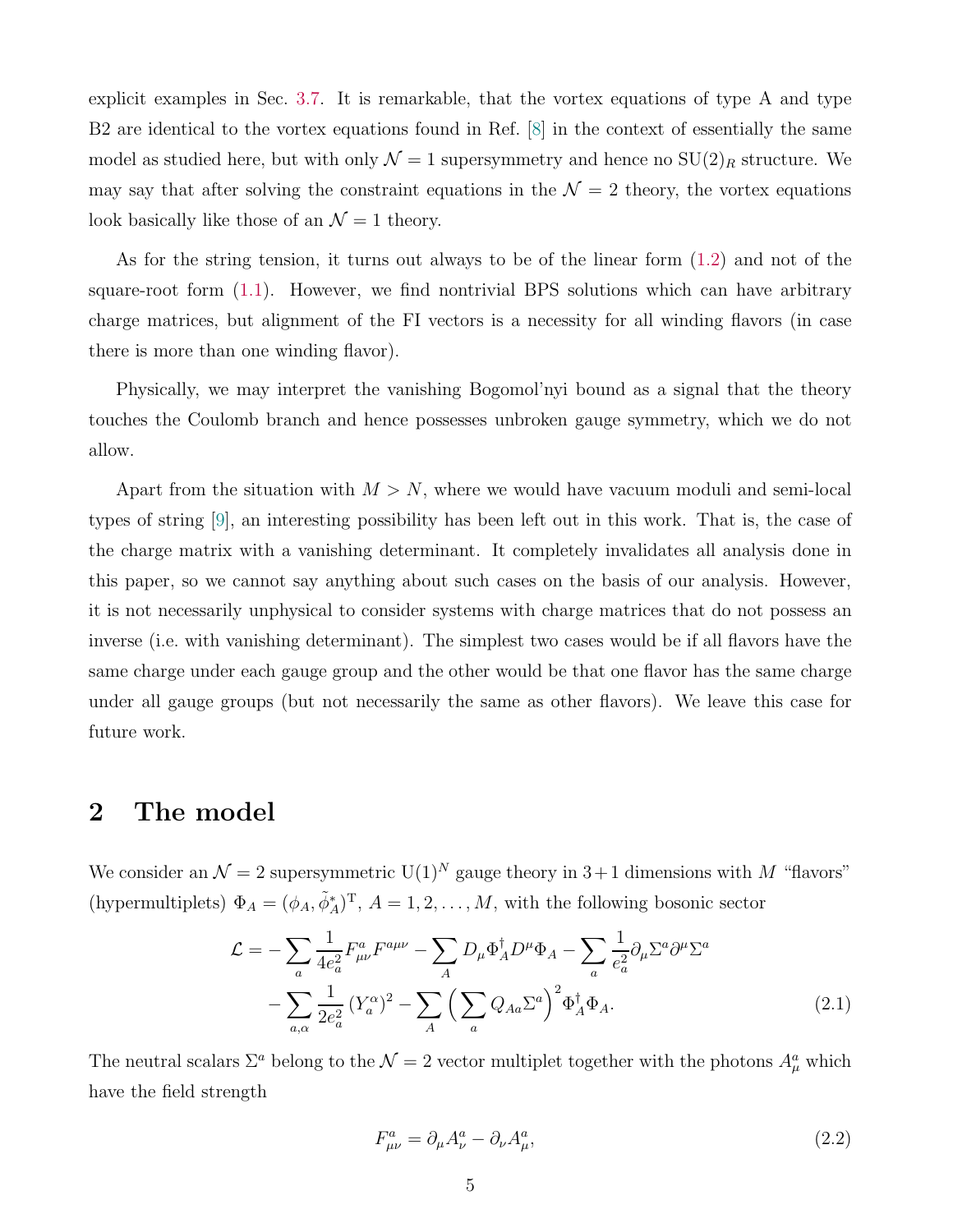explicit examples in Sec. 3.7. It is remarkable, that the vortex equations of type A and type B2 are identical to the vortex equations found in Ref. [8] in the context of essentially the same model as studied here, but with only $\mathcal{N}=1$ supersymmetry and hence no $\mathrm{SU}(2)_R$ structure. We may say that after solving the constraint equations in the $\mathcal{N}=2$ theory, the vortex equations look basically like those of an $\mathcal{N}=1$ theory.

As for the string tension, it turns out always to be of the linear form (1.2) and not of the square-root form (1.1). However, we find nontrivial BPS solutions which can have arbitrary charge matrices, but alignment of the FI vectors is a necessity for all winding flavors (in case there is more than one winding flavor).

Physically, we may interpret the vanishing Bogomol'nyi bound as a signal that the theory touches the Coulomb branch and hence possesses unbroken gauge symmetry, which we do not allow.

Apart from the situation with $M > N$, where we would have vacuum moduli and semi-local types of string [9], an interesting possibility has been left out in this work. That is, the case of the charge matrix with a vanishing determinant. It completely invalidates all analysis done in this paper, so we cannot say anything about such cases on the basis of our analysis. However, it is not necessarily unphysical to consider systems with charge matrices that do not possess an inverse (i.e. with vanishing determinant). The simplest two cases would be if all flavors have the same charge under each gauge group and the other would be that one flavor has the same charge under all gauge groups (but not necessarily the same as other flavors). We leave this case for future work.

## 2 The model

We consider an $\mathcal{N}=2$ supersymmetric $\mathrm{U}(1)^N$ gauge theory in 3+1 dimensions with $M$ "flavors" (hypermultiplets) $\Phi_A = (\phi_A, \tilde{\phi}_A^*)^{\mathrm{T}}$, $A = 1, 2, \ldots, M$, with the following bosonic sector

$$
\begin{aligned}
\mathcal{L} = &-\sum_a \frac{1}{4e_a^2} F_{\mu\nu}^a F^{a\mu\nu} - \sum_A D_\mu \Phi_A^\dagger D^\mu \Phi_A - \sum_a \frac{1}{e_a^2} \partial_\mu \Sigma^a \partial^\mu \Sigma^a \\
&- \sum_{a,\alpha} \frac{1}{2e_a^2} \left(Y_a^\alpha\right)^2 - \sum_A \Big( \sum_a Q_{Aa} \Sigma^a \Big)^2 \Phi_A^\dagger \Phi_A .
\end{aligned} \tag{2.1}
$$

The neutral scalars $\Sigma^a$ belong to the $\mathcal{N}=2$ vector multiplet together with the photons $A_\mu^a$ which have the field strength

$$
F_{\mu\nu}^a = \partial_\mu A_\nu^a - \partial_\nu A_\mu^a, \tag{2.2}
$$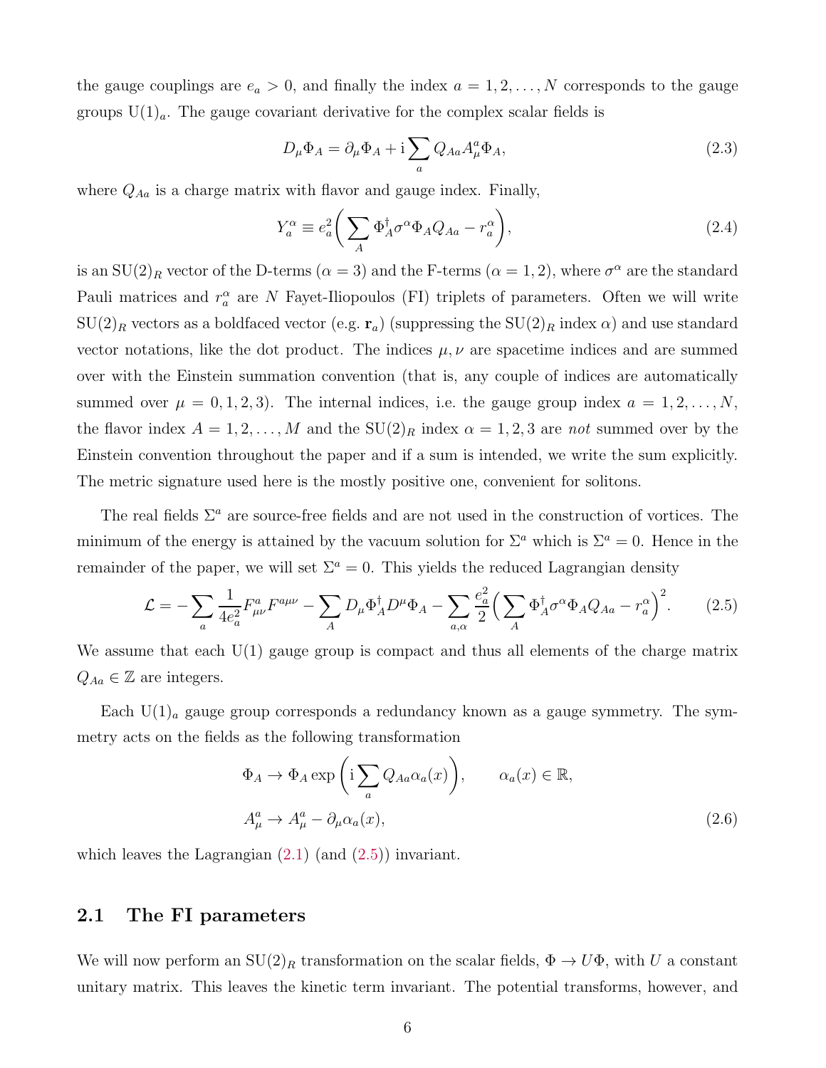the gauge couplings are $e_a > 0$, and finally the index $a = 1, 2, \ldots, N$ corresponds to the gauge groups $\mathrm{U}(1)_a$. The gauge covariant derivative for the complex scalar fields is

$$D_\mu \Phi_A = \partial_\mu \Phi_A + \mathrm{i} \sum_a Q_{Aa} A_\mu^a \Phi_A, \tag{2.3}$$

where $Q_{Aa}$ is a charge matrix with flavor and gauge index. Finally,

$$Y_a^\alpha \equiv e_a^2 \bigg( \sum_A \Phi_A^\dagger \sigma^\alpha \Phi_A Q_{Aa} - r_a^\alpha \bigg), \tag{2.4}$$

is an $\mathrm{SU}(2)_R$ vector of the D-terms ($\alpha = 3$) and the F-terms ($\alpha = 1, 2$), where $\sigma^\alpha$ are the standard Pauli matrices and $r_a^\alpha$ are $N$ Fayet-Iliopoulos (FI) triplets of parameters. Often we will write $\mathrm{SU}(2)_R$ vectors as a boldfaced vector (e.g. $\mathbf{r}_a$) (suppressing the $\mathrm{SU}(2)_R$ index $\alpha$) and use standard vector notations, like the dot product. The indices $\mu, \nu$ are spacetime indices and are summed over with the Einstein summation convention (that is, any couple of indices are automatically summed over $\mu = 0, 1, 2, 3$). The internal indices, i.e. the gauge group index $a = 1, 2, \ldots, N$, the flavor index $A = 1, 2, \ldots, M$ and the $\mathrm{SU}(2)_R$ index $\alpha = 1, 2, 3$ are *not* summed over by the Einstein convention throughout the paper and if a sum is intended, we write the sum explicitly. The metric signature used here is the mostly positive one, convenient for solitons.

The real fields $\Sigma^a$ are source-free fields and are not used in the construction of vortices. The minimum of the energy is attained by the vacuum solution for $\Sigma^a$ which is $\Sigma^a = 0$. Hence in the remainder of the paper, we will set $\Sigma^a = 0$. This yields the reduced Lagrangian density

$$\mathcal{L} = -\sum_a \frac{1}{4e_a^2} F_{\mu\nu}^a F^{a\mu\nu} - \sum_A D_\mu \Phi_A^\dagger D^\mu \Phi_A - \sum_{a,\alpha} \frac{e_a^2}{2} \Big( \sum_A \Phi_A^\dagger \sigma^\alpha \Phi_A Q_{Aa} - r_a^\alpha \Big)^2. \tag{2.5}$$

We assume that each U(1) gauge group is compact and thus all elements of the charge matrix $Q_{Aa} \in \mathbb{Z}$ are integers.

Each $\mathrm{U}(1)_a$ gauge group corresponds a redundancy known as a gauge symmetry. The symmetry acts on the fields as the following transformation

$$\begin{aligned} &\Phi_A \to \Phi_A \exp\bigg(\mathrm{i} \sum_a Q_{Aa} \alpha_a(x)\bigg), \qquad \alpha_a(x) \in \mathbb{R}, \\ &A_\mu^a \to A_\mu^a - \partial_\mu \alpha_a(x), \end{aligned} \tag{2.6}$$

which leaves the Lagrangian (2.1) (and (2.5)) invariant.

## 2.1 The FI parameters

We will now perform an $\mathrm{SU}(2)_R$ transformation on the scalar fields, $\Phi \to U\Phi$, with $U$ a constant unitary matrix. This leaves the kinetic term invariant. The potential transforms, however, and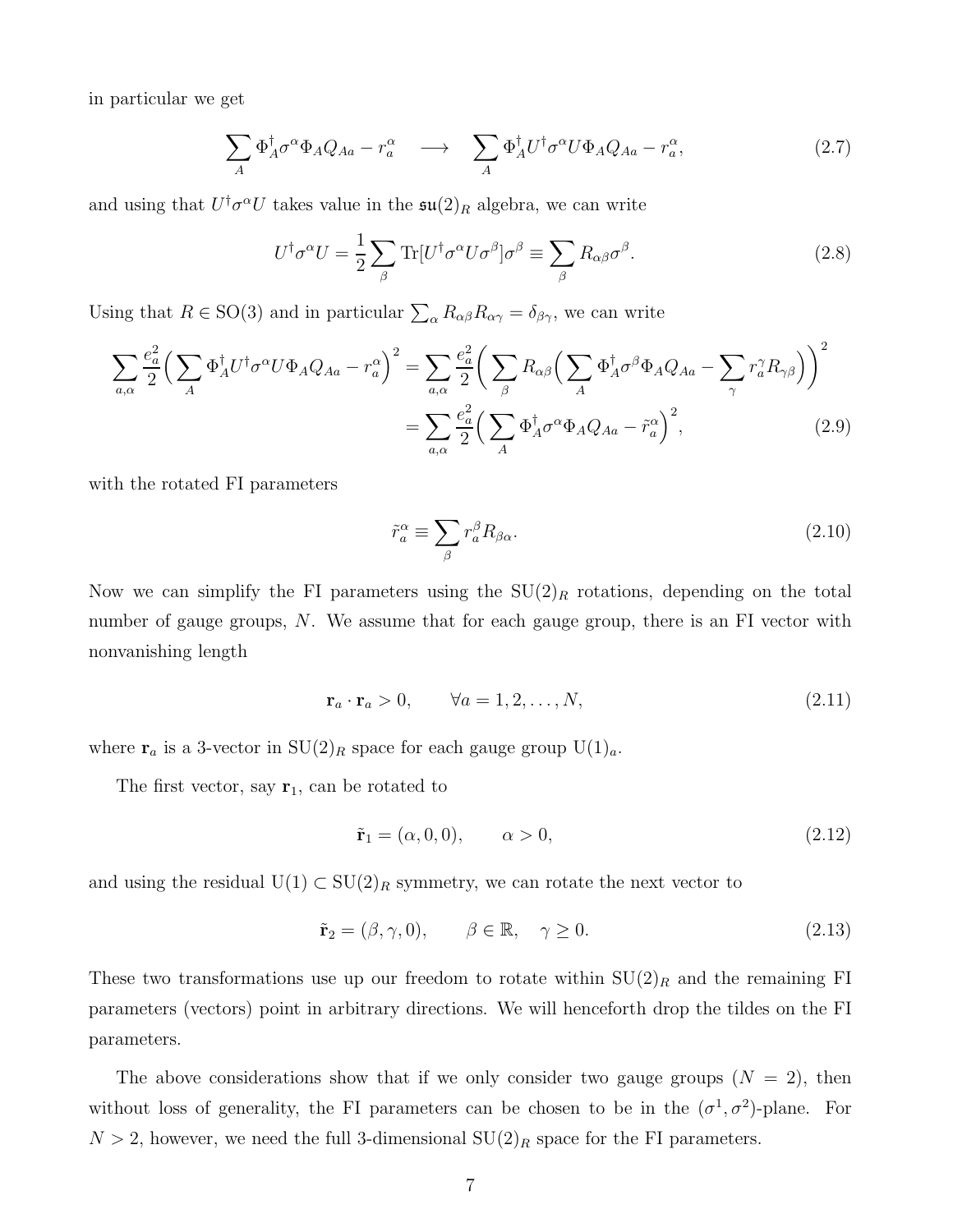in particular we get

$$\sum_A \Phi_A^\dagger \sigma^\alpha \Phi_A Q_{Aa} - r_a^\alpha \quad \longrightarrow \quad \sum_A \Phi_A^\dagger U^\dagger \sigma^\alpha U \Phi_A Q_{Aa} - r_a^\alpha, \tag{2.7}$$

and using that $U^\dagger \sigma^\alpha U$ takes value in the $\mathfrak{su}(2)_R$ algebra, we can write

$$U^\dagger \sigma^\alpha U = \frac{1}{2} \sum_\beta \mathrm{Tr}[U^\dagger \sigma^\alpha U \sigma^\beta] \sigma^\beta \equiv \sum_\beta R_{\alpha\beta} \sigma^\beta. \tag{2.8}$$

Using that $R \in \mathrm{SO}(3)$ and in particular $\sum_\alpha R_{\alpha\beta} R_{\alpha\gamma} = \delta_{\beta\gamma}$, we can write

$$\begin{aligned}
\sum_{a,\alpha} \frac{e_a^2}{2} \Big( \sum_A \Phi_A^\dagger U^\dagger \sigma^\alpha U \Phi_A Q_{Aa} - r_a^\alpha \Big)^2 &= \sum_{a,\alpha} \frac{e_a^2}{2} \Big( \sum_\beta R_{\alpha\beta} \Big( \sum_A \Phi_A^\dagger \sigma^\beta \Phi_A Q_{Aa} - \sum_\gamma r_a^\gamma R_{\gamma\beta} \Big) \Big)^2 \\
&= \sum_{a,\alpha} \frac{e_a^2}{2} \Big( \sum_A \Phi_A^\dagger \sigma^\alpha \Phi_A Q_{Aa} - \tilde{r}_a^\alpha \Big)^2,
\end{aligned} \tag{2.9}$$

with the rotated FI parameters

$$\tilde{r}_a^\alpha \equiv \sum_\beta r_a^\beta R_{\beta\alpha}. \tag{2.10}$$

Now we can simplify the FI parameters using the $\mathrm{SU}(2)_R$ rotations, depending on the total number of gauge groups, $N$. We assume that for each gauge group, there is an FI vector with nonvanishing length

$$\mathbf{r}_a \cdot \mathbf{r}_a > 0, \qquad \forall a = 1, 2, \ldots, N, \tag{2.11}$$

where $\mathbf{r}_a$ is a 3-vector in $\mathrm{SU}(2)_R$ space for each gauge group $\mathrm{U}(1)_a$.

The first vector, say $\mathbf{r}_1$, can be rotated to

$$\tilde{\mathbf{r}}_1 = (\alpha, 0, 0), \qquad \alpha > 0, \tag{2.12}$$

and using the residual $\mathrm{U}(1) \subset \mathrm{SU}(2)_R$ symmetry, we can rotate the next vector to

$$\tilde{\mathbf{r}}_2 = (\beta, \gamma, 0), \qquad \beta \in \mathbb{R}, \quad \gamma \geq 0. \tag{2.13}$$

These two transformations use up our freedom to rotate within $\mathrm{SU}(2)_R$ and the remaining FI parameters (vectors) point in arbitrary directions. We will henceforth drop the tildes on the FI parameters.

The above considerations show that if we only consider two gauge groups ($N = 2$), then without loss of generality, the FI parameters can be chosen to be in the $(\sigma^1, \sigma^2)$-plane. For $N > 2$, however, we need the full 3-dimensional $\mathrm{SU}(2)_R$ space for the FI parameters.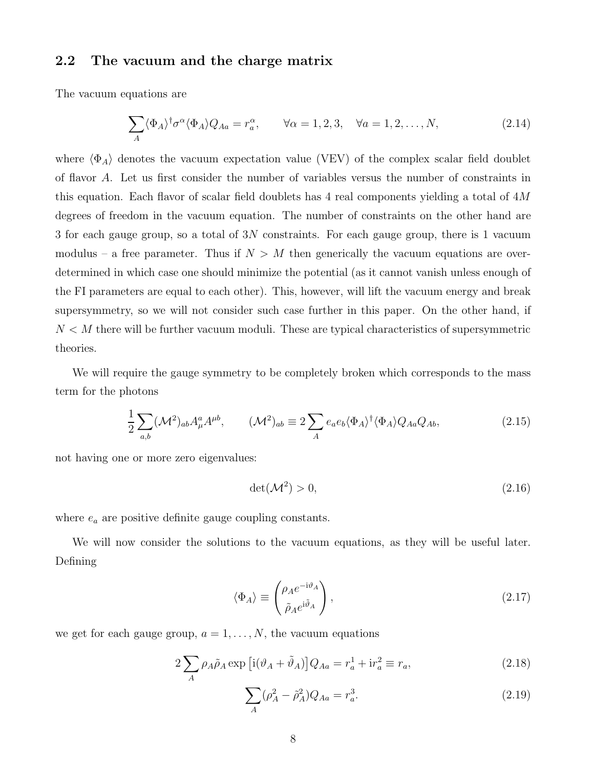## 2.2 The vacuum and the charge matrix

The vacuum equations are

$$\sum_A \langle\Phi_A\rangle^\dagger \sigma^\alpha \langle\Phi_A\rangle Q_{Aa} = r_a^\alpha, \qquad \forall\alpha = 1,2,3, \quad \forall a = 1,2,\ldots,N, \tag{2.14}$$

where $\langle\Phi_A\rangle$ denotes the vacuum expectation value (VEV) of the complex scalar field doublet of flavor $A$. Let us first consider the number of variables versus the number of constraints in this equation. Each flavor of scalar field doublets has 4 real components yielding a total of $4M$ degrees of freedom in the vacuum equation. The number of constraints on the other hand are 3 for each gauge group, so a total of $3N$ constraints. For each gauge group, there is 1 vacuum modulus – a free parameter. Thus if $N > M$ then generically the vacuum equations are over-determined in which case one should minimize the potential (as it cannot vanish unless enough of the FI parameters are equal to each other). This, however, will lift the vacuum energy and break supersymmetry, so we will not consider such case further in this paper. On the other hand, if $N < M$ there will be further vacuum moduli. These are typical characteristics of supersymmetric theories.

We will require the gauge symmetry to be completely broken which corresponds to the mass term for the photons

$$\frac{1}{2}\sum_{a,b}(\mathcal{M}^2)_{ab} A_\mu^a A^{\mu b}, \qquad (\mathcal{M}^2)_{ab} \equiv 2\sum_A e_a e_b \langle\Phi_A\rangle^\dagger\langle\Phi_A\rangle Q_{Aa} Q_{Ab}, \tag{2.15}$$

not having one or more zero eigenvalues:

$$\det(\mathcal{M}^2) > 0, \tag{2.16}$$

where $e_a$ are positive definite gauge coupling constants.

We will now consider the solutions to the vacuum equations, as they will be useful later. Defining

$$\langle\Phi_A\rangle \equiv \begin{pmatrix} \rho_A e^{-\mathrm{i}\vartheta_A} \\ \tilde{\rho}_A e^{\mathrm{i}\tilde{\vartheta}_A} \end{pmatrix}, \tag{2.17}$$

we get for each gauge group, $a = 1,\ldots,N$, the vacuum equations

$$2\sum_A \rho_A\tilde{\rho}_A \exp\left[\mathrm{i}(\vartheta_A + \tilde{\vartheta}_A)\right] Q_{Aa} = r_a^1 + \mathrm{i} r_a^2 \equiv r_a, \tag{2.18}$$

$$\sum_A (\rho_A^2 - \tilde{\rho}_A^2) Q_{Aa} = r_a^3. \tag{2.19}$$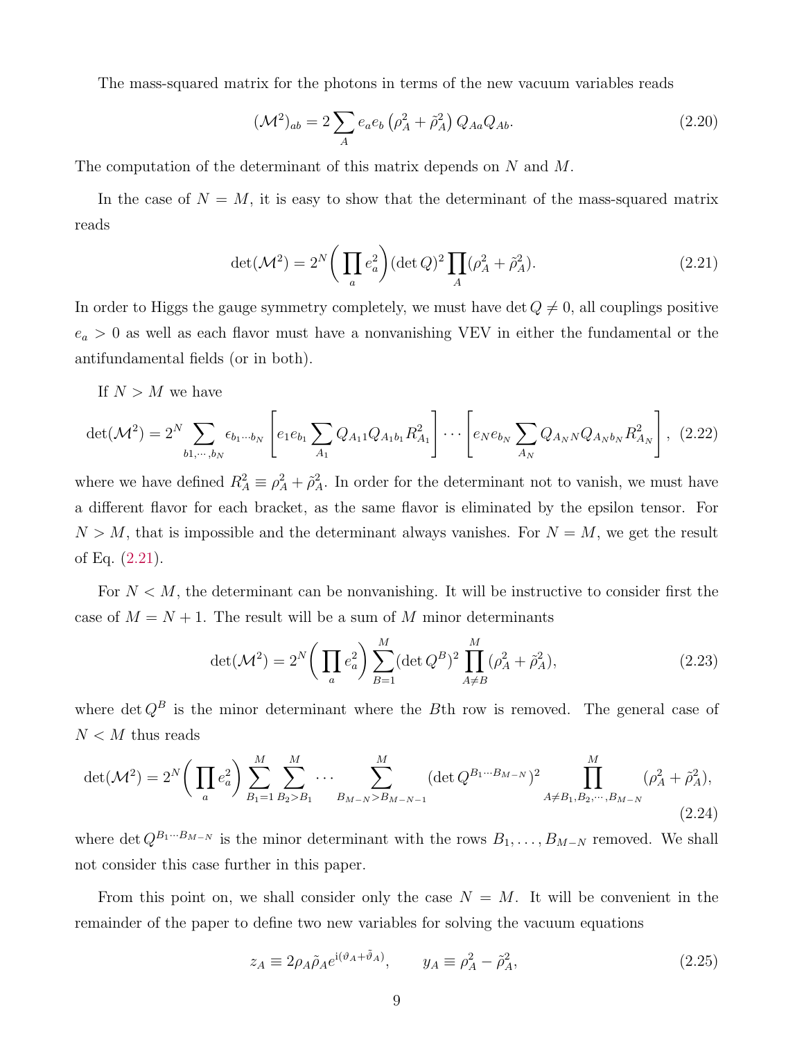The mass-squared matrix for the photons in terms of the new vacuum variables reads

$$(\mathcal{M}^2)_{ab} = 2\sum_A e_a e_b \left(\rho_A^2 + \tilde{\rho}_A^2\right) Q_{Aa} Q_{Ab}. \tag{2.20}$$

The computation of the determinant of this matrix depends on $N$ and $M$.

In the case of $N = M$, it is easy to show that the determinant of the mass-squared matrix reads

$$\det(\mathcal{M}^2) = 2^N \bigg(\prod_a e_a^2\bigg) (\det Q)^2 \prod_A (\rho_A^2 + \tilde{\rho}_A^2). \tag{2.21}$$

In order to Higgs the gauge symmetry completely, we must have $\det Q \neq 0$, all couplings positive $e_a > 0$ as well as each flavor must have a nonvanishing VEV in either the fundamental or the antifundamental fields (or in both).

If $N > M$ we have

$$\det(\mathcal{M}^2) = 2^N \sum_{b1,\cdots,b_N} \epsilon_{b_1\cdots b_N} \left[e_1 e_{b_1} \sum_{A_1} Q_{A_1 1} Q_{A_1 b_1} R_{A_1}^2\right] \cdots \left[e_N e_{b_N} \sum_{A_N} Q_{A_N N} Q_{A_N b_N} R_{A_N}^2\right], \tag{2.22}$$

where we have defined $R_A^2 \equiv \rho_A^2 + \tilde{\rho}_A^2$. In order for the determinant not to vanish, we must have a different flavor for each bracket, as the same flavor is eliminated by the epsilon tensor. For $N > M$, that is impossible and the determinant always vanishes. For $N = M$, we get the result of Eq. (2.21).

For $N < M$, the determinant can be nonvanishing. It will be instructive to consider first the case of $M = N + 1$. The result will be a sum of $M$ minor determinants

$$\det(\mathcal{M}^2) = 2^N \bigg(\prod_a e_a^2\bigg) \sum_{B=1}^{M} (\det Q^B)^2 \prod_{A\neq B}^{M} (\rho_A^2 + \tilde{\rho}_A^2), \tag{2.23}$$

where $\det Q^B$ is the minor determinant where the $B$th row is removed. The general case of $N < M$ thus reads

$$\det(\mathcal{M}^2) = 2^N \bigg(\prod_a e_a^2\bigg) \sum_{B_1=1}^{M} \sum_{B_2>B_1}^{M} \cdots \sum_{B_{M-N}>B_{M-N-1}}^{M} (\det Q^{B_1\cdots B_{M-N}})^2 \prod_{A\neq B_1,B_2,\cdots,B_{M-N}}^{M} (\rho_A^2 + \tilde{\rho}_A^2), \tag{2.24}$$

where $\det Q^{B_1\cdots B_{M-N}}$ is the minor determinant with the rows $B_1, \ldots, B_{M-N}$ removed. We shall not consider this case further in this paper.

From this point on, we shall consider only the case $N = M$. It will be convenient in the remainder of the paper to define two new variables for solving the vacuum equations

$$z_A \equiv 2\rho_A \tilde{\rho}_A e^{\mathrm{i}(\vartheta_A + \tilde{\vartheta}_A)}, \qquad y_A \equiv \rho_A^2 - \tilde{\rho}_A^2, \tag{2.25}$$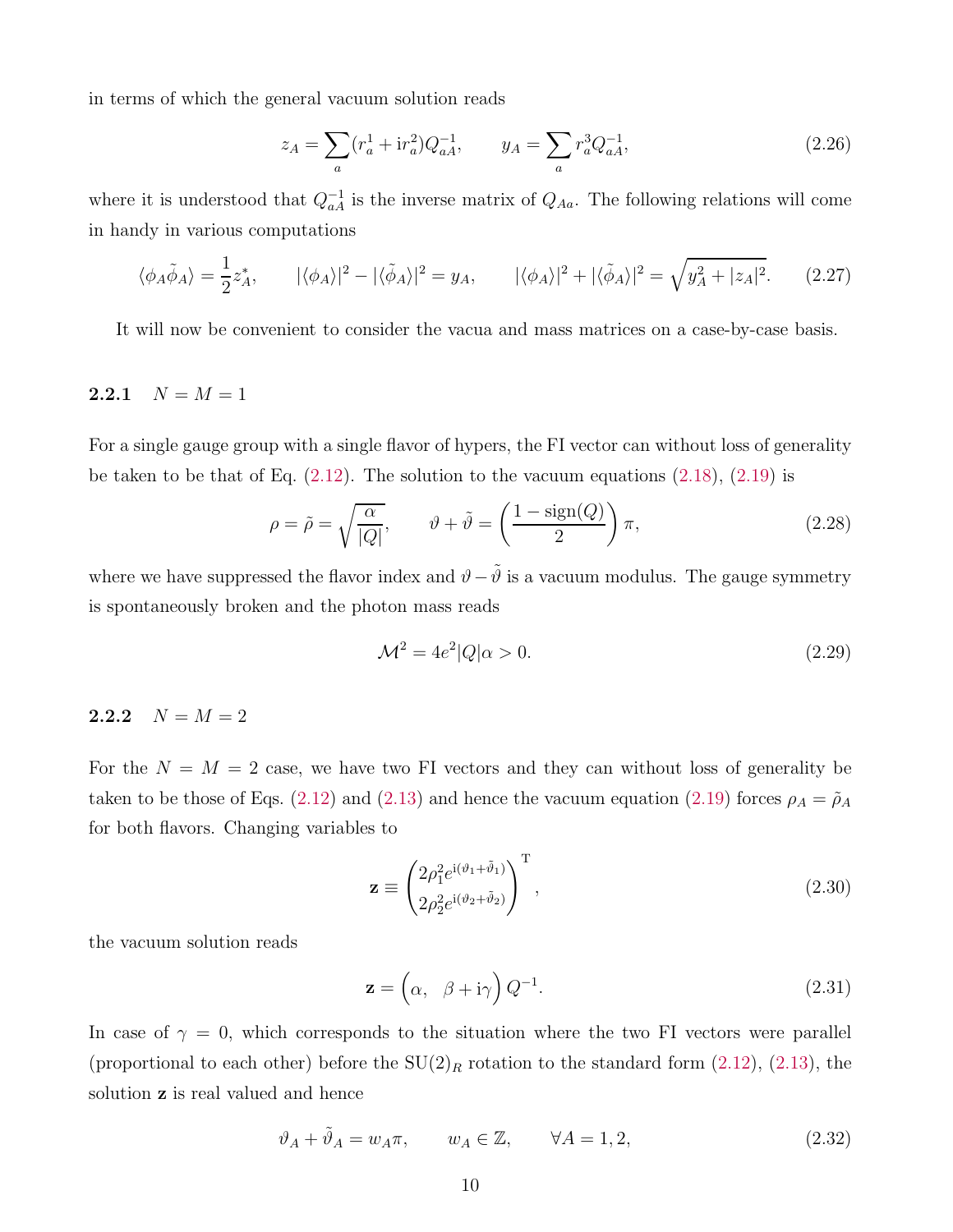in terms of which the general vacuum solution reads

$$z_A = \sum_a (r_a^1 + \mathrm{i} r_a^2) Q_{aA}^{-1}, \qquad y_A = \sum_a r_a^3 Q_{aA}^{-1}, \tag{2.26}$$

where it is understood that $Q_{aA}^{-1}$ is the inverse matrix of $Q_{Aa}$. The following relations will come in handy in various computations

$$\langle \phi_A \tilde{\phi}_A \rangle = \frac{1}{2} z_A^*, \qquad |\langle \phi_A \rangle|^2 - |\langle \tilde{\phi}_A \rangle|^2 = y_A, \qquad |\langle \phi_A \rangle|^2 + |\langle \tilde{\phi}_A \rangle|^2 = \sqrt{y_A^2 + |z_A|^2}. \tag{2.27}$$

It will now be convenient to consider the vacua and mass matrices on a case-by-case basis.

### 2.2.1 $N = M = 1$

For a single gauge group with a single flavor of hypers, the FI vector can without loss of generality be taken to be that of Eq. (2.12). The solution to the vacuum equations (2.18), (2.19) is

$$\rho = \tilde{\rho} = \sqrt{\frac{\alpha}{|Q|}}, \qquad \vartheta + \tilde{\vartheta} = \left( \frac{1 - \mathrm{sign}(Q)}{2} \right) \pi, \tag{2.28}$$

where we have suppressed the flavor index and $\vartheta - \tilde{\vartheta}$ is a vacuum modulus. The gauge symmetry is spontaneously broken and the photon mass reads

$$\mathcal{M}^2 = 4e^2 |Q| \alpha > 0. \tag{2.29}$$

### 2.2.2 $N = M = 2$

For the $N = M = 2$ case, we have two FI vectors and they can without loss of generality be taken to be those of Eqs. (2.12) and (2.13) and hence the vacuum equation (2.19) forces $\rho_A = \tilde{\rho}_A$ for both flavors. Changing variables to

$$\mathbf{z} \equiv \begin{pmatrix} 2\rho_1^2 e^{\mathrm{i}(\vartheta_1 + \tilde{\vartheta}_1)} \\ 2\rho_2^2 e^{\mathrm{i}(\vartheta_2 + \tilde{\vartheta}_2)} \end{pmatrix}^{\mathrm{T}}, \tag{2.30}$$

the vacuum solution reads

$$\mathbf{z} = \begin{pmatrix} \alpha, & \beta + \mathrm{i}\gamma \end{pmatrix} Q^{-1}. \tag{2.31}$$

In case of $\gamma = 0$, which corresponds to the situation where the two FI vectors were parallel (proportional to each other) before the $\mathrm{SU}(2)_R$ rotation to the standard form (2.12), (2.13), the solution $\mathbf{z}$ is real valued and hence

$$\vartheta_A + \tilde{\vartheta}_A = w_A \pi, \qquad w_A \in \mathbb{Z}, \qquad \forall A = 1, 2, \tag{2.32}$$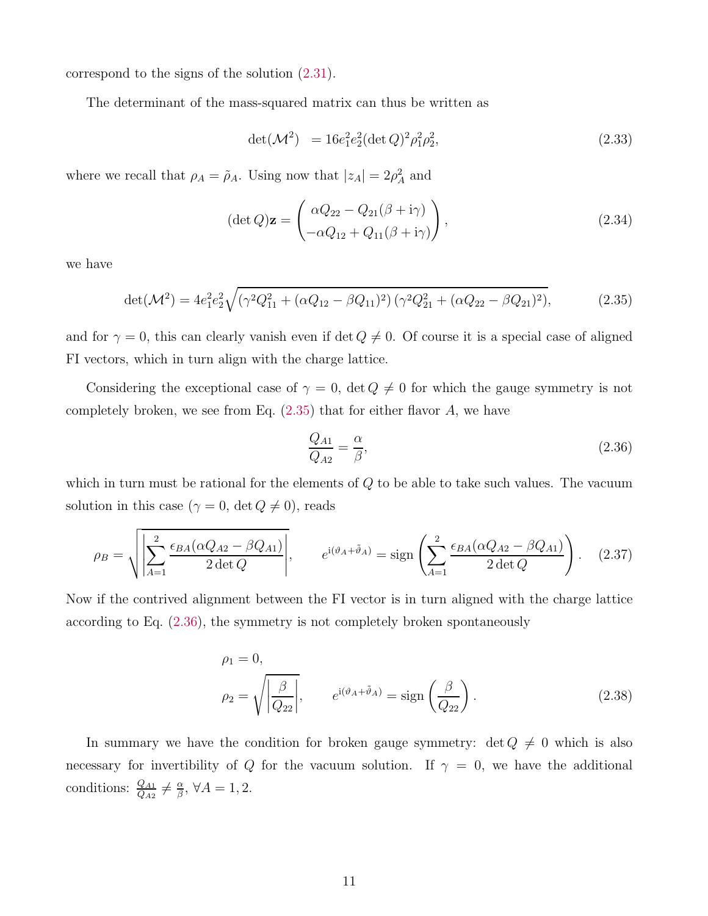correspond to the signs of the solution (2.31).

The determinant of the mass-squared matrix can thus be written as

$$\det(\mathcal{M}^2) \;\; = 16 e_1^2 e_2^2 (\det Q)^2 \rho_1^2 \rho_2^2, \tag{2.33}$$

where we recall that $\rho_A = \tilde{\rho}_A$. Using now that $|z_A| = 2\rho_A^2$ and

$$(\det Q)\mathbf{z} = \begin{pmatrix} \alpha Q_{22} - Q_{21}(\beta + \mathrm{i}\gamma) \\ -\alpha Q_{12} + Q_{11}(\beta + \mathrm{i}\gamma) \end{pmatrix}, \tag{2.34}$$

we have

$$\det(\mathcal{M}^2) = 4 e_1^2 e_2^2 \sqrt{(\gamma^2 Q_{11}^2 + (\alpha Q_{12} - \beta Q_{11})^2)\,(\gamma^2 Q_{21}^2 + (\alpha Q_{22} - \beta Q_{21})^2)}, \tag{2.35}$$

and for $\gamma = 0$, this can clearly vanish even if $\det Q \neq 0$. Of course it is a special case of aligned FI vectors, which in turn align with the charge lattice.

Considering the exceptional case of $\gamma = 0$, $\det Q \neq 0$ for which the gauge symmetry is not completely broken, we see from Eq. (2.35) that for either flavor $A$, we have

$$\frac{Q_{A1}}{Q_{A2}} = \frac{\alpha}{\beta}, \tag{2.36}$$

which in turn must be rational for the elements of $Q$ to be able to take such values. The vacuum solution in this case ($\gamma = 0$, $\det Q \neq 0$), reads

$$\rho_B = \sqrt{\left|\sum_{A=1}^{2} \frac{\epsilon_{BA}(\alpha Q_{A2} - \beta Q_{A1})}{2\det Q}\right|}, \qquad e^{\mathrm{i}(\vartheta_A + \tilde{\vartheta}_A)} = \mathrm{sign}\left(\sum_{A=1}^{2} \frac{\epsilon_{BA}(\alpha Q_{A2} - \beta Q_{A1})}{2\det Q}\right). \tag{2.37}$$

Now if the contrived alignment between the FI vector is in turn aligned with the charge lattice according to Eq. (2.36), the symmetry is not completely broken spontaneously

$$\begin{aligned} &\rho_1 = 0, \\ &\rho_2 = \sqrt{\left|\frac{\beta}{Q_{22}}\right|}, \qquad e^{\mathrm{i}(\vartheta_A + \tilde{\vartheta}_A)} = \mathrm{sign}\left(\frac{\beta}{Q_{22}}\right). \end{aligned} \tag{2.38}$$

In summary we have the condition for broken gauge symmetry: $\det Q \neq 0$ which is also necessary for invertibility of $Q$ for the vacuum solution. If $\gamma = 0$, we have the additional conditions: $\frac{Q_{A1}}{Q_{A2}} \neq \frac{\alpha}{\beta}$, $\forall A = 1, 2$.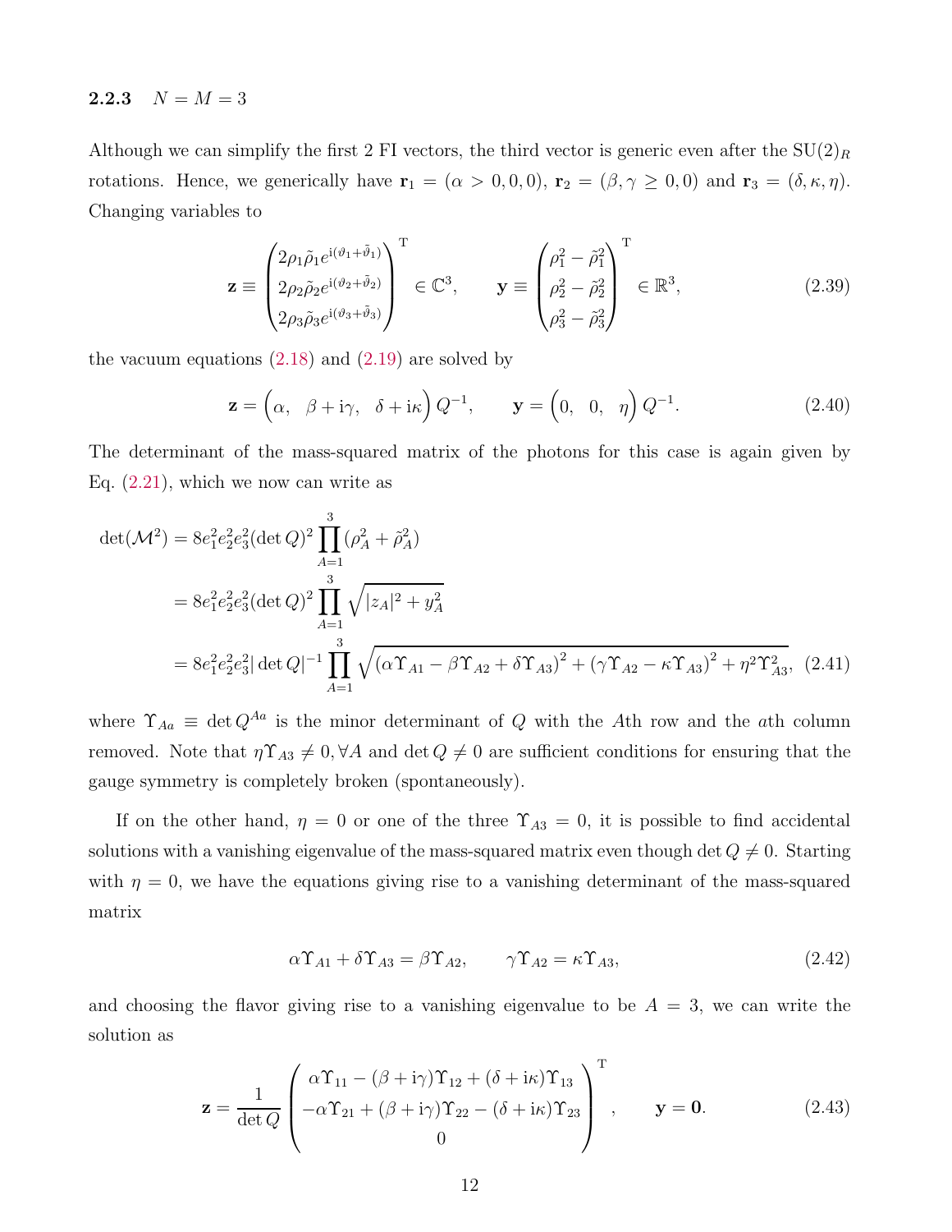### 2.2.3 $N = M = 3$

Although we can simplify the first 2 FI vectors, the third vector is generic even after the $\mathrm{SU}(2)_R$ rotations. Hence, we generically have $\mathbf{r}_1 = (\alpha > 0, 0, 0)$, $\mathbf{r}_2 = (\beta, \gamma \geq 0, 0)$ and $\mathbf{r}_3 = (\delta, \kappa, \eta)$. Changing variables to

$$
\mathbf{z} \equiv \begin{pmatrix} 2\rho_1\tilde{\rho}_1 e^{\mathrm{i}(\vartheta_1+\tilde{\vartheta}_1)} \\ 2\rho_2\tilde{\rho}_2 e^{\mathrm{i}(\vartheta_2+\tilde{\vartheta}_2)} \\ 2\rho_3\tilde{\rho}_3 e^{\mathrm{i}(\vartheta_3+\tilde{\vartheta}_3)} \end{pmatrix}^{\mathrm{T}} \in \mathbb{C}^3, \qquad \mathbf{y} \equiv \begin{pmatrix} \rho_1^2 - \tilde{\rho}_1^2 \\ \rho_2^2 - \tilde{\rho}_2^2 \\ \rho_3^2 - \tilde{\rho}_3^2 \end{pmatrix}^{\mathrm{T}} \in \mathbb{R}^3, \tag{2.39}
$$

the vacuum equations (2.18) and (2.19) are solved by

$$
\mathbf{z} = \begin{pmatrix} \alpha, & \beta + \mathrm{i}\gamma, & \delta + \mathrm{i}\kappa \end{pmatrix} Q^{-1}, \qquad \mathbf{y} = \begin{pmatrix} 0, & 0, & \eta \end{pmatrix} Q^{-1}. \tag{2.40}
$$

The determinant of the mass-squared matrix of the photons for this case is again given by Eq. (2.21), which we now can write as

$$
\begin{aligned}
\det(\mathcal{M}^2) &= 8e_1^2e_2^2e_3^2(\det Q)^2 \prod_{A=1}^{3}(\rho_A^2 + \tilde{\rho}_A^2) \\
&= 8e_1^2e_2^2e_3^2(\det Q)^2 \prod_{A=1}^{3}\sqrt{|z_A|^2 + y_A^2} \\
&= 8e_1^2e_2^2e_3^2|\det Q|^{-1} \prod_{A=1}^{3}\sqrt{(\alpha\Upsilon_{A1} - \beta\Upsilon_{A2} + \delta\Upsilon_{A3})^2 + (\gamma\Upsilon_{A2} - \kappa\Upsilon_{A3})^2 + \eta^2\Upsilon_{A3}^2},
\end{aligned} \tag{2.41}
$$

where $\Upsilon_{Aa} \equiv \det Q^{Aa}$ is the minor determinant of $Q$ with the $A$th row and the $a$th column removed. Note that $\eta\Upsilon_{A3} \neq 0, \forall A$ and $\det Q \neq 0$ are sufficient conditions for ensuring that the gauge symmetry is completely broken (spontaneously).

If on the other hand, $\eta = 0$ or one of the three $\Upsilon_{A3} = 0$, it is possible to find accidental solutions with a vanishing eigenvalue of the mass-squared matrix even though $\det Q \neq 0$. Starting with $\eta = 0$, we have the equations giving rise to a vanishing determinant of the mass-squared matrix

$$
\alpha\Upsilon_{A1} + \delta\Upsilon_{A3} = \beta\Upsilon_{A2}, \qquad \gamma\Upsilon_{A2} = \kappa\Upsilon_{A3}, \tag{2.42}
$$

and choosing the flavor giving rise to a vanishing eigenvalue to be $A = 3$, we can write the solution as

$$
\mathbf{z} = \frac{1}{\det Q}\begin{pmatrix} \alpha\Upsilon_{11} - (\beta + \mathrm{i}\gamma)\Upsilon_{12} + (\delta + \mathrm{i}\kappa)\Upsilon_{13} \\ -\alpha\Upsilon_{21} + (\beta + \mathrm{i}\gamma)\Upsilon_{22} - (\delta + \mathrm{i}\kappa)\Upsilon_{23} \\ 0 \end{pmatrix}^{\mathrm{T}}, \qquad \mathbf{y} = \mathbf{0}. \tag{2.43}
$$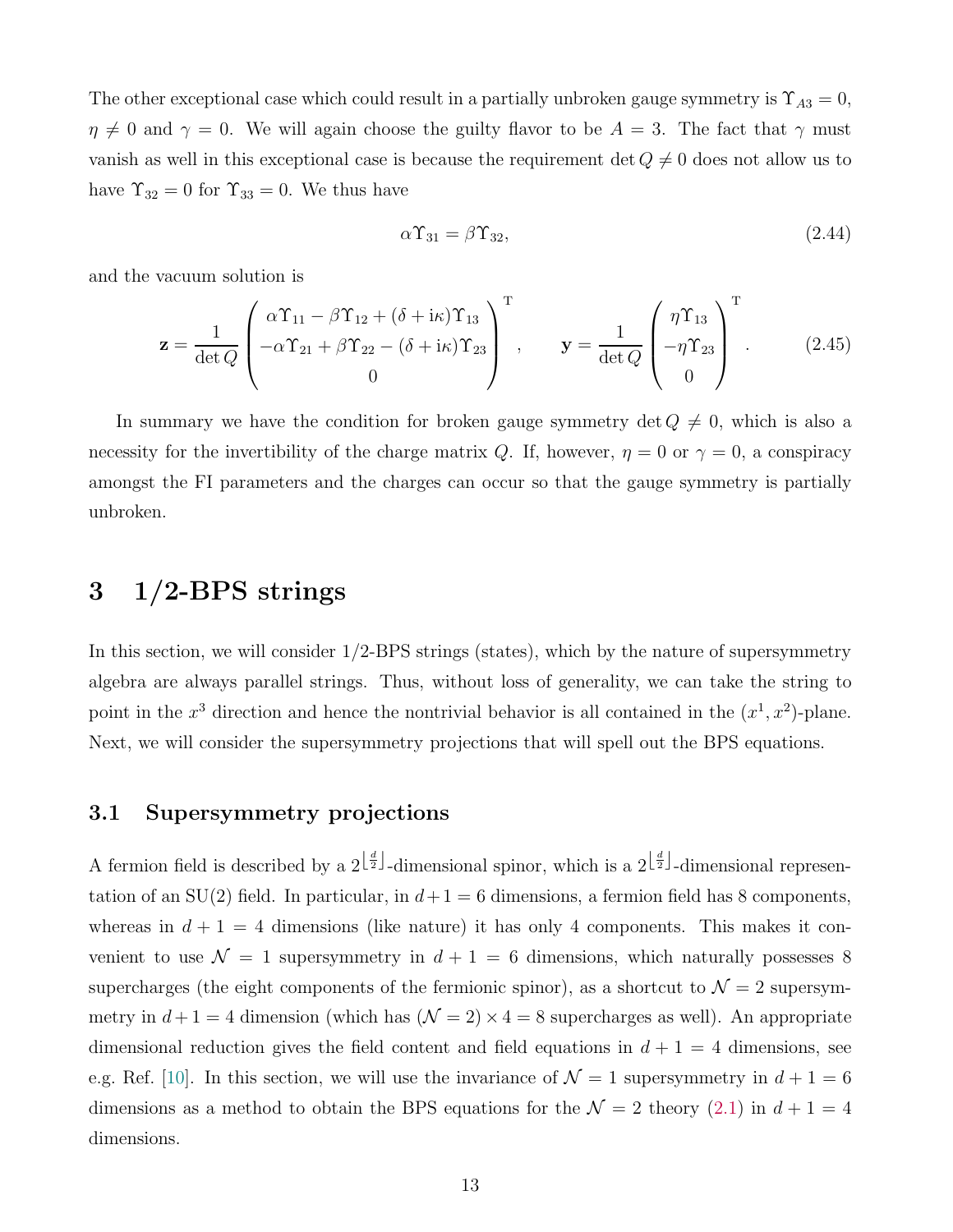The other exceptional case which could result in a partially unbroken gauge symmetry is $\Upsilon_{A3} = 0$, $\eta \neq 0$ and $\gamma = 0$. We will again choose the guilty flavor to be $A = 3$. The fact that $\gamma$ must vanish as well in this exceptional case is because the requirement $\det Q \neq 0$ does not allow us to have $\Upsilon_{32} = 0$ for $\Upsilon_{33} = 0$. We thus have

$$\alpha \Upsilon_{31} = \beta \Upsilon_{32}, \tag{2.44}$$

and the vacuum solution is

$$\mathbf{z} = \frac{1}{\det Q} \begin{pmatrix} \alpha\Upsilon_{11} - \beta\Upsilon_{12} + (\delta + \mathrm{i}\kappa)\Upsilon_{13} \\ -\alpha\Upsilon_{21} + \beta\Upsilon_{22} - (\delta + \mathrm{i}\kappa)\Upsilon_{23} \\ 0 \end{pmatrix}^{\mathrm{T}}, \qquad \mathbf{y} = \frac{1}{\det Q} \begin{pmatrix} \eta\Upsilon_{13} \\ -\eta\Upsilon_{23} \\ 0 \end{pmatrix}^{\mathrm{T}}. \tag{2.45}$$

In summary we have the condition for broken gauge symmetry $\det Q \neq 0$, which is also a necessity for the invertibility of the charge matrix $Q$. If, however, $\eta = 0$ or $\gamma = 0$, a conspiracy amongst the FI parameters and the charges can occur so that the gauge symmetry is partially unbroken.

# 3 1/2-BPS strings

In this section, we will consider 1/2-BPS strings (states), which by the nature of supersymmetry algebra are always parallel strings. Thus, without loss of generality, we can take the string to point in the $x^3$ direction and hence the nontrivial behavior is all contained in the $(x^1, x^2)$-plane. Next, we will consider the supersymmetry projections that will spell out the BPS equations.

## 3.1 Supersymmetry projections

A fermion field is described by a $2^{\lfloor \frac{d}{2} \rfloor}$-dimensional spinor, which is a $2^{\lfloor \frac{d}{2} \rfloor}$-dimensional representation of an SU(2) field. In particular, in $d+1 = 6$ dimensions, a fermion field has 8 components, whereas in $d + 1 = 4$ dimensions (like nature) it has only 4 components. This makes it convenient to use $\mathcal{N} = 1$ supersymmetry in $d + 1 = 6$ dimensions, which naturally possesses 8 supercharges (the eight components of the fermionic spinor), as a shortcut to $\mathcal{N} = 2$ supersymmetry in $d+1 = 4$ dimension (which has $(\mathcal{N} = 2) \times 4 = 8$ supercharges as well). An appropriate dimensional reduction gives the field content and field equations in $d + 1 = 4$ dimensions, see e.g. Ref. [10]. In this section, we will use the invariance of $\mathcal{N} = 1$ supersymmetry in $d + 1 = 6$ dimensions as a method to obtain the BPS equations for the $\mathcal{N} = 2$ theory (2.1) in $d + 1 = 4$ dimensions.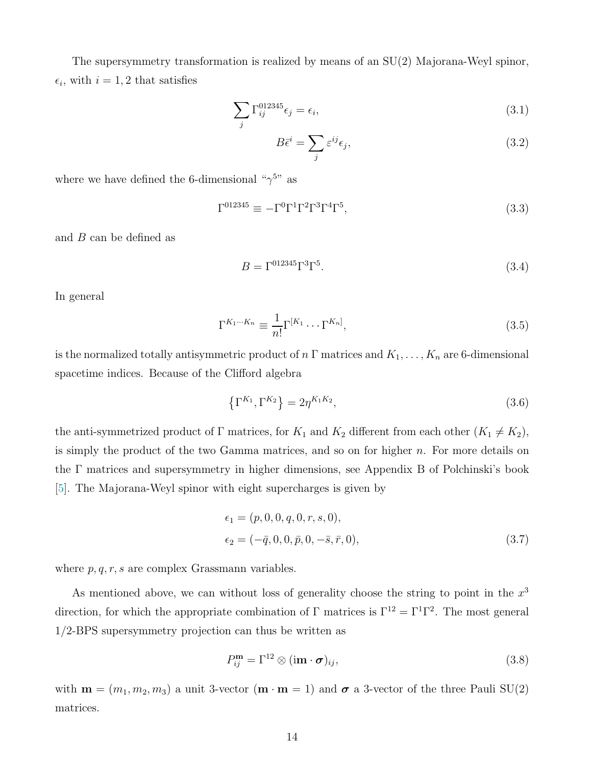The supersymmetry transformation is realized by means of an SU(2) Majorana-Weyl spinor, $\epsilon_i$, with $i = 1, 2$ that satisfies

$$\sum_j \Gamma^{012345}_{ij} \epsilon_j = \epsilon_i, \tag{3.1}$$

$$B\bar{\epsilon}^i = \sum_j \varepsilon^{ij} \epsilon_j, \tag{3.2}$$

where we have defined the 6-dimensional "$\gamma^5$" as

$$\Gamma^{012345} \equiv -\Gamma^0\Gamma^1\Gamma^2\Gamma^3\Gamma^4\Gamma^5, \tag{3.3}$$

and $B$ can be defined as

$$B = \Gamma^{012345}\Gamma^3\Gamma^5. \tag{3.4}$$

In general

$$\Gamma^{K_1\cdots K_n} \equiv \frac{1}{n!}\Gamma^{[K_1}\cdots\Gamma^{K_n]}, \tag{3.5}$$

is the normalized totally antisymmetric product of $n$ $\Gamma$ matrices and $K_1, \ldots, K_n$ are 6-dimensional spacetime indices. Because of the Clifford algebra

$$\left\{\Gamma^{K_1}, \Gamma^{K_2}\right\} = 2\eta^{K_1 K_2}, \tag{3.6}$$

the anti-symmetrized product of $\Gamma$ matrices, for $K_1$ and $K_2$ different from each other ($K_1 \neq K_2$), is simply the product of the two Gamma matrices, and so on for higher $n$. For more details on the $\Gamma$ matrices and supersymmetry in higher dimensions, see Appendix B of Polchinski's book [5]. The Majorana-Weyl spinor with eight supercharges is given by

$$\begin{aligned}
\epsilon_1 &= (p, 0, 0, q, 0, r, s, 0), \\
\epsilon_2 &= (-\bar{q}, 0, 0, \bar{p}, 0, -\bar{s}, \bar{r}, 0),
\end{aligned} \tag{3.7}$$

where $p, q, r, s$ are complex Grassmann variables.

As mentioned above, we can without loss of generality choose the string to point in the $x^3$ direction, for which the appropriate combination of $\Gamma$ matrices is $\Gamma^{12} = \Gamma^1\Gamma^2$. The most general 1/2-BPS supersymmetry projection can thus be written as

$$P^{\mathbf{m}}_{ij} = \Gamma^{12} \otimes (\mathrm{i}\mathbf{m}\cdot\boldsymbol{\sigma})_{ij}, \tag{3.8}$$

with $\mathbf{m} = (m_1, m_2, m_3)$ a unit 3-vector ($\mathbf{m}\cdot\mathbf{m} = 1$) and $\boldsymbol{\sigma}$ a 3-vector of the three Pauli SU(2) matrices.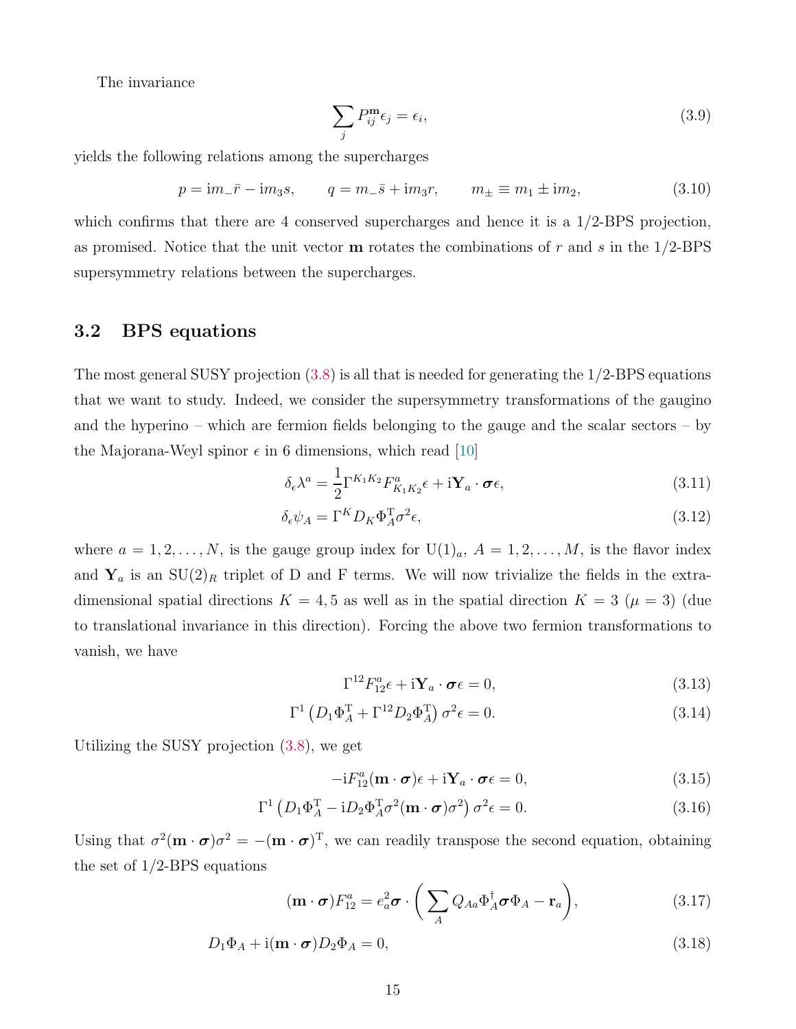The invariance

$$\sum_j P^{\mathbf{m}}_{ij}\epsilon_j = \epsilon_i, \tag{3.9}$$

yields the following relations among the supercharges

$$p = \mathrm{i}m_-\bar{r} - \mathrm{i}m_3 s, \qquad q = m_-\bar{s} + \mathrm{i}m_3 r, \qquad m_\pm \equiv m_1 \pm \mathrm{i}m_2, \tag{3.10}$$

which confirms that there are 4 conserved supercharges and hence it is a 1/2-BPS projection, as promised. Notice that the unit vector $\mathbf{m}$ rotates the combinations of $r$ and $s$ in the 1/2-BPS supersymmetry relations between the supercharges.

### 3.2 BPS equations

The most general SUSY projection (3.8) is all that is needed for generating the 1/2-BPS equations that we want to study. Indeed, we consider the supersymmetry transformations of the gaugino and the hyperino – which are fermion fields belonging to the gauge and the scalar sectors – by the Majorana-Weyl spinor $\epsilon$ in 6 dimensions, which read [10]

$$\delta_\epsilon \lambda^a = \frac{1}{2}\Gamma^{K_1K_2}F^a_{K_1K_2}\epsilon + \mathrm{i}\mathbf{Y}_a\cdot\boldsymbol{\sigma}\epsilon, \tag{3.11}$$

$$\delta_\epsilon \psi_A = \Gamma^K D_K \Phi_A^{\mathrm{T}}\sigma^2\epsilon, \tag{3.12}$$

where $a = 1, 2, \ldots, N$, is the gauge group index for $\mathrm{U}(1)_a$, $A = 1, 2, \ldots, M$, is the flavor index and $\mathbf{Y}_a$ is an $\mathrm{SU}(2)_R$ triplet of D and F terms. We will now trivialize the fields in the extra-dimensional spatial directions $K = 4, 5$ as well as in the spatial direction $K = 3$ ($\mu = 3$) (due to translational invariance in this direction). Forcing the above two fermion transformations to vanish, we have

$$\Gamma^{12}F^a_{12}\epsilon + \mathrm{i}\mathbf{Y}_a\cdot\boldsymbol{\sigma}\epsilon = 0, \tag{3.13}$$

$$\Gamma^1\left(D_1\Phi_A^{\mathrm{T}} + \Gamma^{12}D_2\Phi_A^{\mathrm{T}}\right)\sigma^2\epsilon = 0. \tag{3.14}$$

Utilizing the SUSY projection (3.8), we get

$$-\mathrm{i}F^a_{12}(\mathbf{m}\cdot\boldsymbol{\sigma})\epsilon + \mathrm{i}\mathbf{Y}_a\cdot\boldsymbol{\sigma}\epsilon = 0, \tag{3.15}$$

$$\Gamma^1\left(D_1\Phi_A^{\mathrm{T}} - \mathrm{i}D_2\Phi_A^{\mathrm{T}}\sigma^2(\mathbf{m}\cdot\boldsymbol{\sigma})\sigma^2\right)\sigma^2\epsilon = 0. \tag{3.16}$$

Using that $\sigma^2(\mathbf{m}\cdot\boldsymbol{\sigma})\sigma^2 = -(\mathbf{m}\cdot\boldsymbol{\sigma})^{\mathrm{T}}$, we can readily transpose the second equation, obtaining the set of 1/2-BPS equations

$$(\mathbf{m}\cdot\boldsymbol{\sigma})F^a_{12} = e_a^2\boldsymbol{\sigma}\cdot\left(\sum_A Q_{Aa}\Phi_A^\dagger\boldsymbol{\sigma}\Phi_A - \mathbf{r}_a\right), \tag{3.17}$$

$$D_1\Phi_A + \mathrm{i}(\mathbf{m}\cdot\boldsymbol{\sigma})D_2\Phi_A = 0, \tag{3.18}$$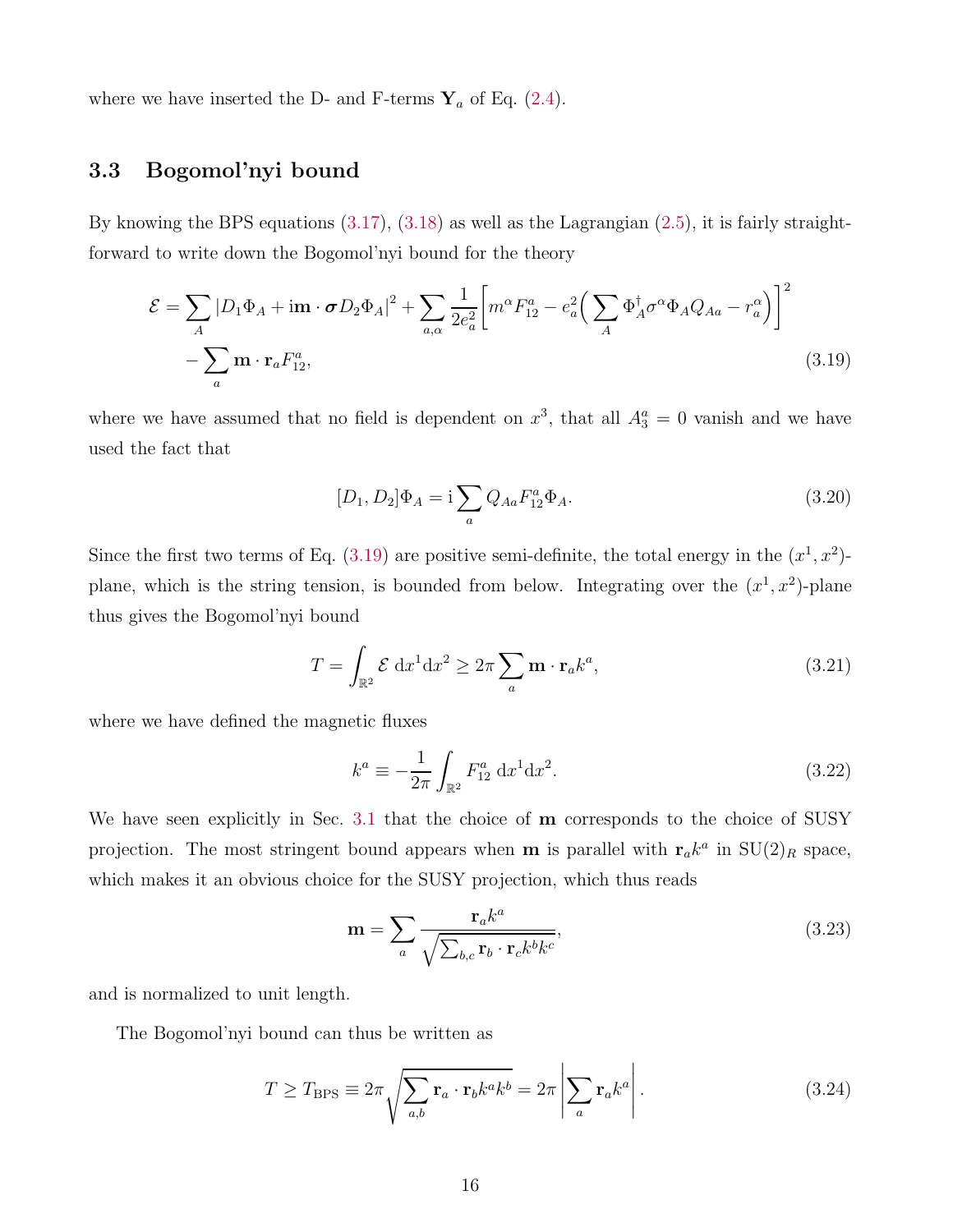where we have inserted the D- and F-terms $\mathbf{Y}_a$ of Eq. (2.4).

### 3.3 Bogomol'nyi bound

By knowing the BPS equations (3.17), (3.18) as well as the Lagrangian (2.5), it is fairly straightforward to write down the Bogomol'nyi bound for the theory

$$
\begin{aligned}
\mathcal{E} = &\sum_A |D_1\Phi_A + \mathrm{i}\mathbf{m}\cdot\boldsymbol{\sigma} D_2\Phi_A|^2 + \sum_{a,\alpha} \frac{1}{2e_a^2}\Big[m^\alpha F_{12}^a - e_a^2\Big(\sum_A \Phi_A^\dagger \sigma^\alpha \Phi_A Q_{Aa} - r_a^\alpha\Big)\Big]^2 \\
&- \sum_a \mathbf{m}\cdot\mathbf{r}_a F_{12}^a,
\end{aligned} \tag{3.19}
$$

where we have assumed that no field is dependent on $x^3$, that all $A_3^a = 0$ vanish and we have used the fact that

$$
[D_1, D_2]\Phi_A = \mathrm{i}\sum_a Q_{Aa} F_{12}^a \Phi_A. \tag{3.20}
$$

Since the first two terms of Eq. (3.19) are positive semi-definite, the total energy in the $(x^1, x^2)$-plane, which is the string tension, is bounded from below. Integrating over the $(x^1, x^2)$-plane thus gives the Bogomol'nyi bound

$$
T = \int_{\mathbb{R}^2} \mathcal{E}\; \mathrm{d}x^1 \mathrm{d}x^2 \geq 2\pi \sum_a \mathbf{m}\cdot\mathbf{r}_a k^a, \tag{3.21}
$$

where we have defined the magnetic fluxes

$$
k^a \equiv -\frac{1}{2\pi}\int_{\mathbb{R}^2} F_{12}^a \; \mathrm{d}x^1 \mathrm{d}x^2. \tag{3.22}
$$

We have seen explicitly in Sec. 3.1 that the choice of $\mathbf{m}$ corresponds to the choice of SUSY projection. The most stringent bound appears when $\mathbf{m}$ is parallel with $\mathbf{r}_a k^a$ in $\mathrm{SU}(2)_R$ space, which makes it an obvious choice for the SUSY projection, which thus reads

$$
\mathbf{m} = \sum_a \frac{\mathbf{r}_a k^a}{\sqrt{\sum_{b,c}\mathbf{r}_b\cdot\mathbf{r}_c k^b k^c}}, \tag{3.23}
$$

and is normalized to unit length.

The Bogomol'nyi bound can thus be written as

$$
T \geq T_{\mathrm{BPS}} \equiv 2\pi\sqrt{\sum_{a,b}\mathbf{r}_a\cdot\mathbf{r}_b k^a k^b} = 2\pi\left|\sum_a \mathbf{r}_a k^a\right|. \tag{3.24}
$$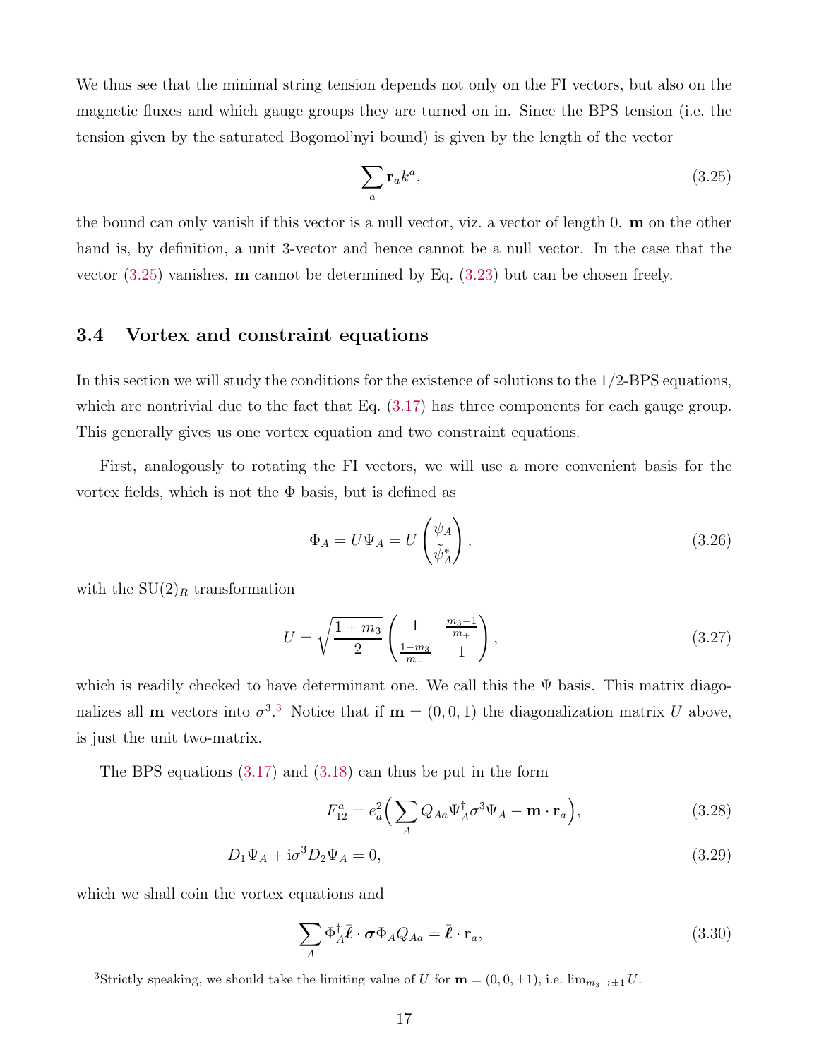We thus see that the minimal string tension depends not only on the FI vectors, but also on the magnetic fluxes and which gauge groups they are turned on in. Since the BPS tension (i.e. the tension given by the saturated Bogomol'nyi bound) is given by the length of the vector

$$\sum_a \mathbf{r}_a k^a, \tag{3.25}$$

the bound can only vanish if this vector is a null vector, viz. a vector of length 0. $\mathbf{m}$ on the other hand is, by definition, a unit 3-vector and hence cannot be a null vector. In the case that the vector (3.25) vanishes, $\mathbf{m}$ cannot be determined by Eq. (3.23) but can be chosen freely.

### 3.4 Vortex and constraint equations

In this section we will study the conditions for the existence of solutions to the 1/2-BPS equations, which are nontrivial due to the fact that Eq. (3.17) has three components for each gauge group. This generally gives us one vortex equation and two constraint equations.

First, analogously to rotating the FI vectors, we will use a more convenient basis for the vortex fields, which is not the $\Phi$ basis, but is defined as

$$\Phi_A = U\Psi_A = U\begin{pmatrix}\psi_A \\ \tilde{\psi}_A^*\end{pmatrix}, \tag{3.26}$$

with the $\mathrm{SU}(2)_R$ transformation

$$U = \sqrt{\frac{1+m_3}{2}}\begin{pmatrix}1 & \frac{m_3-1}{m_+} \\ \frac{1-m_3}{m_-} & 1\end{pmatrix}, \tag{3.27}$$

which is readily checked to have determinant one. We call this the $\Psi$ basis. This matrix diagonalizes all $\mathbf{m}$ vectors into $\sigma^3$.[3] Notice that if $\mathbf{m}=(0,0,1)$ the diagonalization matrix $U$ above, is just the unit two-matrix.

The BPS equations (3.17) and (3.18) can thus be put in the form

$$F_{12}^a = e_a^2\Big(\sum_A Q_{Aa}\Psi_A^\dagger\sigma^3\Psi_A - \mathbf{m}\cdot\mathbf{r}_a\Big), \tag{3.28}$$

$$D_1\Psi_A + \mathrm{i}\sigma^3 D_2\Psi_A = 0, \tag{3.29}$$

which we shall coin the vortex equations and

$$\sum_A \Phi_A^\dagger\bar{\boldsymbol{\ell}}\cdot\boldsymbol{\sigma}\Phi_A Q_{Aa} = \bar{\boldsymbol{\ell}}\cdot\mathbf{r}_a, \tag{3.30}$$

[3] Strictly speaking, we should take the limiting value of $U$ for $\mathbf{m}=(0,0,\pm1)$, i.e. $\lim_{m_3\to\pm1} U$.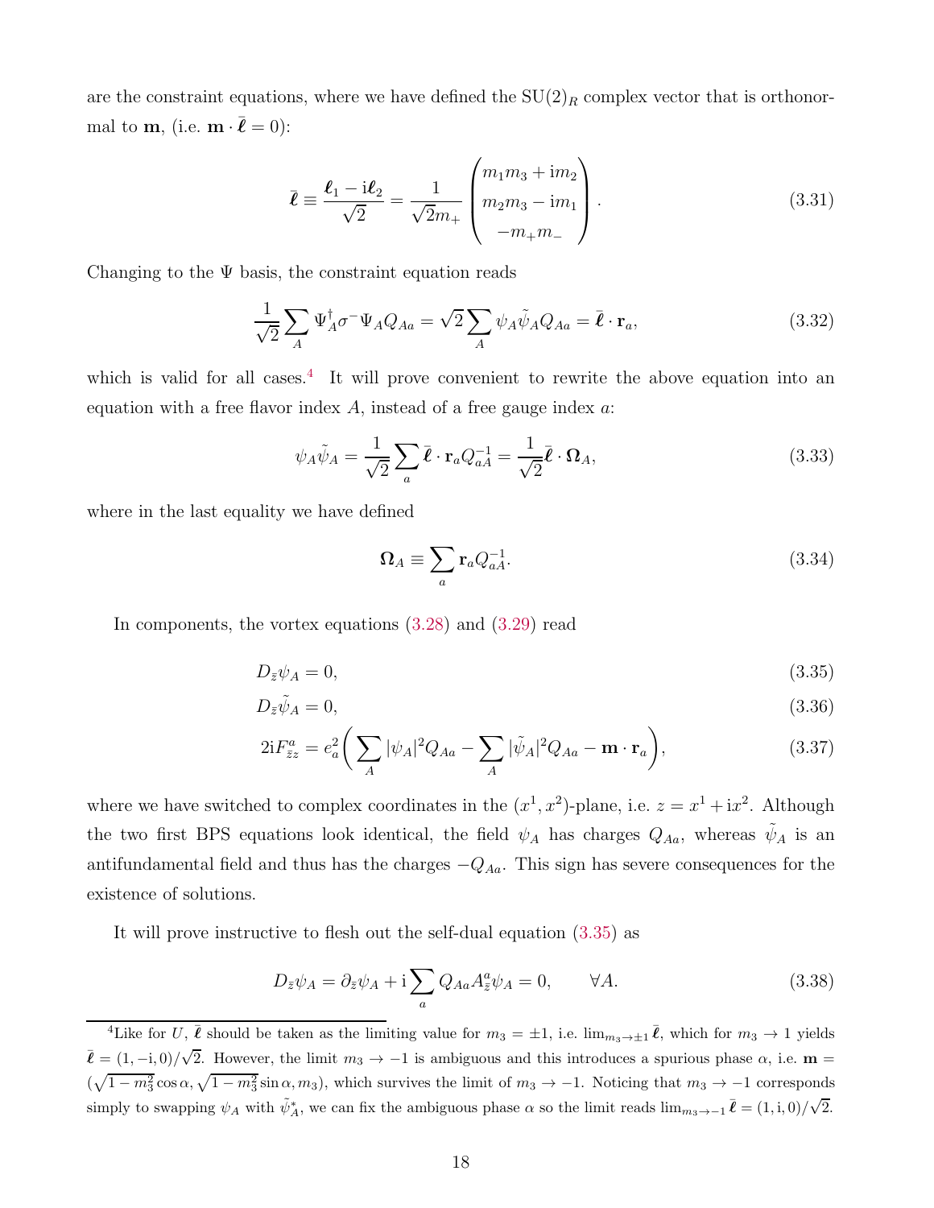are the constraint equations, where we have defined the $\mathrm{SU}(2)_R$ complex vector that is orthonormal to $\mathbf{m}$, (i.e. $\mathbf{m}\cdot\bar{\boldsymbol{\ell}}=0$):

$$
\bar{\boldsymbol{\ell}} \equiv \frac{\boldsymbol{\ell}_1 - \mathrm{i}\boldsymbol{\ell}_2}{\sqrt{2}} = \frac{1}{\sqrt{2}m_+}\begin{pmatrix} m_1 m_3 + \mathrm{i}m_2 \\ m_2 m_3 - \mathrm{i}m_1 \\ -m_+ m_- \end{pmatrix}. \tag{3.31}
$$

Changing to the $\Psi$ basis, the constraint equation reads

$$
\frac{1}{\sqrt{2}}\sum_A \Psi_A^\dagger \sigma^- \Psi_A Q_{Aa} = \sqrt{2}\sum_A \psi_A \tilde{\psi}_A Q_{Aa} = \bar{\boldsymbol{\ell}}\cdot\mathbf{r}_a, \tag{3.32}
$$

which is valid for all cases.[4] It will prove convenient to rewrite the above equation into an equation with a free flavor index $A$, instead of a free gauge index $a$:

$$
\psi_A\tilde{\psi}_A = \frac{1}{\sqrt{2}}\sum_a \bar{\boldsymbol{\ell}}\cdot\mathbf{r}_a Q_{aA}^{-1} = \frac{1}{\sqrt{2}}\bar{\boldsymbol{\ell}}\cdot\boldsymbol{\Omega}_A, \tag{3.33}
$$

where in the last equality we have defined

$$
\boldsymbol{\Omega}_A \equiv \sum_a \mathbf{r}_a Q_{aA}^{-1}. \tag{3.34}
$$

In components, the vortex equations (3.28) and (3.29) read

$$
D_{\bar{z}}\psi_A = 0, \tag{3.35}
$$

$$
D_{\bar{z}}\tilde{\psi}_A = 0, \tag{3.36}
$$

$$
2\mathrm{i}F_{\bar{z}z}^a = e_a^2\bigg(\sum_A |\psi_A|^2 Q_{Aa} - \sum_A |\tilde{\psi}_A|^2 Q_{Aa} - \mathbf{m}\cdot\mathbf{r}_a\bigg), \tag{3.37}
$$

where we have switched to complex coordinates in the $(x^1,x^2)$-plane, i.e. $z = x^1 + \mathrm{i}x^2$. Although the two first BPS equations look identical, the field $\psi_A$ has charges $Q_{Aa}$, whereas $\tilde{\psi}_A$ is an antifundamental field and thus has the charges $-Q_{Aa}$. This sign has severe consequences for the existence of solutions.

It will prove instructive to flesh out the self-dual equation (3.35) as

$$
D_{\bar{z}}\psi_A = \partial_{\bar{z}}\psi_A + \mathrm{i}\sum_a Q_{Aa}A_{\bar{z}}^a\psi_A = 0, \qquad \forall A. \tag{3.38}
$$

[4] Like for $U$, $\bar{\boldsymbol{\ell}}$ should be taken as the limiting value for $m_3=\pm1$, i.e. $\lim_{m_3\to\pm1}\bar{\boldsymbol{\ell}}$, which for $m_3\to1$ yields $\bar{\boldsymbol{\ell}}=(1,-\mathrm{i},0)/\sqrt{2}$. However, the limit $m_3\to-1$ is ambiguous and this introduces a spurious phase $\alpha$, i.e. $\mathbf{m} = (\sqrt{1-m_3^2}\cos\alpha, \sqrt{1-m_3^2}\sin\alpha, m_3)$, which survives the limit of $m_3\to-1$. Noticing that $m_3\to-1$ corresponds simply to swapping $\psi_A$ with $\tilde{\psi}_A^*$, we can fix the ambiguous phase $\alpha$ so the limit reads $\lim_{m_3\to-1}\bar{\boldsymbol{\ell}}=(1,\mathrm{i},0)/\sqrt{2}$.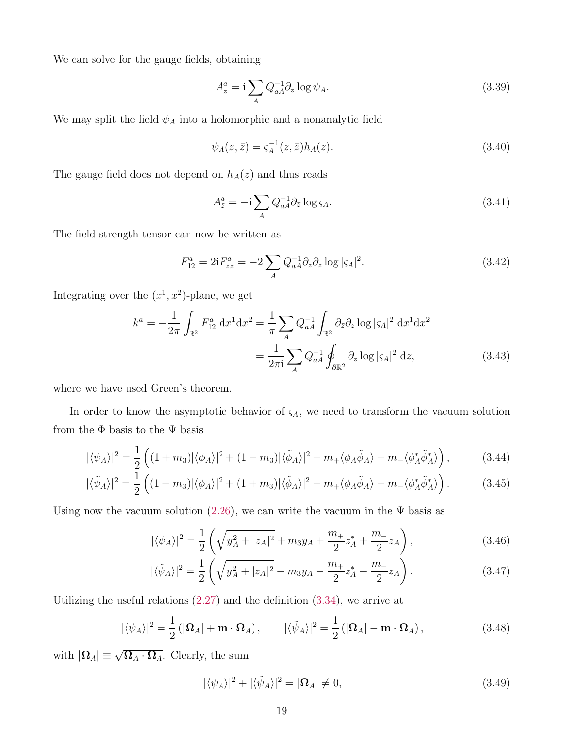We can solve for the gauge fields, obtaining

$$A^a_{\bar{z}} = \mathrm{i} \sum_A Q^{-1}_{aA} \partial_{\bar{z}} \log \psi_A. \tag{3.39}$$

We may split the field $\psi_A$ into a holomorphic and a nonanalytic field

$$\psi_A(z, \bar{z}) = \varsigma_A^{-1}(z, \bar{z}) h_A(z). \tag{3.40}$$

The gauge field does not depend on $h_A(z)$ and thus reads

$$A^a_{\bar{z}} = -\mathrm{i} \sum_A Q^{-1}_{aA} \partial_{\bar{z}} \log \varsigma_A. \tag{3.41}$$

The field strength tensor can now be written as

$$F^a_{12} = 2\mathrm{i} F^a_{\bar{z}z} = -2 \sum_A Q^{-1}_{aA} \partial_{\bar{z}} \partial_z \log |\varsigma_A|^2. \tag{3.42}$$

Integrating over the $(x^1, x^2)$-plane, we get

$$\begin{aligned} k^a = -\frac{1}{2\pi} \int_{\mathbb{R}^2} F^a_{12} \, \mathrm{d}x^1 \mathrm{d}x^2 &= \frac{1}{\pi} \sum_A Q^{-1}_{aA} \int_{\mathbb{R}^2} \partial_{\bar{z}} \partial_z \log |\varsigma_A|^2 \, \mathrm{d}x^1 \mathrm{d}x^2 \\ &= \frac{1}{2\pi \mathrm{i}} \sum_A Q^{-1}_{aA} \oint_{\partial \mathbb{R}^2} \partial_z \log |\varsigma_A|^2 \, \mathrm{d}z, \end{aligned} \tag{3.43}$$

where we have used Green's theorem.

In order to know the asymptotic behavior of $\varsigma_A$, we need to transform the vacuum solution from the $\Phi$ basis to the $\Psi$ basis

$$|\langle \psi_A \rangle|^2 = \frac{1}{2} \left( (1 + m_3) |\langle \phi_A \rangle|^2 + (1 - m_3) |\langle \tilde{\phi}_A \rangle|^2 + m_+ \langle \phi_A \tilde{\phi}_A \rangle + m_- \langle \phi_A^* \tilde{\phi}_A^* \rangle \right), \tag{3.44}$$

$$|\langle \tilde{\psi}_A \rangle|^2 = \frac{1}{2} \left( (1 - m_3) |\langle \phi_A \rangle|^2 + (1 + m_3) |\langle \tilde{\phi}_A \rangle|^2 - m_+ \langle \phi_A \tilde{\phi}_A \rangle - m_- \langle \phi_A^* \tilde{\phi}_A^* \rangle \right). \tag{3.45}$$

Using now the vacuum solution (2.26), we can write the vacuum in the $\Psi$ basis as

$$|\langle \psi_A \rangle|^2 = \frac{1}{2} \left( \sqrt{y_A^2 + |z_A|^2} + m_3 y_A + \frac{m_+}{2} z_A^* + \frac{m_-}{2} z_A \right), \tag{3.46}$$

$$|\langle \tilde{\psi}_A \rangle|^2 = \frac{1}{2} \left( \sqrt{y_A^2 + |z_A|^2} - m_3 y_A - \frac{m_+}{2} z_A^* - \frac{m_-}{2} z_A \right). \tag{3.47}$$

Utilizing the useful relations (2.27) and the definition (3.34), we arrive at

$$|\langle \psi_A \rangle|^2 = \frac{1}{2} \left( |\mathbf{\Omega}_A| + \mathbf{m} \cdot \mathbf{\Omega}_A \right), \qquad |\langle \tilde{\psi}_A \rangle|^2 = \frac{1}{2} \left( |\mathbf{\Omega}_A| - \mathbf{m} \cdot \mathbf{\Omega}_A \right), \tag{3.48}$$

with $|\mathbf{\Omega}_A| \equiv \sqrt{\mathbf{\Omega}_A \cdot \mathbf{\Omega}_A}$. Clearly, the sum

$$|\langle \psi_A \rangle|^2 + |\langle \tilde{\psi}_A \rangle|^2 = |\mathbf{\Omega}_A| \neq 0, \tag{3.49}$$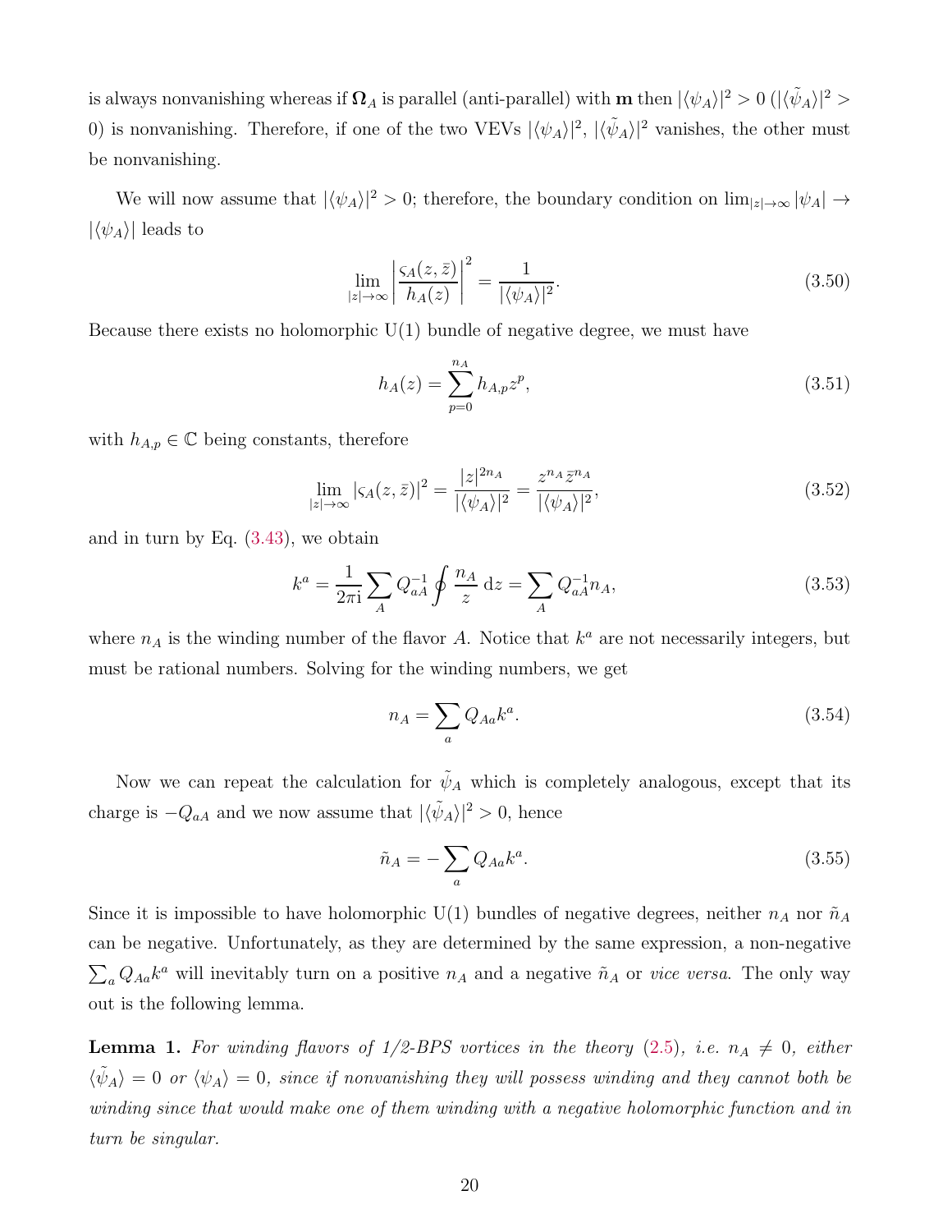is always nonvanishing whereas if $\mathbf{\Omega}_A$ is parallel (anti-parallel) with $\mathbf{m}$ then $|\langle\psi_A\rangle|^2 > 0$ ($|\langle\tilde{\psi}_A\rangle|^2 > 0$) is nonvanishing. Therefore, if one of the two VEVs $|\langle\psi_A\rangle|^2$, $|\langle\tilde{\psi}_A\rangle|^2$ vanishes, the other must be nonvanishing.

We will now assume that $|\langle\psi_A\rangle|^2 > 0$; therefore, the boundary condition on $\lim_{|z|\to\infty}|\psi_A| \to |\langle\psi_A\rangle|$ leads to

$$\lim_{|z|\to\infty}\left|\frac{\varsigma_A(z,\bar{z})}{h_A(z)}\right|^2 = \frac{1}{|\langle\psi_A\rangle|^2}. \tag{3.50}$$

Because there exists no holomorphic U(1) bundle of negative degree, we must have

$$h_A(z) = \sum_{p=0}^{n_A} h_{A,p} z^p, \tag{3.51}$$

with $h_{A,p} \in \mathbb{C}$ being constants, therefore

$$\lim_{|z|\to\infty}|\varsigma_A(z,\bar{z})|^2 = \frac{|z|^{2n_A}}{|\langle\psi_A\rangle|^2} = \frac{z^{n_A}\bar{z}^{n_A}}{|\langle\psi_A\rangle|^2}, \tag{3.52}$$

and in turn by Eq. (3.43), we obtain

$$k^a = \frac{1}{2\pi\mathrm{i}}\sum_A Q^{-1}_{aA}\oint \frac{n_A}{z}\,\mathrm{d}z = \sum_A Q^{-1}_{aA} n_A, \tag{3.53}$$

where $n_A$ is the winding number of the flavor $A$. Notice that $k^a$ are not necessarily integers, but must be rational numbers. Solving for the winding numbers, we get

$$n_A = \sum_a Q_{Aa} k^a. \tag{3.54}$$

Now we can repeat the calculation for $\tilde{\psi}_A$ which is completely analogous, except that its charge is $-Q_{aA}$ and we now assume that $|\langle\tilde{\psi}_A\rangle|^2 > 0$, hence

$$\tilde{n}_A = -\sum_a Q_{Aa} k^a. \tag{3.55}$$

Since it is impossible to have holomorphic U(1) bundles of negative degrees, neither $n_A$ nor $\tilde{n}_A$ can be negative. Unfortunately, as they are determined by the same expression, a non-negative $\sum_a Q_{Aa}k^a$ will inevitably turn on a positive $n_A$ and a negative $\tilde{n}_A$ or *vice versa*. The only way out is the following lemma.

**Lemma 1.** *For winding flavors of 1/2-BPS vortices in the theory* (2.5)*, i.e. $n_A \neq 0$, either $\langle\tilde{\psi}_A\rangle = 0$ or $\langle\psi_A\rangle = 0$, since if nonvanishing they will possess winding and they cannot both be winding since that would make one of them winding with a negative holomorphic function and in turn be singular.*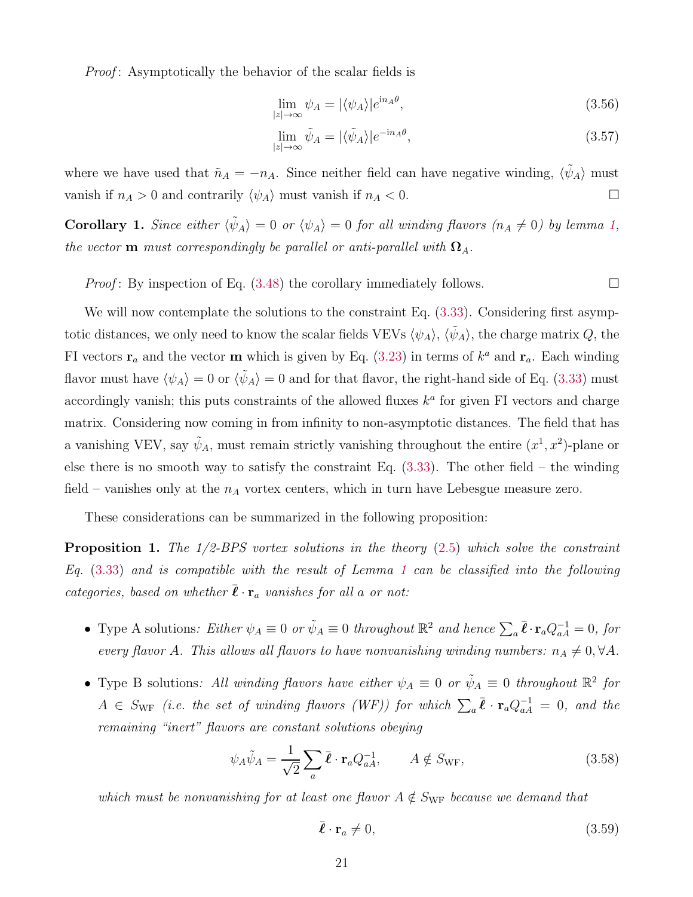*Proof*: Asymptotically the behavior of the scalar fields is

$$\lim_{|z|\to\infty} \psi_A = |\langle\psi_A\rangle| e^{\mathrm{i} n_A \theta}, \tag{3.56}$$

$$\lim_{|z|\to\infty} \tilde{\psi}_A = |\langle\tilde{\psi}_A\rangle| e^{-\mathrm{i} n_A \theta}, \tag{3.57}$$

where we have used that $\tilde{n}_A = -n_A$. Since neither field can have negative winding, $\langle\tilde{\psi}_A\rangle$ must vanish if $n_A > 0$ and contrarily $\langle\psi_A\rangle$ must vanish if $n_A < 0$. □

**Corollary 1.** *Since either $\langle\tilde{\psi}_A\rangle = 0$ or $\langle\psi_A\rangle = 0$ for all winding flavors ($n_A \neq 0$) by lemma 1, the vector $\mathbf{m}$ must correspondingly be parallel or anti-parallel with $\mathbf{\Omega}_A$.*

*Proof*: By inspection of Eq. (3.48) the corollary immediately follows. □

We will now contemplate the solutions to the constraint Eq. (3.33). Considering first asymptotic distances, we only need to know the scalar fields VEVs $\langle\psi_A\rangle$, $\langle\tilde{\psi}_A\rangle$, the charge matrix $Q$, the FI vectors $\mathbf{r}_a$ and the vector $\mathbf{m}$ which is given by Eq. (3.23) in terms of $k^a$ and $\mathbf{r}_a$. Each winding flavor must have $\langle\psi_A\rangle = 0$ or $\langle\tilde{\psi}_A\rangle = 0$ and for that flavor, the right-hand side of Eq. (3.33) must accordingly vanish; this puts constraints of the allowed fluxes $k^a$ for given FI vectors and charge matrix. Considering now coming in from infinity to non-asymptotic distances. The field that has a vanishing VEV, say $\tilde{\psi}_A$, must remain strictly vanishing throughout the entire $(x^1, x^2)$-plane or else there is no smooth way to satisfy the constraint Eq. (3.33). The other field – the winding field – vanishes only at the $n_A$ vortex centers, which in turn have Lebesgue measure zero.

These considerations can be summarized in the following proposition:

**Proposition 1.** *The 1/2-BPS vortex solutions in the theory (2.5) which solve the constraint Eq. (3.33) and is compatible with the result of Lemma 1 can be classified into the following categories, based on whether $\bar{\boldsymbol{\ell}} \cdot \mathbf{r}_a$ vanishes for all $a$ or not:*

- Type A solutions*: Either $\psi_A \equiv 0$ or $\tilde{\psi}_A \equiv 0$ throughout $\mathbb{R}^2$ and hence $\sum_a \bar{\boldsymbol{\ell}} \cdot \mathbf{r}_a Q^{-1}_{aA} = 0$, for every flavor $A$. This allows all flavors to have nonvanishing winding numbers: $n_A \neq 0, \forall A$.*
- Type B solutions*: All winding flavors have either $\psi_A \equiv 0$ or $\tilde{\psi}_A \equiv 0$ throughout $\mathbb{R}^2$ for $A \in S_{\rm WF}$ (i.e. the set of winding flavors (WF)) for which $\sum_a \bar{\boldsymbol{\ell}} \cdot \mathbf{r}_a Q^{-1}_{aA} = 0$, and the remaining "inert" flavors are constant solutions obeying*

$$\psi_A \tilde{\psi}_A = \frac{1}{\sqrt{2}} \sum_a \bar{\boldsymbol{\ell}} \cdot \mathbf{r}_a Q^{-1}_{aA}, \qquad A \notin S_{\rm WF}, \tag{3.58}$$

*which must be nonvanishing for at least one flavor $A \notin S_{\rm WF}$ because we demand that*

$$\bar{\boldsymbol{\ell}} \cdot \mathbf{r}_a \neq 0, \tag{3.59}$$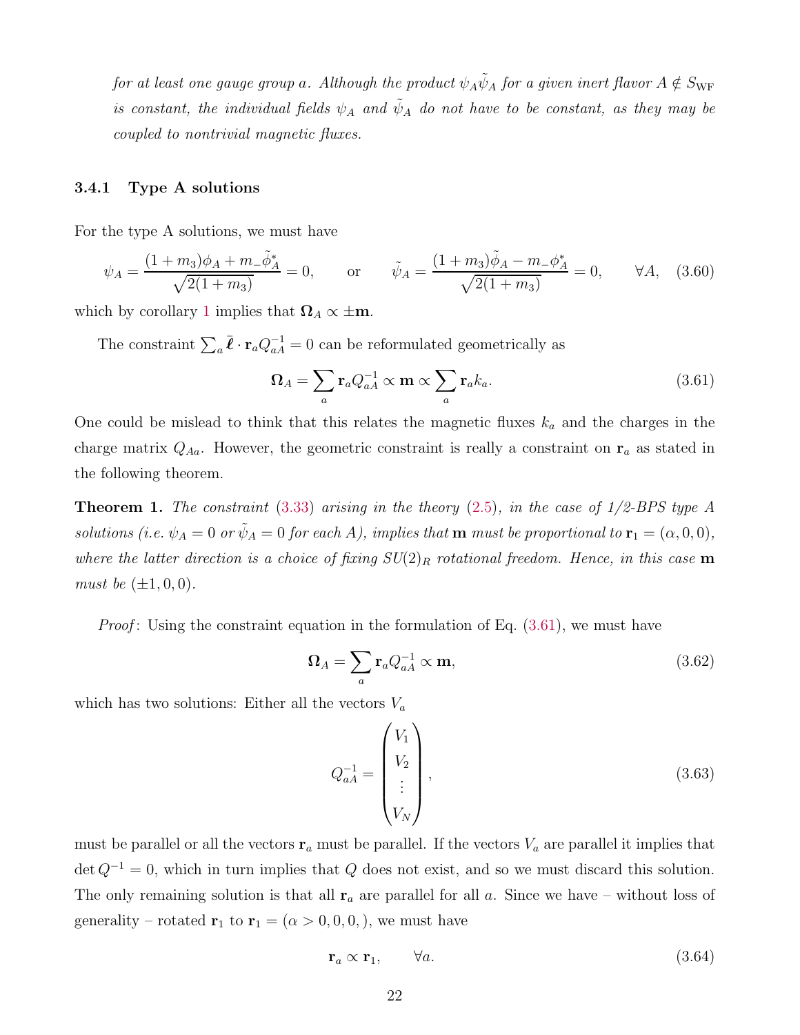*for at least one gauge group $a$. Although the product $\psi_A\tilde{\psi}_A$ for a given inert flavor $A \notin S_{\rm WF}$ is constant, the individual fields $\psi_A$ and $\tilde{\psi}_A$ do not have to be constant, as they may be coupled to nontrivial magnetic fluxes.*

### 3.4.1 Type A solutions

For the type A solutions, we must have

$$\psi_A = \frac{(1+m_3)\phi_A + m_-\tilde{\phi}_A^*}{\sqrt{2(1+m_3)}} = 0, \qquad \text{or} \qquad \tilde{\psi}_A = \frac{(1+m_3)\tilde{\phi}_A - m_-\phi_A^*}{\sqrt{2(1+m_3)}} = 0, \qquad \forall A, \quad (3.60)$$

which by corollary 1 implies that $\mathbf{\Omega}_A \propto \pm\mathbf{m}$.

The constraint $\sum_a \bar{\boldsymbol{\ell}} \cdot \mathbf{r}_a Q^{-1}_{aA} = 0$ can be reformulated geometrically as

$$\mathbf{\Omega}_A = \sum_a \mathbf{r}_a Q^{-1}_{aA} \propto \mathbf{m} \propto \sum_a \mathbf{r}_a k_a. \qquad (3.61)$$

One could be mislead to think that this relates the magnetic fluxes $k_a$ and the charges in the charge matrix $Q_{Aa}$. However, the geometric constraint is really a constraint on $\mathbf{r}_a$ as stated in the following theorem.

**Theorem 1.** *The constraint (3.33) arising in the theory (2.5), in the case of 1/2-BPS type A solutions (i.e. $\psi_A = 0$ or $\tilde{\psi}_A = 0$ for each $A$), implies that $\mathbf{m}$ must be proportional to $\mathbf{r}_1 = (\alpha, 0, 0)$, where the latter direction is a choice of fixing $SU(2)_R$ rotational freedom. Hence, in this case $\mathbf{m}$ must be $(\pm 1, 0, 0)$.*

*Proof*: Using the constraint equation in the formulation of Eq. (3.61), we must have

$$\mathbf{\Omega}_A = \sum_a \mathbf{r}_a Q^{-1}_{aA} \propto \mathbf{m}, \qquad (3.62)$$

which has two solutions: Either all the vectors $V_a$

$$Q^{-1}_{aA} = \begin{pmatrix} V_1 \\ V_2 \\ \vdots \\ V_N \end{pmatrix}, \qquad (3.63)$$

must be parallel or all the vectors $\mathbf{r}_a$ must be parallel. If the vectors $V_a$ are parallel it implies that $\det Q^{-1} = 0$, which in turn implies that $Q$ does not exist, and so we must discard this solution. The only remaining solution is that all $\mathbf{r}_a$ are parallel for all $a$. Since we have – without loss of generality – rotated $\mathbf{r}_1$ to $\mathbf{r}_1 = (\alpha > 0, 0, 0, )$, we must have

$$\mathbf{r}_a \propto \mathbf{r}_1, \qquad \forall a. \qquad (3.64)$$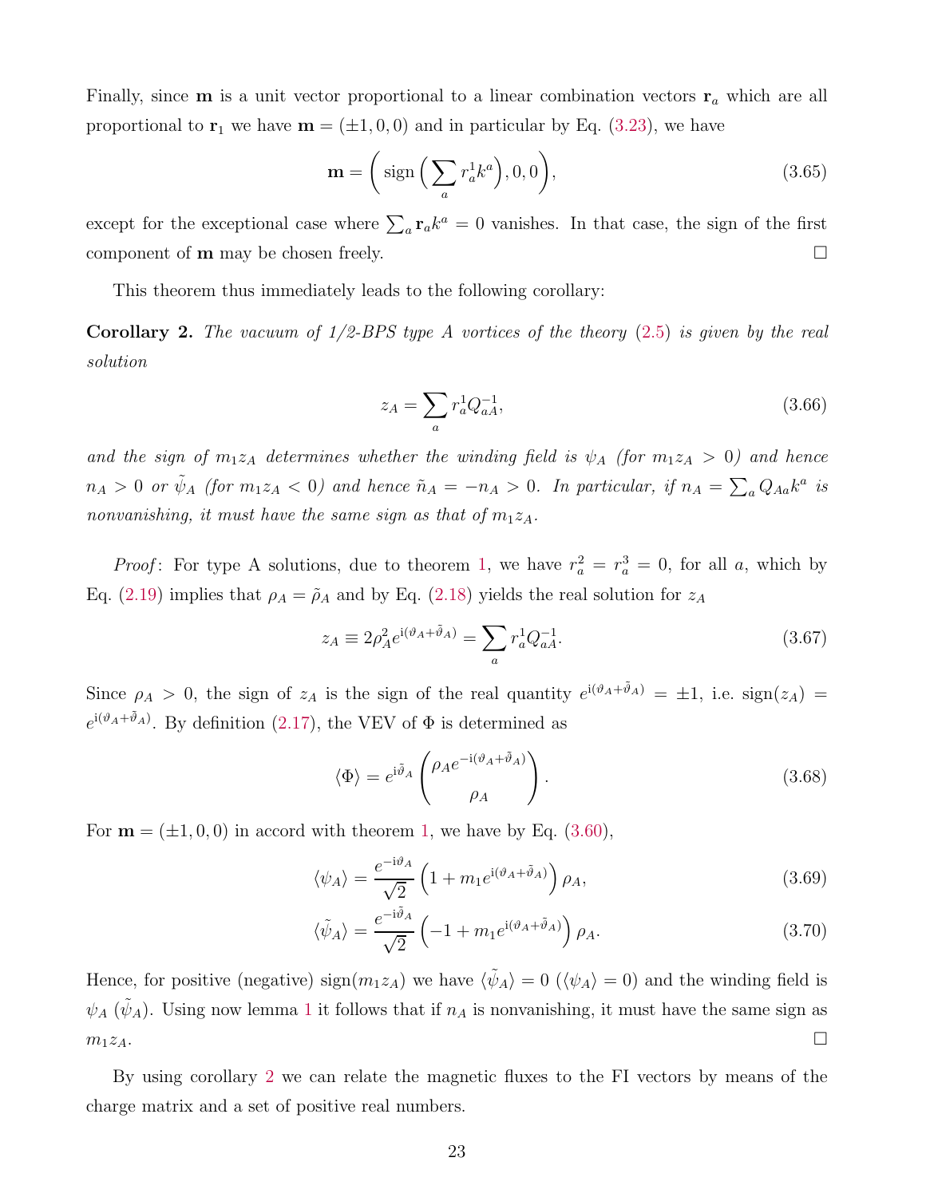Finally, since $\mathbf{m}$ is a unit vector proportional to a linear combination vectors $\mathbf{r}_a$ which are all proportional to $\mathbf{r}_1$ we have $\mathbf{m} = (\pm 1, 0, 0)$ and in particular by Eq. (3.23), we have

$$\mathbf{m} = \bigg( \operatorname{sign}\Big( \sum_a r_a^1 k^a \Big), 0, 0 \bigg), \tag{3.65}$$

except for the exceptional case where $\sum_a \mathbf{r}_a k^a = 0$ vanishes. In that case, the sign of the first component of $\mathbf{m}$ may be chosen freely. $\square$

This theorem thus immediately leads to the following corollary:

**Corollary 2.** *The vacuum of 1/2-BPS type A vortices of the theory (2.5) is given by the real solution*

$$z_A = \sum_a r_a^1 Q_{aA}^{-1}, \tag{3.66}$$

*and the sign of $m_1 z_A$ determines whether the winding field is $\psi_A$ (for $m_1 z_A > 0$) and hence $n_A > 0$ or $\tilde{\psi}_A$ (for $m_1 z_A < 0$) and hence $\tilde{n}_A = -n_A > 0$. In particular, if $n_A = \sum_a Q_{Aa} k^a$ is nonvanishing, it must have the same sign as that of $m_1 z_A$.*

*Proof*: For type A solutions, due to theorem 1, we have $r_a^2 = r_a^3 = 0$, for all $a$, which by Eq. (2.19) implies that $\rho_A = \tilde{\rho}_A$ and by Eq. (2.18) yields the real solution for $z_A$

$$z_A \equiv 2\rho_A^2 e^{\mathrm{i}(\vartheta_A + \tilde{\vartheta}_A)} = \sum_a r_a^1 Q_{aA}^{-1}. \tag{3.67}$$

Since $\rho_A > 0$, the sign of $z_A$ is the sign of the real quantity $e^{\mathrm{i}(\vartheta_A + \tilde{\vartheta}_A)} = \pm 1$, i.e. $\operatorname{sign}(z_A) = e^{\mathrm{i}(\vartheta_A + \tilde{\vartheta}_A)}$. By definition (2.17), the VEV of $\Phi$ is determined as

$$\langle \Phi \rangle = e^{\mathrm{i}\tilde{\vartheta}_A} \begin{pmatrix} \rho_A e^{-\mathrm{i}(\vartheta_A + \tilde{\vartheta}_A)} \\ \rho_A \end{pmatrix}. \tag{3.68}$$

For $\mathbf{m} = (\pm 1, 0, 0)$ in accord with theorem 1, we have by Eq. (3.60),

$$\langle \psi_A \rangle = \frac{e^{-\mathrm{i}\vartheta_A}}{\sqrt{2}} \left( 1 + m_1 e^{\mathrm{i}(\vartheta_A + \tilde{\vartheta}_A)} \right) \rho_A, \tag{3.69}$$

$$\langle \tilde{\psi}_A \rangle = \frac{e^{-\mathrm{i}\tilde{\vartheta}_A}}{\sqrt{2}} \left( -1 + m_1 e^{\mathrm{i}(\vartheta_A + \tilde{\vartheta}_A)} \right) \rho_A. \tag{3.70}$$

Hence, for positive (negative) $\operatorname{sign}(m_1 z_A)$ we have $\langle \tilde{\psi}_A \rangle = 0$ ($\langle \psi_A \rangle = 0$) and the winding field is $\psi_A$ ($\tilde{\psi}_A$). Using now lemma 1 it follows that if $n_A$ is nonvanishing, it must have the same sign as $m_1 z_A$. $\square$

By using corollary 2 we can relate the magnetic fluxes to the FI vectors by means of the charge matrix and a set of positive real numbers.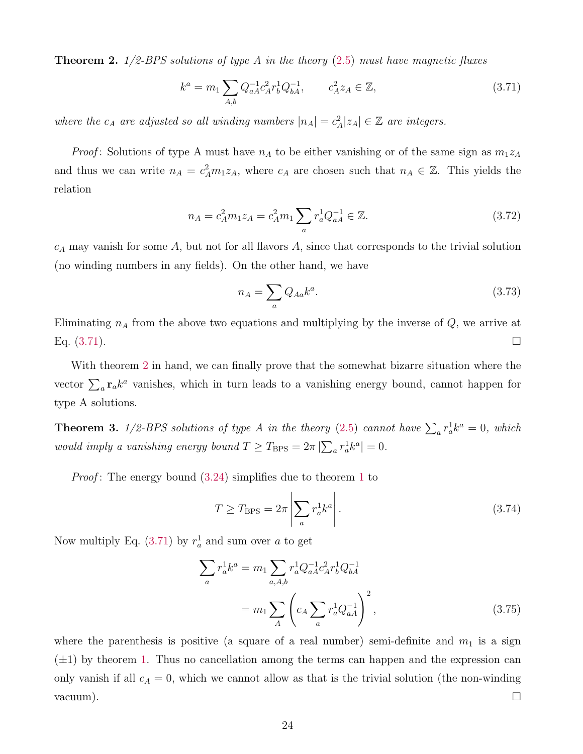**Theorem 2.** *1/2-BPS solutions of type A in the theory (2.5) must have magnetic fluxes*

$$k^a = m_1 \sum_{A,b} Q^{-1}_{aA} c_A^2 r_b^1 Q^{-1}_{bA}, \qquad c_A^2 z_A \in \mathbb{Z}, \tag{3.71}$$

*where the $c_A$ are adjusted so all winding numbers $|n_A| = c_A^2 |z_A| \in \mathbb{Z}$ are integers.*

*Proof*: Solutions of type A must have $n_A$ to be either vanishing or of the same sign as $m_1 z_A$ and thus we can write $n_A = c_A^2 m_1 z_A$, where $c_A$ are chosen such that $n_A \in \mathbb{Z}$. This yields the relation

$$n_A = c_A^2 m_1 z_A = c_A^2 m_1 \sum_a r_a^1 Q^{-1}_{aA} \in \mathbb{Z}. \tag{3.72}$$

$c_A$ may vanish for some $A$, but not for all flavors $A$, since that corresponds to the trivial solution (no winding numbers in any fields). On the other hand, we have

$$n_A = \sum_a Q_{Aa} k^a. \tag{3.73}$$

Eliminating $n_A$ from the above two equations and multiplying by the inverse of $Q$, we arrive at Eq. (3.71). □

With theorem 2 in hand, we can finally prove that the somewhat bizarre situation where the vector $\sum_a \mathbf{r}_a k^a$ vanishes, which in turn leads to a vanishing energy bound, cannot happen for type A solutions.

**Theorem 3.** *1/2-BPS solutions of type A in the theory (2.5) cannot have $\sum_a r_a^1 k^a = 0$, which would imply a vanishing energy bound $T \geq T_{\rm BPS} = 2\pi \left|\sum_a r_a^1 k^a\right| = 0$.*

*Proof*: The energy bound (3.24) simplifies due to theorem 1 to

$$T \geq T_{\rm BPS} = 2\pi \left|\sum_a r_a^1 k^a\right|. \tag{3.74}$$

Now multiply Eq. (3.71) by $r_a^1$ and sum over $a$ to get

$$\begin{aligned}
\sum_a r_a^1 k^a &= m_1 \sum_{a,A,b} r_a^1 Q^{-1}_{aA} c_A^2 r_b^1 Q^{-1}_{bA} \\
&= m_1 \sum_A \left(c_A \sum_a r_a^1 Q^{-1}_{aA}\right)^2,
\end{aligned} \tag{3.75}$$

where the parenthesis is positive (a square of a real number) semi-definite and $m_1$ is a sign ($\pm 1$) by theorem 1. Thus no cancellation among the terms can happen and the expression can only vanish if all $c_A = 0$, which we cannot allow as that is the trivial solution (the non-winding vacuum). □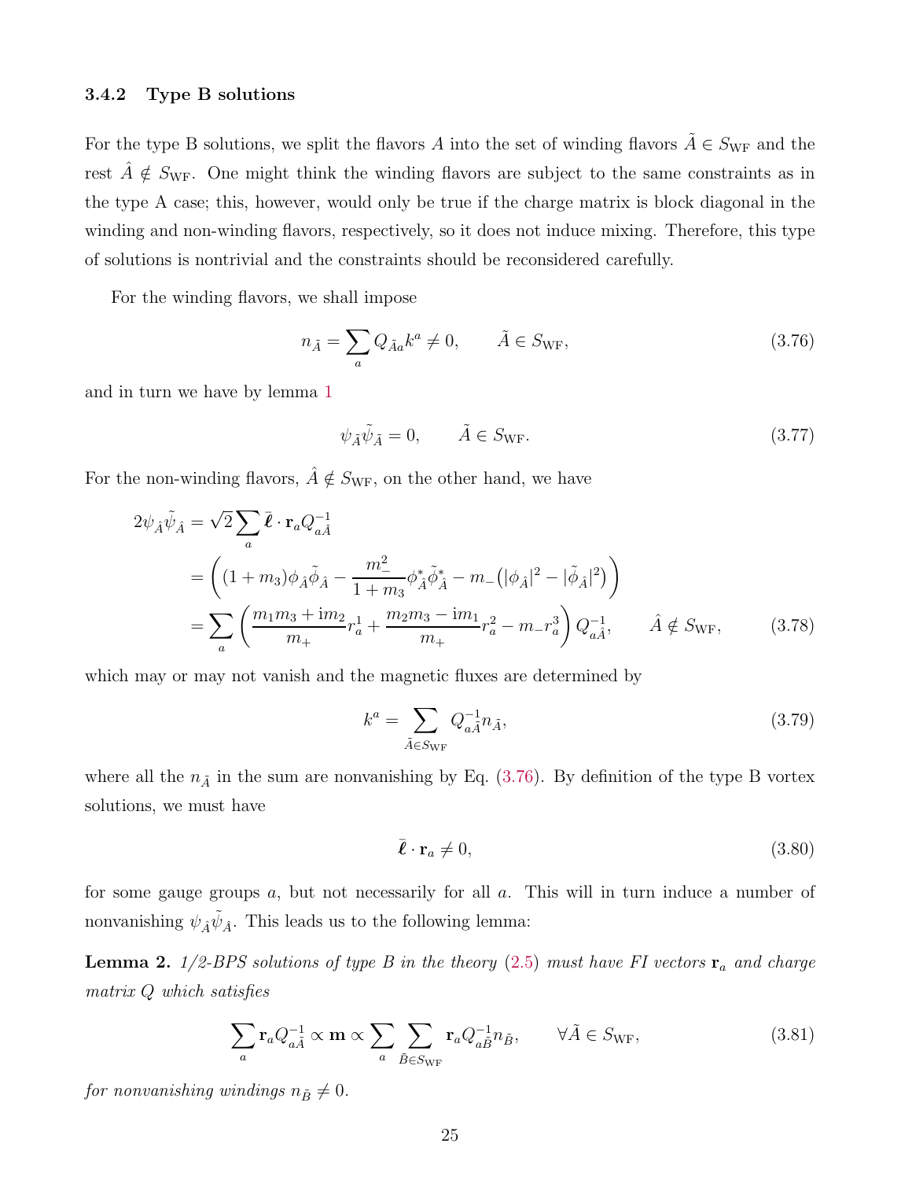### 3.4.2 Type B solutions

For the type B solutions, we split the flavors $A$ into the set of winding flavors $\tilde{A} \in S_{\rm WF}$ and the rest $\hat{A} \notin S_{\rm WF}$. One might think the winding flavors are subject to the same constraints as in the type A case; this, however, would only be true if the charge matrix is block diagonal in the winding and non-winding flavors, respectively, so it does not induce mixing. Therefore, this type of solutions is nontrivial and the constraints should be reconsidered carefully.

For the winding flavors, we shall impose

$$n_{\tilde{A}} = \sum_a Q_{\tilde{A}a} k^a \neq 0, \qquad \tilde{A} \in S_{\rm WF}, \tag{3.76}$$

and in turn we have by lemma 1

$$\psi_{\tilde{A}} \tilde{\psi}_{\tilde{A}} = 0, \qquad \tilde{A} \in S_{\rm WF}. \tag{3.77}$$

For the non-winding flavors, $\hat{A} \notin S_{\rm WF}$, on the other hand, we have

$$\begin{aligned}
2\psi_{\hat{A}}\tilde{\psi}_{\hat{A}} &= \sqrt{2}\sum_a \bar{\boldsymbol{\ell}} \cdot \mathbf{r}_a Q^{-1}_{a\hat{A}} \\
&= \left( (1+m_3)\phi_{\hat{A}}\tilde{\phi}_{\hat{A}} - \frac{m_-^2}{1+m_3}\phi^*_{\hat{A}}\tilde{\phi}^*_{\hat{A}} - m_-\big(|\phi_{\hat{A}}|^2 - |\tilde{\phi}_{\hat{A}}|^2\big) \right) \\
&= \sum_a \left( \frac{m_1 m_3 + \mathrm{i} m_2}{m_+} r^1_a + \frac{m_2 m_3 - \mathrm{i} m_1}{m_+} r^2_a - m_- r^3_a \right) Q^{-1}_{a\hat{A}}, \qquad \hat{A} \notin S_{\rm WF},
\end{aligned} \tag{3.78}$$

which may or may not vanish and the magnetic fluxes are determined by

$$k^a = \sum_{\tilde{A} \in S_{\rm WF}} Q^{-1}_{a\tilde{A}} n_{\tilde{A}}, \tag{3.79}$$

where all the $n_{\tilde{A}}$ in the sum are nonvanishing by Eq. (3.76). By definition of the type B vortex solutions, we must have

$$\bar{\boldsymbol{\ell}} \cdot \mathbf{r}_a \neq 0, \tag{3.80}$$

for some gauge groups $a$, but not necessarily for all $a$. This will in turn induce a number of nonvanishing $\psi_{\hat{A}}\tilde{\psi}_{\hat{A}}$. This leads us to the following lemma:

**Lemma 2.** *1/2-BPS solutions of type B in the theory (2.5) must have FI vectors $\mathbf{r}_a$ and charge matrix $Q$ which satisfies*

$$\sum_a \mathbf{r}_a Q^{-1}_{a\tilde{A}} \propto \mathbf{m} \propto \sum_a \sum_{\tilde{B} \in S_{\rm WF}} \mathbf{r}_a Q^{-1}_{a\tilde{B}} n_{\tilde{B}}, \qquad \forall \tilde{A} \in S_{\rm WF}, \tag{3.81}$$

*for nonvanishing windings $n_{\tilde{B}} \neq 0$.*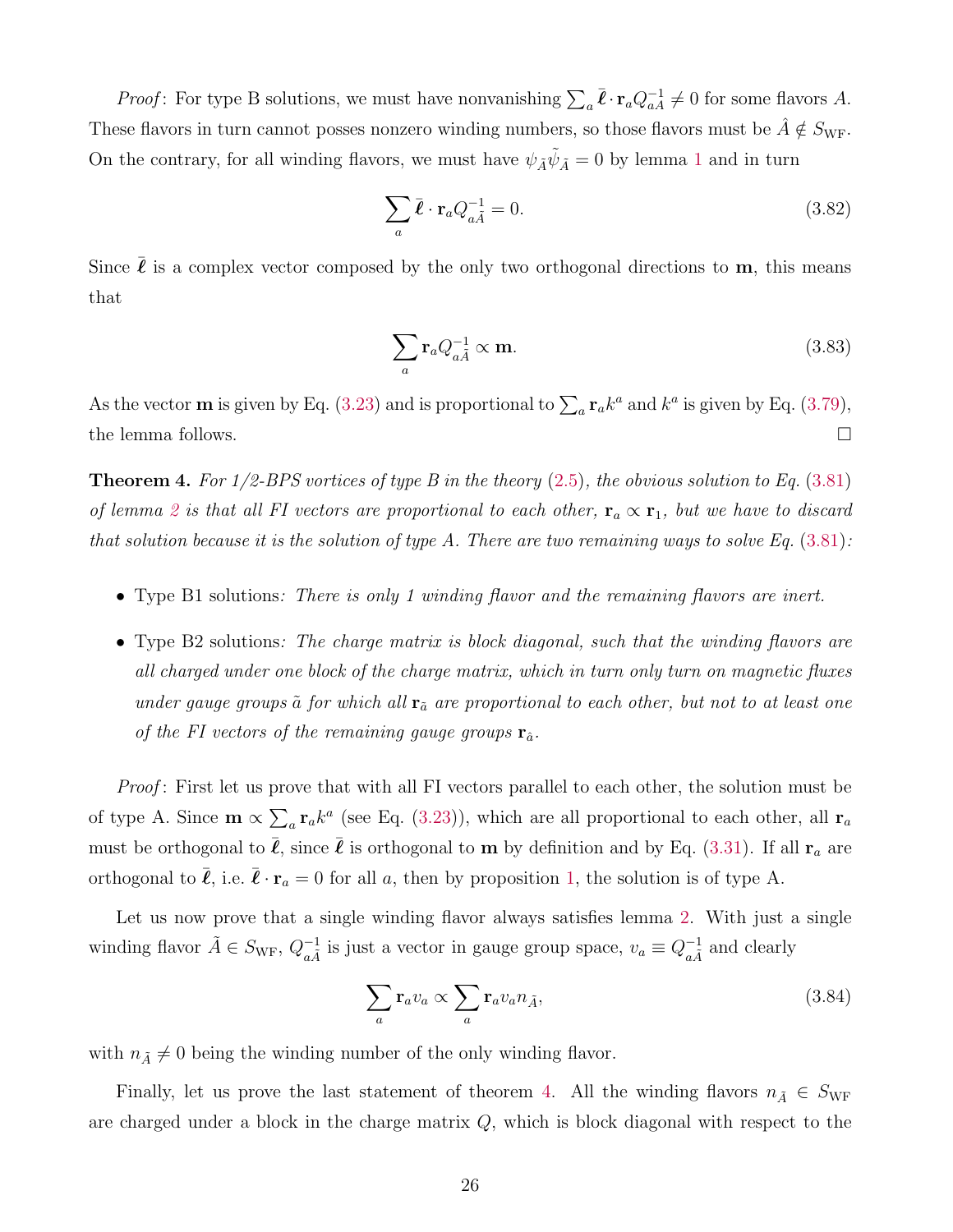*Proof*: For type B solutions, we must have nonvanishing $\sum_a \bar{\boldsymbol{\ell}} \cdot \mathbf{r}_a Q^{-1}_{aA} \neq 0$ for some flavors $A$. These flavors in turn cannot posses nonzero winding numbers, so those flavors must be $\hat{A} \notin S_{\rm WF}$. On the contrary, for all winding flavors, we must have $\psi_{\tilde{A}}\tilde{\psi}_{\tilde{A}} = 0$ by lemma 1 and in turn

$$\sum_a \bar{\boldsymbol{\ell}} \cdot \mathbf{r}_a Q^{-1}_{a\tilde{A}} = 0. \tag{3.82}$$

Since $\bar{\boldsymbol{\ell}}$ is a complex vector composed by the only two orthogonal directions to $\mathbf{m}$, this means that

$$\sum_a \mathbf{r}_a Q^{-1}_{a\tilde{A}} \propto \mathbf{m}. \tag{3.83}$$

As the vector $\mathbf{m}$ is given by Eq. (3.23) and is proportional to $\sum_a \mathbf{r}_a k^a$ and $k^a$ is given by Eq. (3.79), the lemma follows. □

**Theorem 4.** *For 1/2-BPS vortices of type B in the theory (2.5), the obvious solution to Eq. (3.81) of lemma 2 is that all FI vectors are proportional to each other, $\mathbf{r}_a \propto \mathbf{r}_1$, but we have to discard that solution because it is the solution of type A. There are two remaining ways to solve Eq. (3.81):*

- Type B1 solutions*: There is only 1 winding flavor and the remaining flavors are inert.*
- Type B2 solutions*: The charge matrix is block diagonal, such that the winding flavors are all charged under one block of the charge matrix, which in turn only turn on magnetic fluxes under gauge groups $\tilde{a}$ for which all $\mathbf{r}_{\tilde{a}}$ are proportional to each other, but not to at least one of the FI vectors of the remaining gauge groups $\mathbf{r}_{\hat{a}}$.*

*Proof*: First let us prove that with all FI vectors parallel to each other, the solution must be of type A. Since $\mathbf{m} \propto \sum_a \mathbf{r}_a k^a$ (see Eq. (3.23)), which are all proportional to each other, all $\mathbf{r}_a$ must be orthogonal to $\bar{\boldsymbol{\ell}}$, since $\bar{\boldsymbol{\ell}}$ is orthogonal to $\mathbf{m}$ by definition and by Eq. (3.31). If all $\mathbf{r}_a$ are orthogonal to $\bar{\boldsymbol{\ell}}$, i.e. $\bar{\boldsymbol{\ell}} \cdot \mathbf{r}_a = 0$ for all $a$, then by proposition 1, the solution is of type A.

Let us now prove that a single winding flavor always satisfies lemma 2. With just a single winding flavor $\tilde{A} \in S_{\rm WF}$, $Q^{-1}_{a\tilde{A}}$ is just a vector in gauge group space, $v_a \equiv Q^{-1}_{a\tilde{A}}$ and clearly

$$\sum_a \mathbf{r}_a v_a \propto \sum_a \mathbf{r}_a v_a n_{\tilde{A}}, \tag{3.84}$$

with $n_{\tilde{A}} \neq 0$ being the winding number of the only winding flavor.

Finally, let us prove the last statement of theorem 4. All the winding flavors $n_{\tilde{A}} \in S_{\rm WF}$ are charged under a block in the charge matrix $Q$, which is block diagonal with respect to the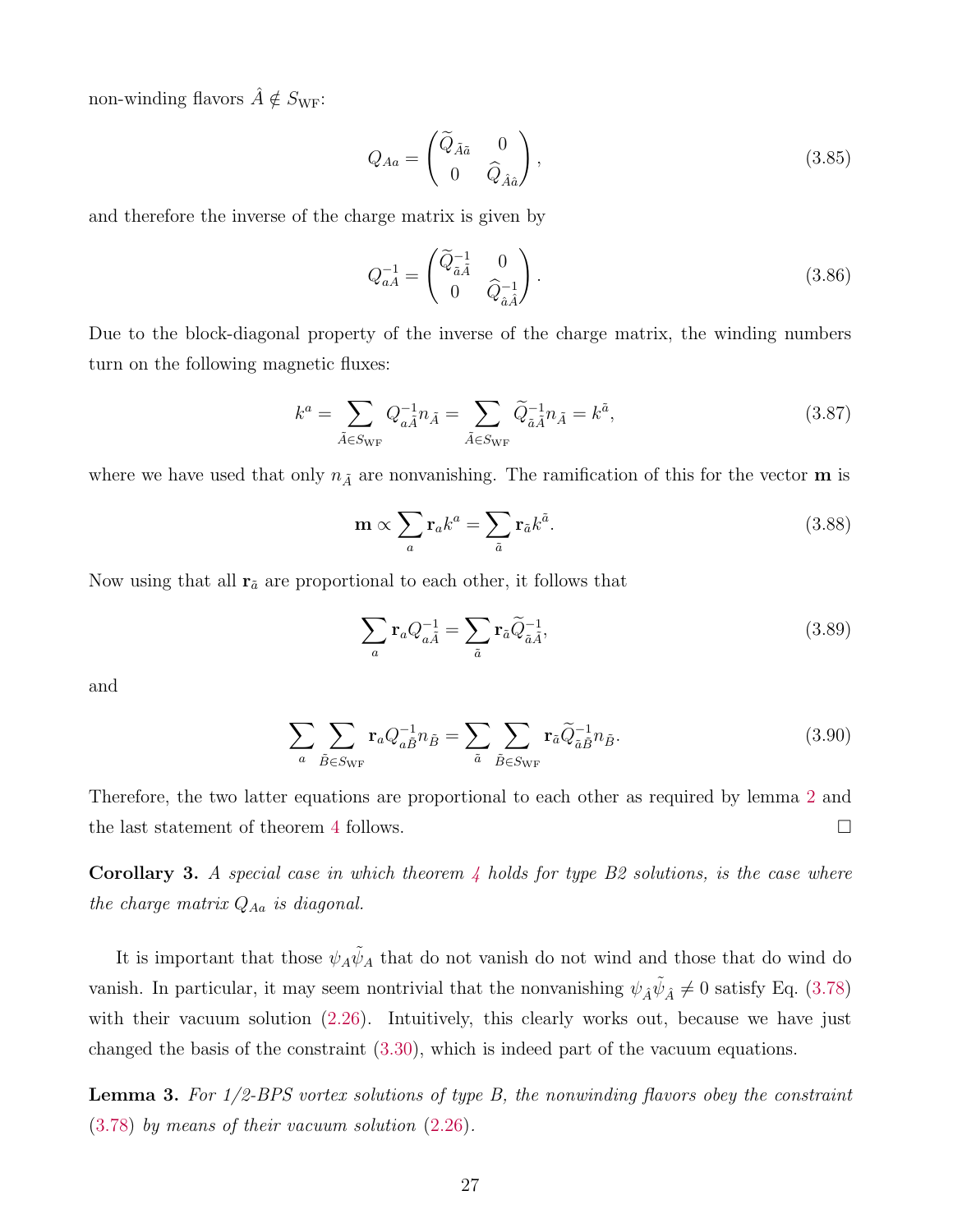non-winding flavors $\hat{A} \notin S_{\rm WF}$:

$$Q_{Aa} = \begin{pmatrix} \widetilde{Q}_{\tilde{A}\tilde{a}} & 0 \\ 0 & \widehat{Q}_{\hat{A}\hat{a}} \end{pmatrix}, \tag{3.85}$$

and therefore the inverse of the charge matrix is given by

$$Q^{-1}_{aA} = \begin{pmatrix} \widetilde{Q}^{-1}_{\tilde{a}\tilde{A}} & 0 \\ 0 & \widehat{Q}^{-1}_{\hat{a}\hat{A}} \end{pmatrix}. \tag{3.86}$$

Due to the block-diagonal property of the inverse of the charge matrix, the winding numbers turn on the following magnetic fluxes:

$$k^a = \sum_{\tilde{A}\in S_{\rm WF}} Q^{-1}_{a\tilde{A}} n_{\tilde{A}} = \sum_{\tilde{A}\in S_{\rm WF}} \widetilde{Q}^{-1}_{\tilde{a}\tilde{A}} n_{\tilde{A}} = k^{\tilde{a}}, \tag{3.87}$$

where we have used that only $n_{\tilde{A}}$ are nonvanishing. The ramification of this for the vector $\mathbf{m}$ is

$$\mathbf{m} \propto \sum_a \mathbf{r}_a k^a = \sum_{\tilde{a}} \mathbf{r}_{\tilde{a}} k^{\tilde{a}}. \tag{3.88}$$

Now using that all $\mathbf{r}_{\tilde{a}}$ are proportional to each other, it follows that

$$\sum_a \mathbf{r}_a Q^{-1}_{a\tilde{A}} = \sum_{\tilde{a}} \mathbf{r}_{\tilde{a}} \widetilde{Q}^{-1}_{\tilde{a}\tilde{A}}, \tag{3.89}$$

and

$$\sum_a \sum_{\tilde{B}\in S_{\rm WF}} \mathbf{r}_a Q^{-1}_{a\tilde{B}} n_{\tilde{B}} = \sum_{\tilde{a}} \sum_{\tilde{B}\in S_{\rm WF}} \mathbf{r}_{\tilde{a}} \widetilde{Q}^{-1}_{\tilde{a}\tilde{B}} n_{\tilde{B}}. \tag{3.90}$$

Therefore, the two latter equations are proportional to each other as required by lemma 2 and the last statement of theorem 4 follows. □

**Corollary 3.** *A special case in which theorem 4 holds for type B2 solutions, is the case where the charge matrix $Q_{Aa}$ is diagonal.*

It is important that those $\psi_A\tilde{\psi}_A$ that do not vanish do not wind and those that do wind do vanish. In particular, it may seem nontrivial that the nonvanishing $\psi_{\hat{A}}\tilde{\psi}_{\hat{A}} \neq 0$ satisfy Eq. (3.78) with their vacuum solution (2.26). Intuitively, this clearly works out, because we have just changed the basis of the constraint (3.30), which is indeed part of the vacuum equations.

**Lemma 3.** *For 1/2-BPS vortex solutions of type B, the nonwinding flavors obey the constraint (3.78) by means of their vacuum solution (2.26).*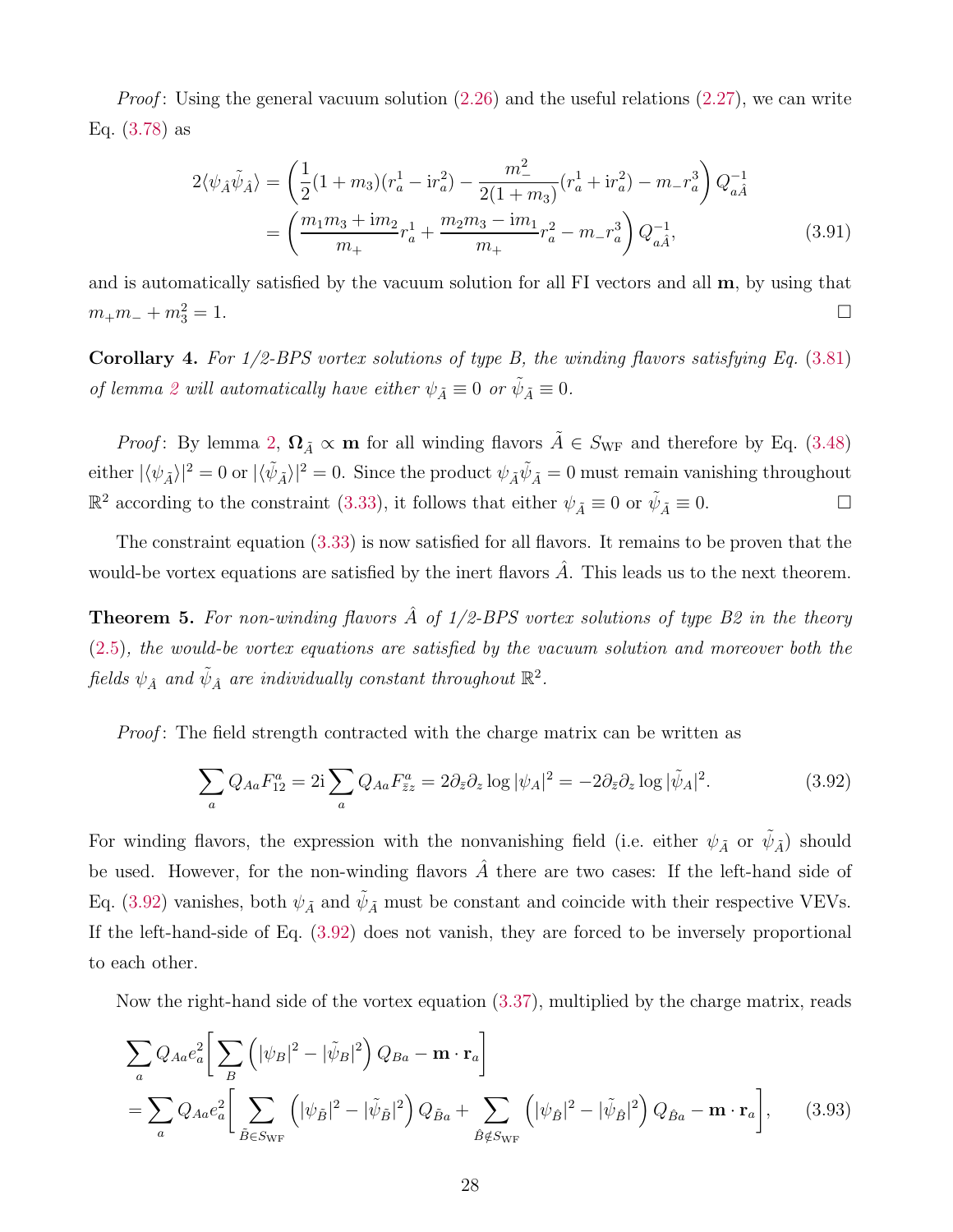*Proof*: Using the general vacuum solution (2.26) and the useful relations (2.27), we can write Eq. (3.78) as

$$
\begin{aligned}
2\langle\psi_{\hat{A}}\tilde{\psi}_{\hat{A}}\rangle &= \left(\frac{1}{2}(1+m_3)(r_a^1 - \mathrm{i}r_a^2) - \frac{m_-^2}{2(1+m_3)}(r_a^1 + \mathrm{i}r_a^2) - m_- r_a^3\right) Q^{-1}_{a\hat{A}} \\
&= \left(\frac{m_1 m_3 + \mathrm{i}m_2}{m_+} r_a^1 + \frac{m_2 m_3 - \mathrm{i}m_1}{m_+} r_a^2 - m_- r_a^3\right) Q^{-1}_{a\hat{A}},
\end{aligned}
\tag{3.91}
$$

and is automatically satisfied by the vacuum solution for all FI vectors and all $\mathbf{m}$, by using that $m_+ m_- + m_3^2 = 1$. $\square$

**Corollary 4.** *For 1/2-BPS vortex solutions of type B, the winding flavors satisfying Eq. (3.81) of lemma 2 will automatically have either $\psi_{\tilde{A}} \equiv 0$ or $\tilde{\psi}_{\tilde{A}} \equiv 0$.*

*Proof*: By lemma 2, $\mathbf{\Omega}_{\tilde{A}} \propto \mathbf{m}$ for all winding flavors $\tilde{A} \in S_{\rm WF}$ and therefore by Eq. (3.48) either $|\langle\psi_{\tilde{A}}\rangle|^2 = 0$ or $|\langle\tilde{\psi}_{\tilde{A}}\rangle|^2 = 0$. Since the product $\psi_{\tilde{A}}\tilde{\psi}_{\tilde{A}} = 0$ must remain vanishing throughout $\mathbb{R}^2$ according to the constraint (3.33), it follows that either $\psi_{\tilde{A}} \equiv 0$ or $\tilde{\psi}_{\tilde{A}} \equiv 0$. $\square$

The constraint equation (3.33) is now satisfied for all flavors. It remains to be proven that the would-be vortex equations are satisfied by the inert flavors $\hat{A}$. This leads us to the next theorem.

**Theorem 5.** *For non-winding flavors $\hat{A}$ of 1/2-BPS vortex solutions of type B2 in the theory (2.5), the would-be vortex equations are satisfied by the vacuum solution and moreover both the fields $\psi_{\hat{A}}$ and $\tilde{\psi}_{\hat{A}}$ are individually constant throughout $\mathbb{R}^2$.*

*Proof*: The field strength contracted with the charge matrix can be written as

$$
\sum_a Q_{Aa} F_{12}^a = 2\mathrm{i} \sum_a Q_{Aa} F_{\bar{z}z}^a = 2\partial_{\bar{z}}\partial_z \log|\psi_A|^2 = -2\partial_{\bar{z}}\partial_z \log|\tilde{\psi}_A|^2. \tag{3.92}
$$

For winding flavors, the expression with the nonvanishing field (i.e. either $\psi_{\tilde{A}}$ or $\tilde{\psi}_{\tilde{A}}$) should be used. However, for the non-winding flavors $\hat{A}$ there are two cases: If the left-hand side of Eq. (3.92) vanishes, both $\psi_{\hat{A}}$ and $\tilde{\psi}_{\hat{A}}$ must be constant and coincide with their respective VEVs. If the left-hand-side of Eq. (3.92) does not vanish, they are forced to be inversely proportional to each other.

Now the right-hand side of the vortex equation (3.37), multiplied by the charge matrix, reads

$$
\begin{aligned}
&\sum_a Q_{Aa} e_a^2 \left[\sum_B \left(|\psi_B|^2 - |\tilde{\psi}_B|^2\right) Q_{Ba} - \mathbf{m}\cdot\mathbf{r}_a\right] \\
&= \sum_a Q_{Aa} e_a^2 \left[\sum_{\tilde{B}\in S_{\rm WF}} \left(|\psi_{\tilde{B}}|^2 - |\tilde{\psi}_{\tilde{B}}|^2\right) Q_{\tilde{B}a} + \sum_{\hat{B}\notin S_{\rm WF}} \left(|\psi_{\hat{B}}|^2 - |\tilde{\psi}_{\hat{B}}|^2\right) Q_{\hat{B}a} - \mathbf{m}\cdot\mathbf{r}_a\right],
\end{aligned}
\tag{3.93}
$$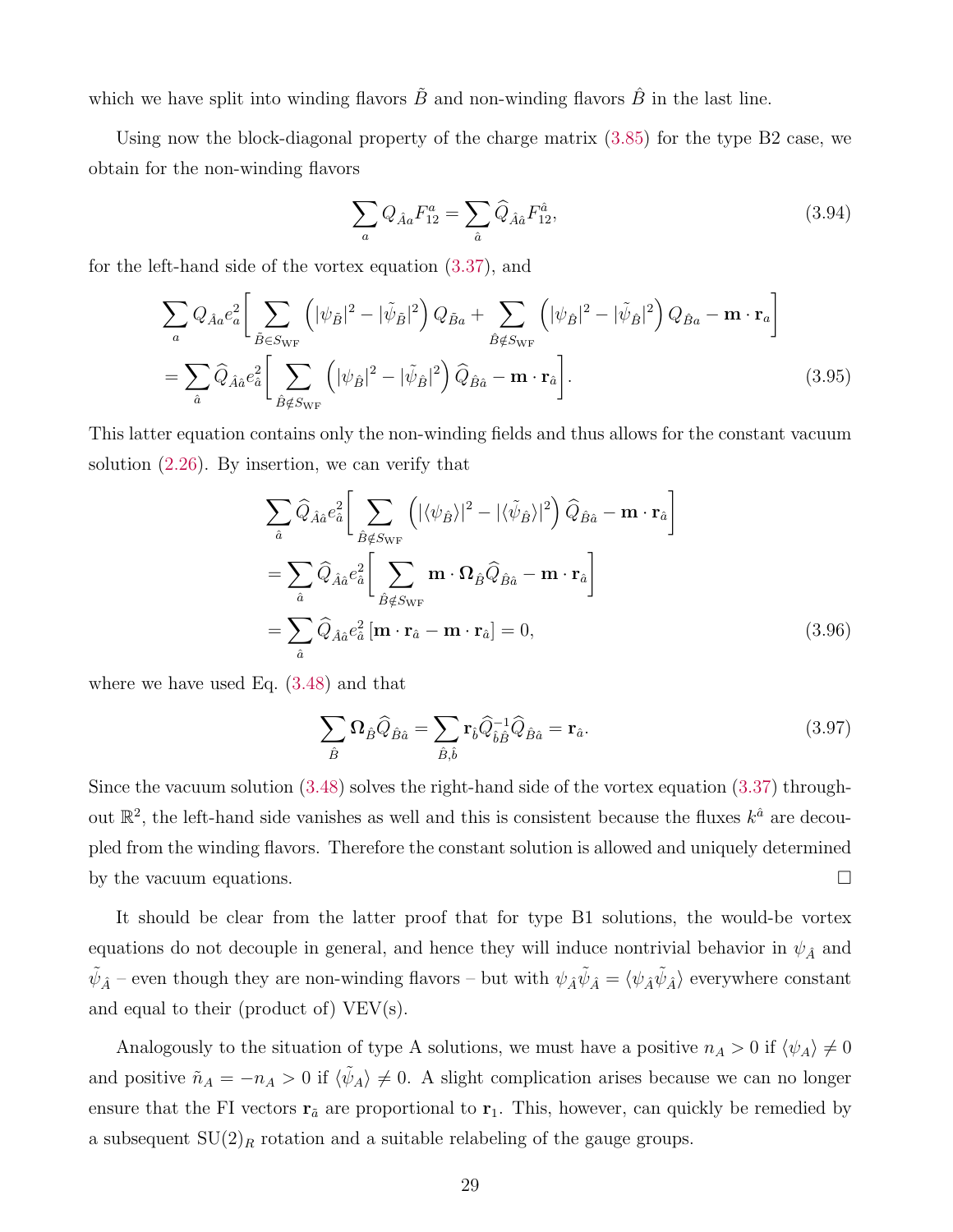which we have split into winding flavors $\tilde{B}$ and non-winding flavors $\hat{B}$ in the last line.

Using now the block-diagonal property of the charge matrix (3.85) for the type B2 case, we obtain for the non-winding flavors

$$\sum_a Q_{\hat{A}a} F_{12}^a = \sum_{\hat{a}} \widehat{Q}_{\hat{A}\hat{a}} F_{12}^{\hat{a}}, \tag{3.94}$$

for the left-hand side of the vortex equation (3.37), and

$$\begin{aligned}
&\sum_a Q_{\hat{A}a} e_a^2 \Bigg[ \sum_{\tilde{B}\in S_{\mathrm{WF}}} \left( |\psi_{\tilde{B}}|^2 - |\tilde{\psi}_{\tilde{B}}|^2 \right) Q_{\tilde{B}a} + \sum_{\hat{B}\notin S_{\mathrm{WF}}} \left( |\psi_{\hat{B}}|^2 - |\tilde{\psi}_{\hat{B}}|^2 \right) Q_{\hat{B}a} - \mathbf{m}\cdot\mathbf{r}_a \Bigg] \\
&= \sum_{\hat{a}} \widehat{Q}_{\hat{A}\hat{a}} e_{\hat{a}}^2 \Bigg[ \sum_{\hat{B}\notin S_{\mathrm{WF}}} \left( |\psi_{\hat{B}}|^2 - |\tilde{\psi}_{\hat{B}}|^2 \right) \widehat{Q}_{\hat{B}\hat{a}} - \mathbf{m}\cdot\mathbf{r}_{\hat{a}} \Bigg].
\end{aligned} \tag{3.95}$$

This latter equation contains only the non-winding fields and thus allows for the constant vacuum solution (2.26). By insertion, we can verify that

$$\begin{aligned}
&\sum_{\hat{a}} \widehat{Q}_{\hat{A}\hat{a}} e_{\hat{a}}^2 \Bigg[ \sum_{\hat{B}\notin S_{\mathrm{WF}}} \left( |\langle\psi_{\hat{B}}\rangle|^2 - |\langle\tilde{\psi}_{\hat{B}}\rangle|^2 \right) \widehat{Q}_{\hat{B}\hat{a}} - \mathbf{m}\cdot\mathbf{r}_{\hat{a}} \Bigg] \\
&= \sum_{\hat{a}} \widehat{Q}_{\hat{A}\hat{a}} e_{\hat{a}}^2 \Bigg[ \sum_{\hat{B}\notin S_{\mathrm{WF}}} \mathbf{m}\cdot\mathbf{\Omega}_{\hat{B}} \widehat{Q}_{\hat{B}\hat{a}} - \mathbf{m}\cdot\mathbf{r}_{\hat{a}} \Bigg] \\
&= \sum_{\hat{a}} \widehat{Q}_{\hat{A}\hat{a}} e_{\hat{a}}^2 \left[ \mathbf{m}\cdot\mathbf{r}_{\hat{a}} - \mathbf{m}\cdot\mathbf{r}_{\hat{a}} \right] = 0,
\end{aligned} \tag{3.96}$$

where we have used Eq. (3.48) and that

$$\sum_{\hat{B}} \mathbf{\Omega}_{\hat{B}} \widehat{Q}_{\hat{B}\hat{a}} = \sum_{\hat{B},\hat{b}} \mathbf{r}_{\hat{b}} \widehat{Q}^{-1}_{\hat{b}\hat{B}} \widehat{Q}_{\hat{B}\hat{a}} = \mathbf{r}_{\hat{a}}. \tag{3.97}$$

Since the vacuum solution (3.48) solves the right-hand side of the vortex equation (3.37) throughout $\mathbb{R}^2$, the left-hand side vanishes as well and this is consistent because the fluxes $k^{\hat{a}}$ are decoupled from the winding flavors. Therefore the constant solution is allowed and uniquely determined by the vacuum equations. □

It should be clear from the latter proof that for type B1 solutions, the would-be vortex equations do not decouple in general, and hence they will induce nontrivial behavior in $\psi_{\hat{A}}$ and $\tilde{\psi}_{\hat{A}}$ – even though they are non-winding flavors – but with $\psi_{\hat{A}}\tilde{\psi}_{\hat{A}} = \langle\psi_{\hat{A}}\tilde{\psi}_{\hat{A}}\rangle$ everywhere constant and equal to their (product of) VEV(s).

Analogously to the situation of type A solutions, we must have a positive $n_A > 0$ if $\langle\psi_A\rangle \neq 0$ and positive $\tilde{n}_A = -n_A > 0$ if $\langle\tilde{\psi}_A\rangle \neq 0$. A slight complication arises because we can no longer ensure that the FI vectors $\mathbf{r}_{\tilde{a}}$ are proportional to $\mathbf{r}_1$. This, however, can quickly be remedied by a subsequent $\mathrm{SU}(2)_R$ rotation and a suitable relabeling of the gauge groups.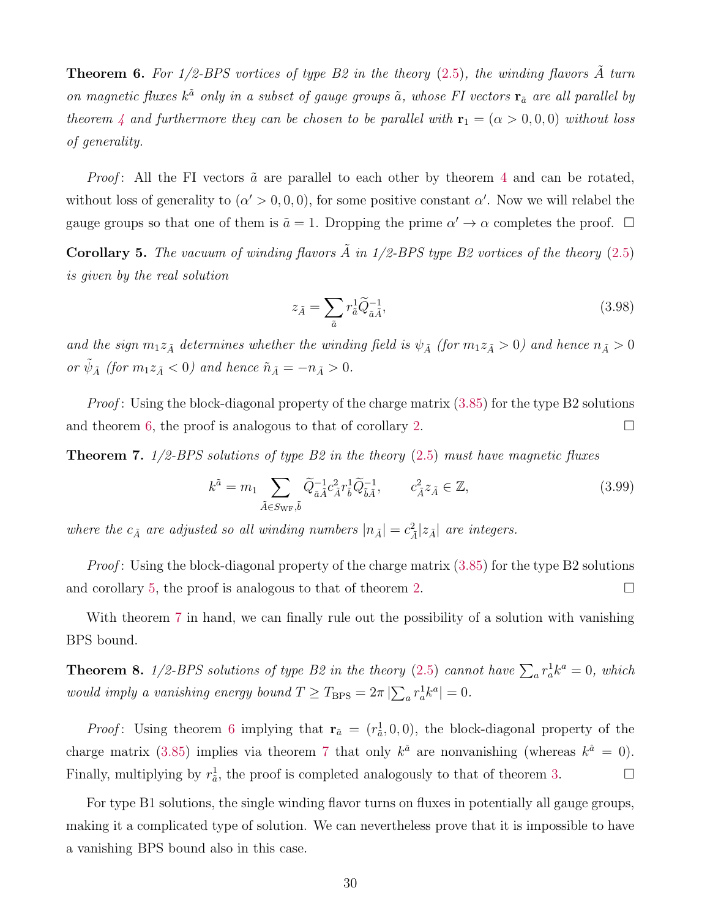**Theorem 6.** *For 1/2-BPS vortices of type B2 in the theory (2.5), the winding flavors $\tilde{A}$ turn on magnetic fluxes $k^{\tilde{a}}$ only in a subset of gauge groups $\tilde{a}$, whose FI vectors $\mathbf{r}_{\tilde{a}}$ are all parallel by theorem 4 and furthermore they can be chosen to be parallel with $\mathbf{r}_1 = (\alpha > 0, 0, 0)$ without loss of generality.*

*Proof*: All the FI vectors $\tilde{a}$ are parallel to each other by theorem 4 and can be rotated, without loss of generality to $(\alpha' > 0, 0, 0)$, for some positive constant $\alpha'$. Now we will relabel the gauge groups so that one of them is $\tilde{a} = 1$. Dropping the prime $\alpha' \to \alpha$ completes the proof. □

**Corollary 5.** *The vacuum of winding flavors $\tilde{A}$ in 1/2-BPS type B2 vortices of the theory (2.5) is given by the real solution*

$$z_{\tilde{A}} = \sum_{\tilde{a}} r^1_{\tilde{a}} \widetilde{Q}^{-1}_{\tilde{a}\tilde{A}}, \tag{3.98}$$

*and the sign $m_1 z_{\tilde{A}}$ determines whether the winding field is $\psi_{\tilde{A}}$ (for $m_1 z_{\tilde{A}} > 0$) and hence $n_{\tilde{A}} > 0$ or $\tilde{\psi}_{\tilde{A}}$ (for $m_1 z_{\tilde{A}} < 0$) and hence $\tilde{n}_{\tilde{A}} = -n_{\tilde{A}} > 0$.*

*Proof*: Using the block-diagonal property of the charge matrix (3.85) for the type B2 solutions and theorem 6, the proof is analogous to that of corollary 2. □

**Theorem 7.** *1/2-BPS solutions of type B2 in the theory (2.5) must have magnetic fluxes*

$$k^{\tilde{a}} = m_1 \sum_{\tilde{A} \in S_{\mathrm{WF}}, \tilde{b}} \widetilde{Q}^{-1}_{\tilde{a}\tilde{A}} c^2_{\tilde{A}} r^1_{\tilde{b}} \widetilde{Q}^{-1}_{\tilde{b}\tilde{A}}, \qquad c^2_{\tilde{A}} z_{\tilde{A}} \in \mathbb{Z}, \tag{3.99}$$

*where the $c_{\tilde{A}}$ are adjusted so all winding numbers $|n_{\tilde{A}}| = c^2_{\tilde{A}} |z_{\tilde{A}}|$ are integers.*

*Proof*: Using the block-diagonal property of the charge matrix (3.85) for the type B2 solutions and corollary 5, the proof is analogous to that of theorem 2. □

With theorem 7 in hand, we can finally rule out the possibility of a solution with vanishing BPS bound.

**Theorem 8.** *1/2-BPS solutions of type B2 in the theory (2.5) cannot have $\sum_a r^1_a k^a = 0$, which would imply a vanishing energy bound $T \geq T_{\mathrm{BPS}} = 2\pi \left| \sum_a r^1_a k^a \right| = 0$.*

*Proof*: Using theorem 6 implying that $\mathbf{r}_{\tilde{a}} = (r^1_{\tilde{a}}, 0, 0)$, the block-diagonal property of the charge matrix (3.85) implies via theorem 7 that only $k^{\tilde{a}}$ are nonvanishing (whereas $k^{\hat{a}} = 0$). Finally, multiplying by $r^1_{\tilde{a}}$, the proof is completed analogously to that of theorem 3. □

For type B1 solutions, the single winding flavor turns on fluxes in potentially all gauge groups, making it a complicated type of solution. We can nevertheless prove that it is impossible to have a vanishing BPS bound also in this case.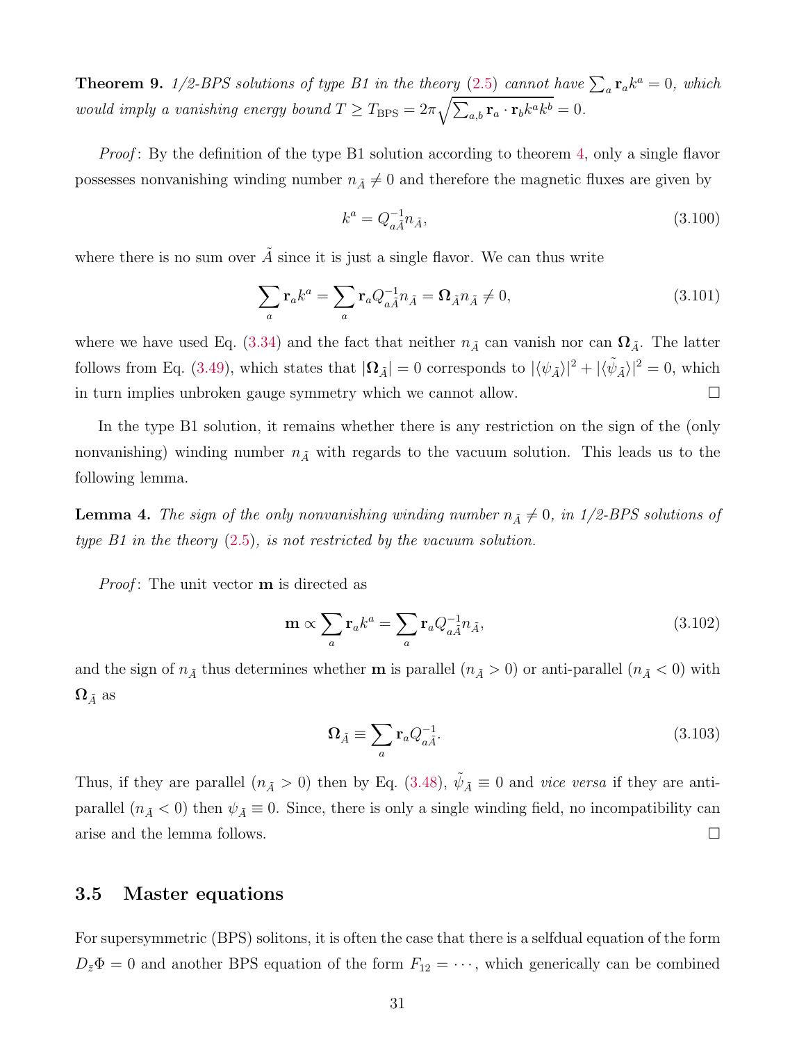**Theorem 9.** *1/2-BPS solutions of type B1 in the theory (2.5) cannot have $\sum_a \mathbf{r}_a k^a = 0$, which would imply a vanishing energy bound $T \geq T_{\rm BPS} = 2\pi\sqrt{\sum_{a,b} \mathbf{r}_a \cdot \mathbf{r}_b k^a k^b} = 0$.*

*Proof*: By the definition of the type B1 solution according to theorem 4, only a single flavor possesses nonvanishing winding number $n_{\tilde{A}} \neq 0$ and therefore the magnetic fluxes are given by

$$k^a = Q^{-1}_{a\tilde{A}} n_{\tilde{A}}, \tag{3.100}$$

where there is no sum over $\tilde{A}$ since it is just a single flavor. We can thus write

$$\sum_a \mathbf{r}_a k^a = \sum_a \mathbf{r}_a Q^{-1}_{a\tilde{A}} n_{\tilde{A}} = \mathbf{\Omega}_{\tilde{A}} n_{\tilde{A}} \neq 0, \tag{3.101}$$

where we have used Eq. (3.34) and the fact that neither $n_{\tilde{A}}$ can vanish nor can $\mathbf{\Omega}_{\tilde{A}}$. The latter follows from Eq. (3.49), which states that $|\mathbf{\Omega}_{\tilde{A}}| = 0$ corresponds to $|\langle\psi_{\tilde{A}}\rangle|^2 + |\langle\tilde{\psi}_{\tilde{A}}\rangle|^2 = 0$, which in turn implies unbroken gauge symmetry which we cannot allow. □

In the type B1 solution, it remains whether there is any restriction on the sign of the (only nonvanishing) winding number $n_{\tilde{A}}$ with regards to the vacuum solution. This leads us to the following lemma.

**Lemma 4.** *The sign of the only nonvanishing winding number $n_{\tilde{A}} \neq 0$, in 1/2-BPS solutions of type B1 in the theory (2.5), is not restricted by the vacuum solution.*

*Proof*: The unit vector $\mathbf{m}$ is directed as

$$\mathbf{m} \propto \sum_a \mathbf{r}_a k^a = \sum_a \mathbf{r}_a Q^{-1}_{a\tilde{A}} n_{\tilde{A}}, \tag{3.102}$$

and the sign of $n_{\tilde{A}}$ thus determines whether $\mathbf{m}$ is parallel ($n_{\tilde{A}} > 0$) or anti-parallel ($n_{\tilde{A}} < 0$) with $\mathbf{\Omega}_{\tilde{A}}$ as

$$\mathbf{\Omega}_{\tilde{A}} \equiv \sum_a \mathbf{r}_a Q^{-1}_{a\tilde{A}}. \tag{3.103}$$

Thus, if they are parallel ($n_{\tilde{A}} > 0$) then by Eq. (3.48), $\tilde{\psi}_{\tilde{A}} \equiv 0$ and *vice versa* if they are anti-parallel ($n_{\tilde{A}} < 0$) then $\psi_{\tilde{A}} \equiv 0$. Since, there is only a single winding field, no incompatibility can arise and the lemma follows. □

## 3.5 Master equations

For supersymmetric (BPS) solitons, it is often the case that there is a selfdual equation of the form $D_{\bar{z}}\Phi = 0$ and another BPS equation of the form $F_{12} = \cdots$, which generically can be combined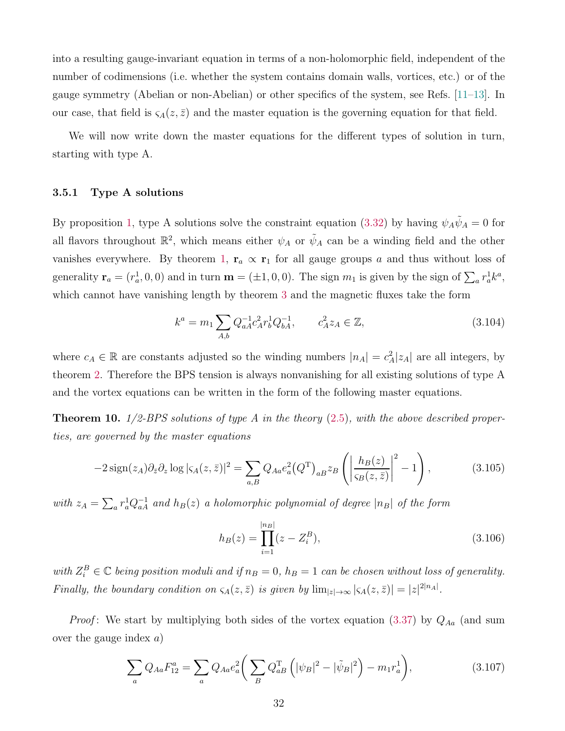into a resulting gauge-invariant equation in terms of a non-holomorphic field, independent of the number of codimensions (i.e. whether the system contains domain walls, vortices, etc.) or of the gauge symmetry (Abelian or non-Abelian) or other specifics of the system, see Refs. [11–13]. In our case, that field is $\varsigma_A(z,\bar{z})$ and the master equation is the governing equation for that field.

We will now write down the master equations for the different types of solution in turn, starting with type A.

### 3.5.1 Type A solutions

By proposition 1, type A solutions solve the constraint equation (3.32) by having $\psi_A\tilde{\psi}_A = 0$ for all flavors throughout $\mathbb{R}^2$, which means either $\psi_A$ or $\tilde{\psi}_A$ can be a winding field and the other vanishes everywhere. By theorem 1, $\mathbf{r}_a \propto \mathbf{r}_1$ for all gauge groups $a$ and thus without loss of generality $\mathbf{r}_a = (r_a^1, 0, 0)$ and in turn $\mathbf{m} = (\pm 1, 0, 0)$. The sign $m_1$ is given by the sign of $\sum_a r_a^1 k^a$, which cannot have vanishing length by theorem 3 and the magnetic fluxes take the form

$$k^a = m_1 \sum_{A,b} Q_{aA}^{-1} c_A^2 r_b^1 Q_{bA}^{-1}, \qquad c_A^2 z_A \in \mathbb{Z}, \tag{3.104}$$

where $c_A \in \mathbb{R}$ are constants adjusted so the winding numbers $|n_A| = c_A^2 |z_A|$ are all integers, by theorem 2. Therefore the BPS tension is always nonvanishing for all existing solutions of type A and the vortex equations can be written in the form of the following master equations.

**Theorem 10.** *1/2-BPS solutions of type A in the theory (2.5), with the above described properties, are governed by the master equations*

$$-2\,\mathrm{sign}(z_A)\partial_{\bar{z}}\partial_z \log|\varsigma_A(z,\bar{z})|^2 = \sum_{a,B} Q_{Aa} e_a^2 (Q^{\mathrm{T}})_{aB} z_B \left( \left| \frac{h_B(z)}{\varsigma_B(z,\bar{z})} \right|^2 - 1 \right), \tag{3.105}$$

*with $z_A = \sum_a r_a^1 Q_{aA}^{-1}$ and $h_B(z)$ a holomorphic polynomial of degree $|n_B|$ of the form*

$$h_B(z) = \prod_{i=1}^{|n_B|} (z - Z_i^B), \tag{3.106}$$

*with $Z_i^B \in \mathbb{C}$ being position moduli and if $n_B = 0$, $h_B = 1$ can be chosen without loss of generality. Finally, the boundary condition on $\varsigma_A(z,\bar{z})$ is given by $\lim_{|z|\to\infty} |\varsigma_A(z,\bar{z})| = |z|^{2|n_A|}$.*

*Proof*: We start by multiplying both sides of the vortex equation (3.37) by $Q_{Aa}$ (and sum over the gauge index $a$)

$$\sum_a Q_{Aa} F_{12}^a = \sum_a Q_{Aa} e_a^2 \bigg( \sum_B Q_{aB}^{\mathrm{T}} \left( |\psi_B|^2 - |\tilde{\psi}_B|^2 \right) - m_1 r_a^1 \bigg), \tag{3.107}$$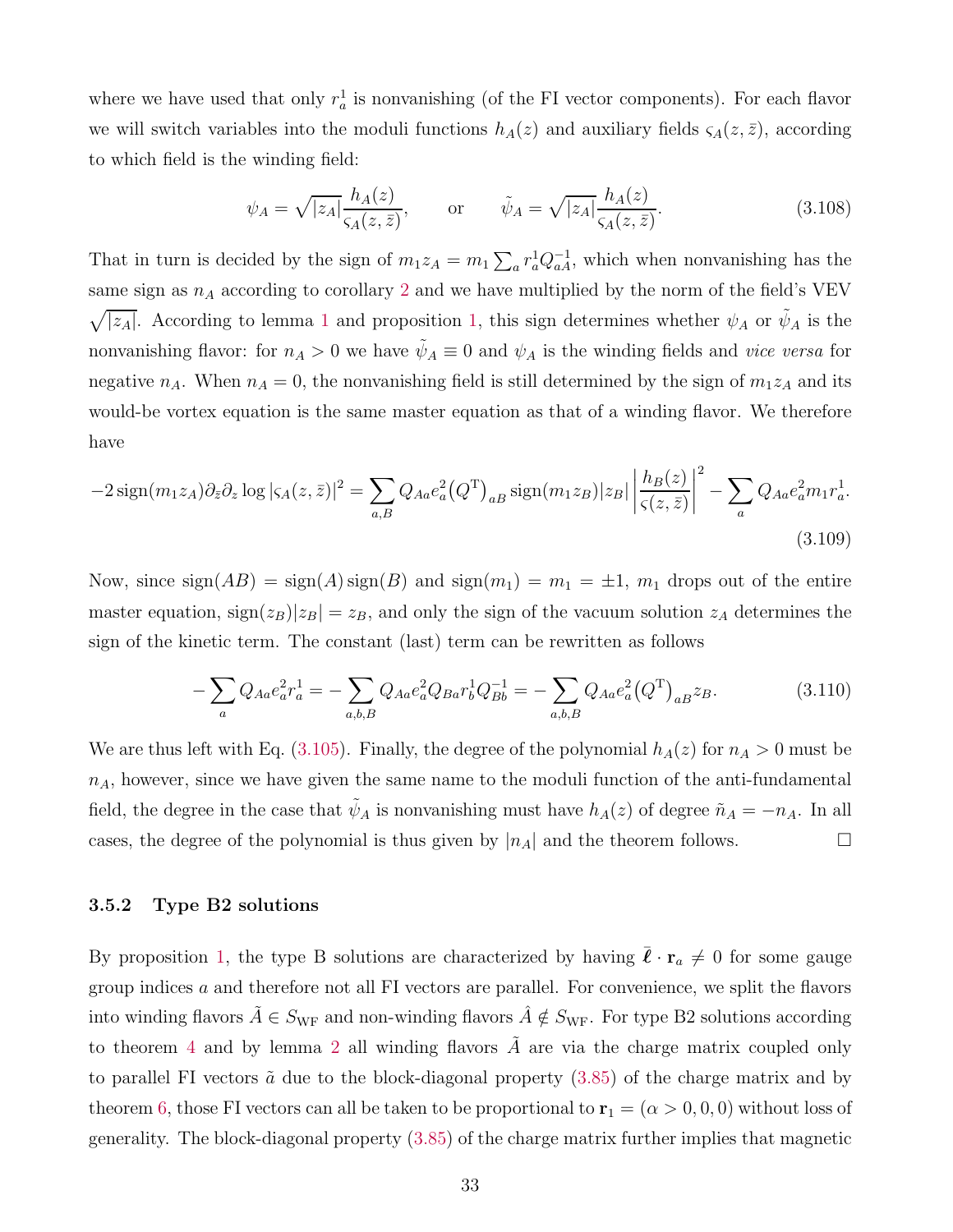where we have used that only $r_a^1$ is nonvanishing (of the FI vector components). For each flavor we will switch variables into the moduli functions $h_A(z)$ and auxiliary fields $\varsigma_A(z,\bar{z})$, according to which field is the winding field:

$$\psi_A = \sqrt{|z_A|}\frac{h_A(z)}{\varsigma_A(z,\bar{z})}, \qquad \text{or} \qquad \tilde{\psi}_A = \sqrt{|z_A|}\frac{h_A(z)}{\varsigma_A(z,\bar{z})}. \tag{3.108}$$

That in turn is decided by the sign of $m_1 z_A = m_1 \sum_a r_a^1 Q_{aA}^{-1}$, which when nonvanishing has the same sign as $n_A$ according to corollary 2 and we have multiplied by the norm of the field's VEV $\sqrt{|z_A|}$. According to lemma 1 and proposition 1, this sign determines whether $\psi_A$ or $\tilde{\psi}_A$ is the nonvanishing flavor: for $n_A > 0$ we have $\tilde{\psi}_A \equiv 0$ and $\psi_A$ is the winding fields and *vice versa* for negative $n_A$. When $n_A = 0$, the nonvanishing field is still determined by the sign of $m_1 z_A$ and its would-be vortex equation is the same master equation as that of a winding flavor. We therefore have

$$-2\,\mathrm{sign}(m_1 z_A)\partial_{\bar{z}}\partial_z \log|\varsigma_A(z,\bar{z})|^2 = \sum_{a,B} Q_{Aa}e_a^2\big(Q^{\mathrm{T}}\big)_{aB}\,\mathrm{sign}(m_1 z_B)|z_B|\left|\frac{h_B(z)}{\varsigma(z,\bar{z})}\right|^2 - \sum_a Q_{Aa}e_a^2 m_1 r_a^1. \tag{3.109}$$

Now, since $\mathrm{sign}(AB) = \mathrm{sign}(A)\,\mathrm{sign}(B)$ and $\mathrm{sign}(m_1) = m_1 = \pm 1$, $m_1$ drops out of the entire master equation, $\mathrm{sign}(z_B)|z_B| = z_B$, and only the sign of the vacuum solution $z_A$ determines the sign of the kinetic term. The constant (last) term can be rewritten as follows

$$-\sum_a Q_{Aa}e_a^2 r_a^1 = -\sum_{a,b,B} Q_{Aa}e_a^2 Q_{Ba} r_b^1 Q_{Bb}^{-1} = -\sum_{a,b,B} Q_{Aa}e_a^2\big(Q^{\mathrm{T}}\big)_{aB} z_B. \tag{3.110}$$

We are thus left with Eq. (3.105). Finally, the degree of the polynomial $h_A(z)$ for $n_A > 0$ must be $n_A$, however, since we have given the same name to the moduli function of the anti-fundamental field, the degree in the case that $\tilde{\psi}_A$ is nonvanishing must have $h_A(z)$ of degree $\tilde{n}_A = -n_A$. In all cases, the degree of the polynomial is thus given by $|n_A|$ and the theorem follows. □

### 3.5.2 Type B2 solutions

By proposition 1, the type B solutions are characterized by having $\bar{\boldsymbol{\ell}} \cdot \mathbf{r}_a \neq 0$ for some gauge group indices $a$ and therefore not all FI vectors are parallel. For convenience, we split the flavors into winding flavors $\tilde{A} \in S_{\mathrm{WF}}$ and non-winding flavors $\hat{A} \notin S_{\mathrm{WF}}$. For type B2 solutions according to theorem 4 and by lemma 2 all winding flavors $\tilde{A}$ are via the charge matrix coupled only to parallel FI vectors $\tilde{a}$ due to the block-diagonal property (3.85) of the charge matrix and by theorem 6, those FI vectors can all be taken to be proportional to $\mathbf{r}_1 = (\alpha > 0, 0, 0)$ without loss of generality. The block-diagonal property (3.85) of the charge matrix further implies that magnetic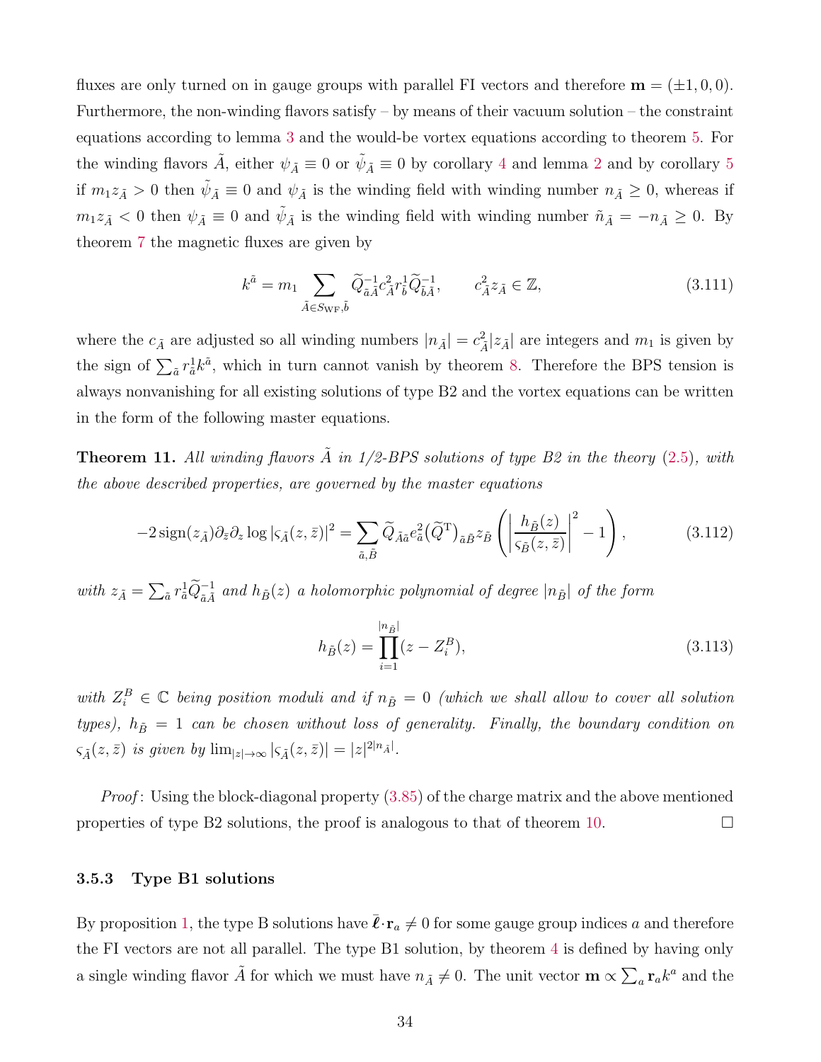fluxes are only turned on in gauge groups with parallel FI vectors and therefore $\mathbf{m} = (\pm 1, 0, 0)$. Furthermore, the non-winding flavors satisfy – by means of their vacuum solution – the constraint equations according to lemma 3 and the would-be vortex equations according to theorem 5. For the winding flavors $\tilde{A}$, either $\psi_{\tilde{A}} \equiv 0$ or $\tilde{\psi}_{\tilde{A}} \equiv 0$ by corollary 4 and lemma 2 and by corollary 5 if $m_1 z_{\tilde{A}} > 0$ then $\tilde{\psi}_{\tilde{A}} \equiv 0$ and $\psi_{\tilde{A}}$ is the winding field with winding number $n_{\tilde{A}} \geq 0$, whereas if $m_1 z_{\tilde{A}} < 0$ then $\psi_{\tilde{A}} \equiv 0$ and $\tilde{\psi}_{\tilde{A}}$ is the winding field with winding number $\tilde{n}_{\tilde{A}} = -n_{\tilde{A}} \geq 0$. By theorem 7 the magnetic fluxes are given by

$$k^{\tilde{a}} = m_1 \sum_{\tilde{A} \in S_{\rm WF}, \tilde{b}} \widetilde{Q}^{-1}_{\tilde{a}\tilde{A}} c^2_{\tilde{A}} r^1_{\tilde{b}} \widetilde{Q}^{-1}_{\tilde{b}\tilde{A}}, \qquad c^2_{\tilde{A}} z_{\tilde{A}} \in \mathbb{Z}, \tag{3.111}$$

where the $c_{\tilde{A}}$ are adjusted so all winding numbers $|n_{\tilde{A}}| = c^2_{\tilde{A}} |z_{\tilde{A}}|$ are integers and $m_1$ is given by the sign of $\sum_{\tilde{a}} r^1_{\tilde{a}} k^{\tilde{a}}$, which in turn cannot vanish by theorem 8. Therefore the BPS tension is always nonvanishing for all existing solutions of type B2 and the vortex equations can be written in the form of the following master equations.

**Theorem 11.** *All winding flavors $\tilde{A}$ in 1/2-BPS solutions of type B2 in the theory (2.5), with the above described properties, are governed by the master equations*

$$-2\,\mathrm{sign}(z_{\tilde{A}}) \partial_{\bar{z}} \partial_z \log |\varsigma_{\tilde{A}}(z,\bar{z})|^2 = \sum_{\tilde{a},\tilde{B}} \widetilde{Q}_{\tilde{A}\tilde{a}} e^2_{\tilde{a}} \big(\widetilde{Q}^{\rm T}\big)_{\tilde{a}\tilde{B}} z_{\tilde{B}} \left( \left| \frac{h_{\tilde{B}}(z)}{\varsigma_{\tilde{B}}(z,\bar{z})} \right|^2 - 1 \right), \tag{3.112}$$

*with $z_{\tilde{A}} = \sum_{\tilde{a}} r^1_{\tilde{a}} \widetilde{Q}^{-1}_{\tilde{a}\tilde{A}}$ and $h_{\tilde{B}}(z)$ a holomorphic polynomial of degree $|n_{\tilde{B}}|$ of the form*

$$h_{\tilde{B}}(z) = \prod_{i=1}^{|n_{\tilde{B}}|} (z - Z^B_i), \tag{3.113}$$

*with $Z^B_i \in \mathbb{C}$ being position moduli and if $n_{\tilde{B}} = 0$ (which we shall allow to cover all solution types), $h_{\tilde{B}} = 1$ can be chosen without loss of generality. Finally, the boundary condition on $\varsigma_{\tilde{A}}(z,\bar{z})$ is given by $\lim_{|z|\to\infty} |\varsigma_{\tilde{A}}(z,\bar{z})| = |z|^{2|n_{\tilde{A}}|}$.*

*Proof*: Using the block-diagonal property (3.85) of the charge matrix and the above mentioned properties of type B2 solutions, the proof is analogous to that of theorem 10. □

### 3.5.3 Type B1 solutions

By proposition 1, the type B solutions have $\bar{\boldsymbol{\ell}} \cdot \mathbf{r}_a \neq 0$ for some gauge group indices $a$ and therefore the FI vectors are not all parallel. The type B1 solution, by theorem 4 is defined by having only a single winding flavor $\tilde{A}$ for which we must have $n_{\tilde{A}} \neq 0$. The unit vector $\mathbf{m} \propto \sum_a \mathbf{r}_a k^a$ and the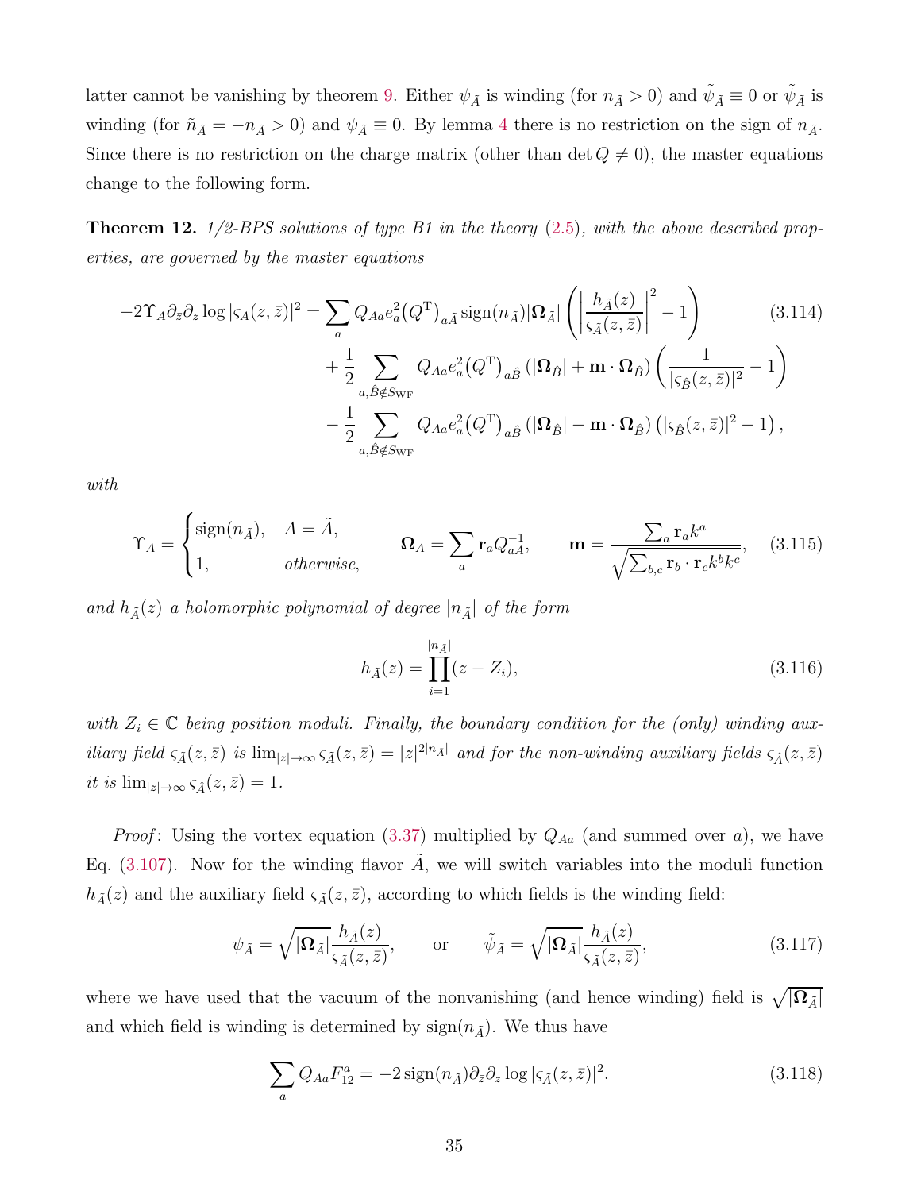latter cannot be vanishing by theorem 9. Either $\psi_{\tilde{A}}$ is winding (for $n_{\tilde{A}} > 0$) and $\tilde{\psi}_{\tilde{A}} \equiv 0$ or $\tilde{\psi}_{\tilde{A}}$ is winding (for $\tilde{n}_{\tilde{A}} = -n_{\tilde{A}} > 0$) and $\psi_{\tilde{A}} \equiv 0$. By lemma 4 there is no restriction on the sign of $n_{\tilde{A}}$. Since there is no restriction on the charge matrix (other than $\det Q \neq 0$), the master equations change to the following form.

**Theorem 12.** *1/2-BPS solutions of type B1 in the theory (2.5), with the above described properties, are governed by the master equations*

$$
\begin{aligned}
-2\Upsilon_A \partial_{\bar{z}}\partial_z \log|\varsigma_A(z,\bar{z})|^2 &= \sum_a Q_{Aa} e_a^2 \big(Q^{\mathrm{T}}\big)_{a\tilde{A}} \operatorname{sign}(n_{\tilde{A}}) |\mathbf{\Omega}_{\tilde{A}}| \left( \left| \frac{h_{\tilde{A}}(z)}{\varsigma_{\tilde{A}}(z,\bar{z})} \right|^2 - 1 \right) \\
&\quad + \frac{1}{2} \sum_{a,\hat{B}\notin S_{\mathrm{WF}}} Q_{Aa} e_a^2 \big(Q^{\mathrm{T}}\big)_{a\hat{B}} \left( |\mathbf{\Omega}_{\hat{B}}| + \mathbf{m}\cdot\mathbf{\Omega}_{\hat{B}} \right) \left( \frac{1}{|\varsigma_{\hat{B}}(z,\bar{z})|^2} - 1 \right) \\
&\quad - \frac{1}{2} \sum_{a,\hat{B}\notin S_{\mathrm{WF}}} Q_{Aa} e_a^2 \big(Q^{\mathrm{T}}\big)_{a\hat{B}} \left( |\mathbf{\Omega}_{\hat{B}}| - \mathbf{m}\cdot\mathbf{\Omega}_{\hat{B}} \right) \left( |\varsigma_{\hat{B}}(z,\bar{z})|^2 - 1 \right),
\end{aligned}
\tag{3.114}
$$

*with*

$$
\Upsilon_A = \begin{cases} \operatorname{sign}(n_{\tilde{A}}), & A = \tilde{A}, \\ 1, & \text{otherwise}, \end{cases} \qquad \mathbf{\Omega}_A = \sum_a \mathbf{r}_a Q^{-1}_{aA}, \qquad \mathbf{m} = \frac{\sum_a \mathbf{r}_a k^a}{\sqrt{\sum_{b,c} \mathbf{r}_b \cdot \mathbf{r}_c k^b k^c}}, \tag{3.115}
$$

*and $h_{\tilde{A}}(z)$ a holomorphic polynomial of degree $|n_{\tilde{A}}|$ of the form*

$$
h_{\tilde{A}}(z) = \prod_{i=1}^{|n_{\tilde{A}}|} (z - Z_i), \tag{3.116}
$$

*with $Z_i \in \mathbb{C}$ being position moduli. Finally, the boundary condition for the (only) winding auxiliary field $\varsigma_{\tilde{A}}(z,\bar{z})$ is $\lim_{|z|\to\infty} \varsigma_{\tilde{A}}(z,\bar{z}) = |z|^{2|n_{\tilde{A}}|}$ and for the non-winding auxiliary fields $\varsigma_{\hat{A}}(z,\bar{z})$ it is $\lim_{|z|\to\infty} \varsigma_{\hat{A}}(z,\bar{z}) = 1$.*

*Proof*: Using the vortex equation (3.37) multiplied by $Q_{Aa}$ (and summed over $a$), we have Eq. (3.107). Now for the winding flavor $\tilde{A}$, we will switch variables into the moduli function $h_{\tilde{A}}(z)$ and the auxiliary field $\varsigma_{\tilde{A}}(z,\bar{z})$, according to which fields is the winding field:

$$
\psi_{\tilde{A}} = \sqrt{|\mathbf{\Omega}_{\tilde{A}}|} \frac{h_{\tilde{A}}(z)}{\varsigma_{\tilde{A}}(z,\bar{z})}, \qquad \text{or} \qquad \tilde{\psi}_{\tilde{A}} = \sqrt{|\mathbf{\Omega}_{\tilde{A}}|} \frac{h_{\tilde{A}}(z)}{\varsigma_{\tilde{A}}(z,\bar{z})}, \tag{3.117}
$$

where we have used that the vacuum of the nonvanishing (and hence winding) field is $\sqrt{|\mathbf{\Omega}_{\tilde{A}}|}$ and which field is winding is determined by $\operatorname{sign}(n_{\tilde{A}})$. We thus have

$$
\sum_a Q_{Aa} F_{12}^a = -2\operatorname{sign}(n_{\tilde{A}}) \partial_{\bar{z}}\partial_z \log|\varsigma_{\tilde{A}}(z,\bar{z})|^2. \tag{3.118}
$$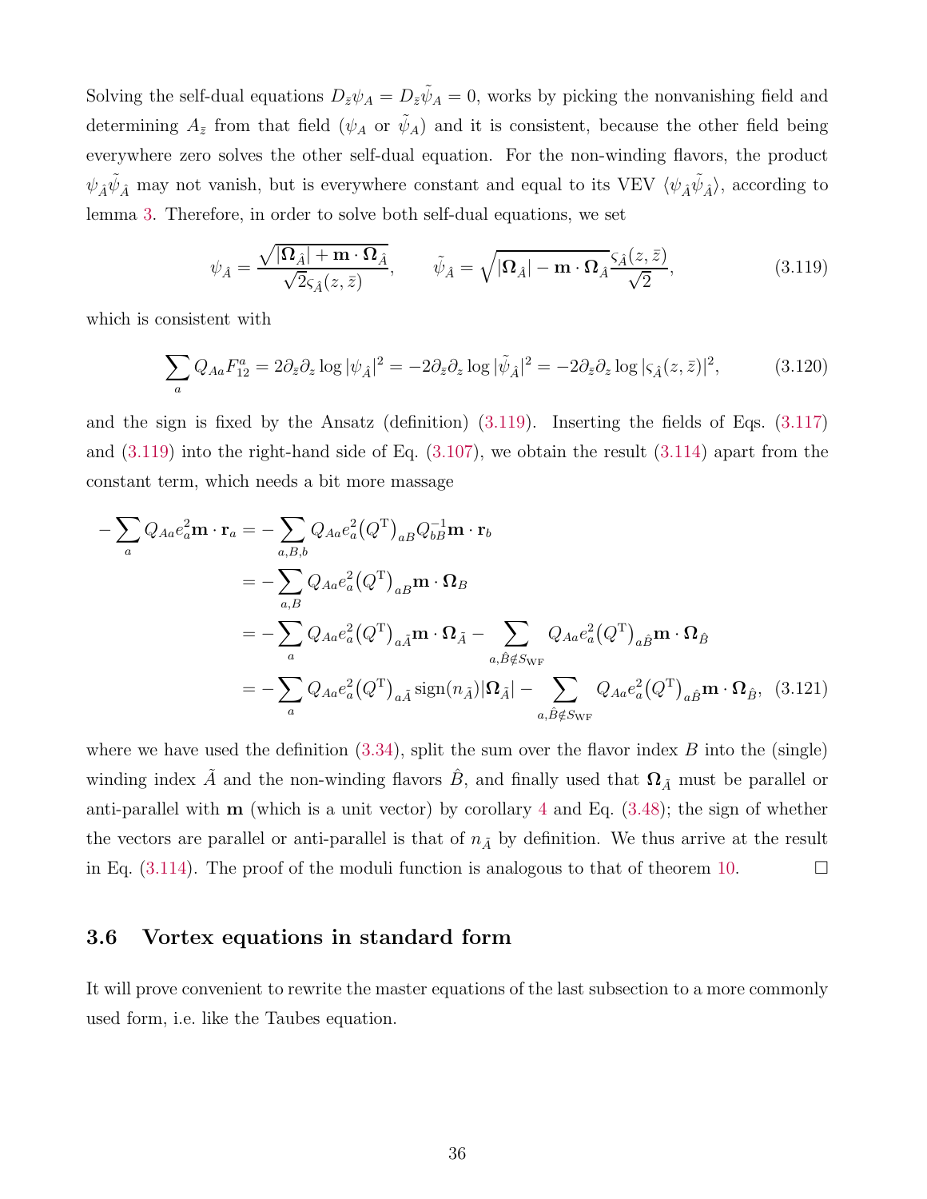Solving the self-dual equations $D_{\bar{z}}\psi_A = D_{\bar{z}}\tilde{\psi}_A = 0$, works by picking the nonvanishing field and determining $A_{\bar{z}}$ from that field ($\psi_A$ or $\tilde{\psi}_A$) and it is consistent, because the other field being everywhere zero solves the other self-dual equation. For the non-winding flavors, the product $\psi_{\hat{A}}\tilde{\psi}_{\hat{A}}$ may not vanish, but is everywhere constant and equal to its VEV $\langle\psi_{\hat{A}}\tilde{\psi}_{\hat{A}}\rangle$, according to lemma 3. Therefore, in order to solve both self-dual equations, we set

$$\psi_{\hat{A}} = \frac{\sqrt{|\mathbf{\Omega}_{\hat{A}}| + \mathbf{m}\cdot\mathbf{\Omega}_{\hat{A}}}}{\sqrt{2}\varsigma_{\hat{A}}(z,\bar{z})}, \qquad \tilde{\psi}_{\hat{A}} = \sqrt{|\mathbf{\Omega}_{\hat{A}}| - \mathbf{m}\cdot\mathbf{\Omega}_{\hat{A}}}\frac{\varsigma_{\hat{A}}(z,\bar{z})}{\sqrt{2}}, \tag{3.119}$$

which is consistent with

$$\sum_a Q_{Aa}F_{12}^a = 2\partial_{\bar{z}}\partial_z \log|\psi_{\hat{A}}|^2 = -2\partial_{\bar{z}}\partial_z \log|\tilde{\psi}_{\hat{A}}|^2 = -2\partial_{\bar{z}}\partial_z \log|\varsigma_{\hat{A}}(z,\bar{z})|^2, \tag{3.120}$$

and the sign is fixed by the Ansatz (definition) (3.119). Inserting the fields of Eqs. (3.117) and (3.119) into the right-hand side of Eq. (3.107), we obtain the result (3.114) apart from the constant term, which needs a bit more massage

$$\begin{aligned}
-\sum_a Q_{Aa}e_a^2\mathbf{m}\cdot\mathbf{r}_a &= -\sum_{a,B,b} Q_{Aa}e_a^2\big(Q^{\mathrm{T}}\big)_{aB}Q^{-1}_{bB}\mathbf{m}\cdot\mathbf{r}_b\\
&= -\sum_{a,B} Q_{Aa}e_a^2\big(Q^{\mathrm{T}}\big)_{aB}\mathbf{m}\cdot\mathbf{\Omega}_B\\
&= -\sum_{a} Q_{Aa}e_a^2\big(Q^{\mathrm{T}}\big)_{a\tilde{A}}\mathbf{m}\cdot\mathbf{\Omega}_{\tilde{A}} - \sum_{a,\hat{B}\notin S_{\mathrm{WF}}} Q_{Aa}e_a^2\big(Q^{\mathrm{T}}\big)_{a\hat{B}}\mathbf{m}\cdot\mathbf{\Omega}_{\hat{B}}\\
&= -\sum_{a} Q_{Aa}e_a^2\big(Q^{\mathrm{T}}\big)_{a\tilde{A}}\operatorname{sign}(n_{\tilde{A}})|\mathbf{\Omega}_{\tilde{A}}| - \sum_{a,\hat{B}\notin S_{\mathrm{WF}}} Q_{Aa}e_a^2\big(Q^{\mathrm{T}}\big)_{a\hat{B}}\mathbf{m}\cdot\mathbf{\Omega}_{\hat{B}},
\end{aligned} \tag{3.121}$$

where we have used the definition (3.34), split the sum over the flavor index $B$ into the (single) winding index $\tilde{A}$ and the non-winding flavors $\hat{B}$, and finally used that $\mathbf{\Omega}_{\tilde{A}}$ must be parallel or anti-parallel with $\mathbf{m}$ (which is a unit vector) by corollary 4 and Eq. (3.48); the sign of whether the vectors are parallel or anti-parallel is that of $n_{\tilde{A}}$ by definition. We thus arrive at the result in Eq. (3.114). The proof of the moduli function is analogous to that of theorem 10. □

### 3.6 Vortex equations in standard form

It will prove convenient to rewrite the master equations of the last subsection to a more commonly used form, i.e. like the Taubes equation.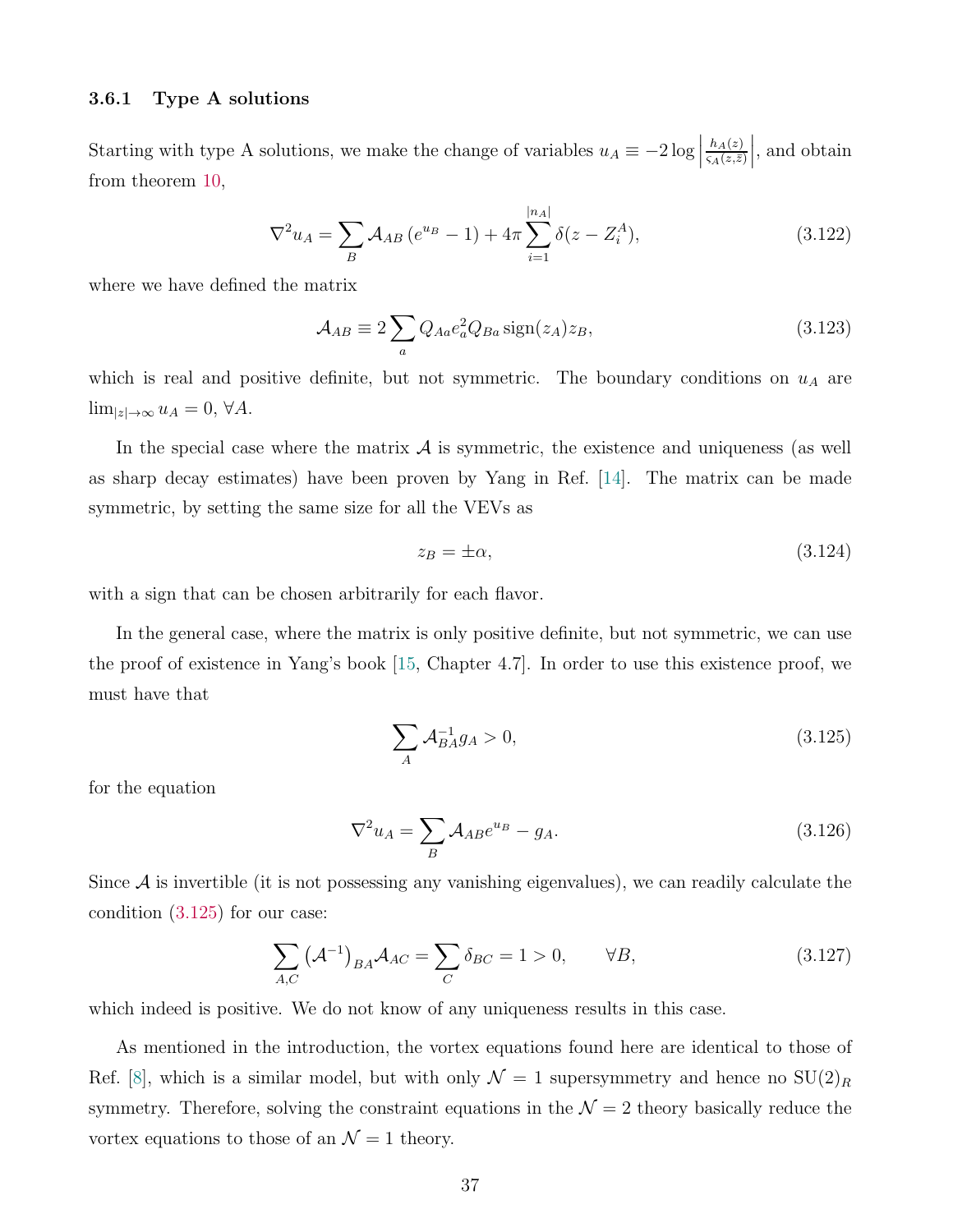### 3.6.1 Type A solutions

Starting with type A solutions, we make the change of variables $u_A \equiv -2\log\left|\frac{h_A(z)}{\varsigma_A(z,\bar{z})}\right|$, and obtain from theorem 10,

$$\nabla^2 u_A = \sum_B \mathcal{A}_{AB}\left(e^{u_B} - 1\right) + 4\pi \sum_{i=1}^{|n_A|} \delta(z - Z_i^A), \tag{3.122}$$

where we have defined the matrix

$$\mathcal{A}_{AB} \equiv 2\sum_a Q_{Aa} e_a^2 Q_{Ba}\,\mathrm{sign}(z_A) z_B, \tag{3.123}$$

which is real and positive definite, but not symmetric. The boundary conditions on $u_A$ are $\lim_{|z|\to\infty} u_A = 0$, $\forall A$.

In the special case where the matrix $\mathcal{A}$ is symmetric, the existence and uniqueness (as well as sharp decay estimates) have been proven by Yang in Ref. [14]. The matrix can be made symmetric, by setting the same size for all the VEVs as

$$z_B = \pm\alpha, \tag{3.124}$$

with a sign that can be chosen arbitrarily for each flavor.

In the general case, where the matrix is only positive definite, but not symmetric, we can use the proof of existence in Yang's book [15, Chapter 4.7]. In order to use this existence proof, we must have that

$$\sum_A \mathcal{A}_{BA}^{-1} g_A > 0, \tag{3.125}$$

for the equation

$$\nabla^2 u_A = \sum_B \mathcal{A}_{AB} e^{u_B} - g_A. \tag{3.126}$$

Since $\mathcal{A}$ is invertible (it is not possessing any vanishing eigenvalues), we can readily calculate the condition (3.125) for our case:

$$\sum_{A,C} \left(\mathcal{A}^{-1}\right)_{BA} \mathcal{A}_{AC} = \sum_C \delta_{BC} = 1 > 0, \qquad \forall B, \tag{3.127}$$

which indeed is positive. We do not know of any uniqueness results in this case.

As mentioned in the introduction, the vortex equations found here are identical to those of Ref. [8], which is a similar model, but with only $\mathcal{N}=1$ supersymmetry and hence no $\mathrm{SU}(2)_R$ symmetry. Therefore, solving the constraint equations in the $\mathcal{N}=2$ theory basically reduce the vortex equations to those of an $\mathcal{N}=1$ theory.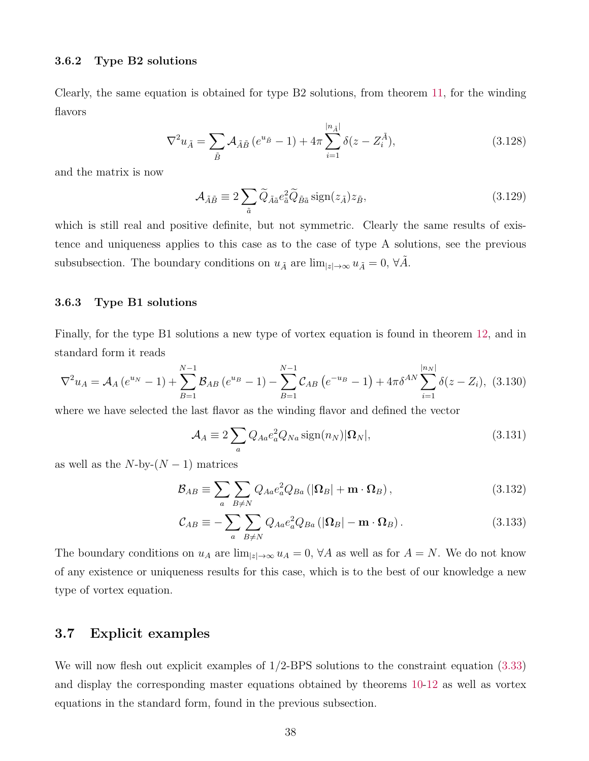### 3.6.2 Type B2 solutions

Clearly, the same equation is obtained for type B2 solutions, from theorem 11, for the winding flavors

$$\nabla^2 u_{\tilde{A}} = \sum_{\tilde{B}} \mathcal{A}_{\tilde{A}\tilde{B}} \left(e^{u_{\tilde{B}}} - 1\right) + 4\pi \sum_{i=1}^{|n_{\tilde{A}}|} \delta(z - Z_i^{\tilde{A}}), \tag{3.128}$$

and the matrix is now

$$\mathcal{A}_{\tilde{A}\tilde{B}} \equiv 2 \sum_{\tilde{a}} \widetilde{Q}_{\tilde{A}\tilde{a}} e_{\tilde{a}}^2 \widetilde{Q}_{\tilde{B}\tilde{a}} \operatorname{sign}(z_{\tilde{A}}) z_{\tilde{B}}, \tag{3.129}$$

which is still real and positive definite, but not symmetric. Clearly the same results of existence and uniqueness applies to this case as to the case of type A solutions, see the previous subsubsection. The boundary conditions on $u_{\tilde{A}}$ are $\lim_{|z|\to\infty} u_{\tilde{A}} = 0$, $\forall \tilde{A}$.

### 3.6.3 Type B1 solutions

Finally, for the type B1 solutions a new type of vortex equation is found in theorem 12, and in standard form it reads

$$\nabla^2 u_A = \mathcal{A}_A \left(e^{u_N} - 1\right) + \sum_{B=1}^{N-1} \mathcal{B}_{AB} \left(e^{u_B} - 1\right) - \sum_{B=1}^{N-1} \mathcal{C}_{AB} \left(e^{-u_B} - 1\right) + 4\pi \delta^{AN} \sum_{i=1}^{|n_N|} \delta(z - Z_i), \tag{3.130}$$

where we have selected the last flavor as the winding flavor and defined the vector

$$\mathcal{A}_A \equiv 2 \sum_a Q_{Aa} e_a^2 Q_{Na} \operatorname{sign}(n_N) |\mathbf{\Omega}_N|, \tag{3.131}$$

as well as the $N$-by-$(N-1)$ matrices

$$\mathcal{B}_{AB} \equiv \sum_a \sum_{B \neq N} Q_{Aa} e_a^2 Q_{Ba} \left(|\mathbf{\Omega}_B| + \mathbf{m} \cdot \mathbf{\Omega}_B\right), \tag{3.132}$$

$$\mathcal{C}_{AB} \equiv -\sum_a \sum_{B \neq N} Q_{Aa} e_a^2 Q_{Ba} \left(|\mathbf{\Omega}_B| - \mathbf{m} \cdot \mathbf{\Omega}_B\right). \tag{3.133}$$

The boundary conditions on $u_A$ are $\lim_{|z|\to\infty} u_A = 0$, $\forall A$ as well as for $A = N$. We do not know of any existence or uniqueness results for this case, which is to the best of our knowledge a new type of vortex equation.

## 3.7 Explicit examples

We will now flesh out explicit examples of 1/2-BPS solutions to the constraint equation (3.33) and display the corresponding master equations obtained by theorems 10-12 as well as vortex equations in the standard form, found in the previous subsection.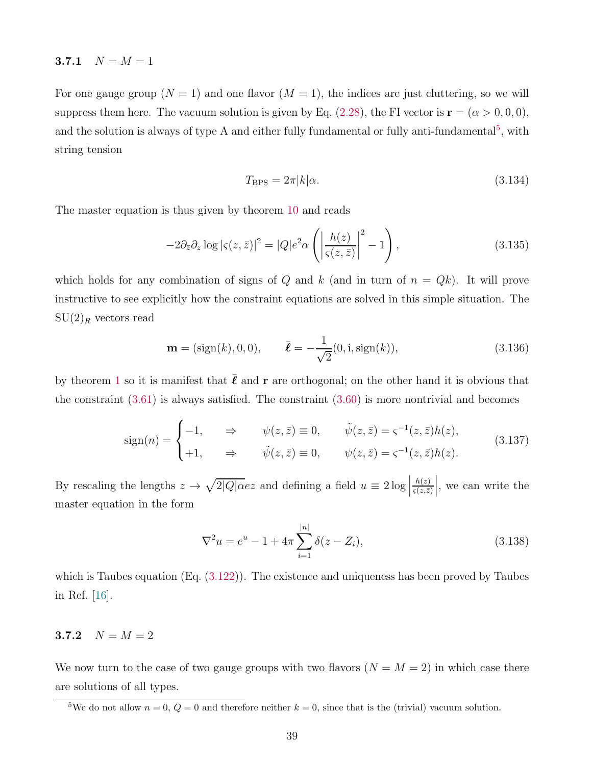### 3.7.1 $N = M = 1$

For one gauge group ($N = 1$) and one flavor ($M = 1$), the indices are just cluttering, so we will suppress them here. The vacuum solution is given by Eq. (2.28), the FI vector is $\mathbf{r} = (\alpha > 0, 0, 0)$, and the solution is always of type A and either fully fundamental or fully anti-fundamental[5], with string tension

$$T_{\text{BPS}} = 2\pi|k|\alpha. \tag{3.134}$$

The master equation is thus given by theorem 10 and reads

$$-2\partial_{\bar{z}}\partial_z \log|\varsigma(z,\bar{z})|^2 = |Q|e^2\alpha\left(\left|\frac{h(z)}{\varsigma(z,\bar{z})}\right|^2 - 1\right), \tag{3.135}$$

which holds for any combination of signs of $Q$ and $k$ (and in turn of $n = Qk$). It will prove instructive to see explicitly how the constraint equations are solved in this simple situation. The $\text{SU}(2)_R$ vectors read

$$\mathbf{m} = (\text{sign}(k), 0, 0), \qquad \bar{\boldsymbol{\ell}} = -\frac{1}{\sqrt{2}}(0, \text{i}, \text{sign}(k)), \tag{3.136}$$

by theorem 1 so it is manifest that $\bar{\boldsymbol{\ell}}$ and $\mathbf{r}$ are orthogonal; on the other hand it is obvious that the constraint (3.61) is always satisfied. The constraint (3.60) is more nontrivial and becomes

$$\text{sign}(n) = \begin{cases} -1, & \Rightarrow \qquad \psi(z,\bar{z}) \equiv 0, \qquad \tilde{\psi}(z,\bar{z}) = \varsigma^{-1}(z,\bar{z})h(z), \\ +1, & \Rightarrow \qquad \tilde{\psi}(z,\bar{z}) \equiv 0, \qquad \psi(z,\bar{z}) = \varsigma^{-1}(z,\bar{z})h(z). \end{cases} \tag{3.137}$$

By rescaling the lengths $z \to \sqrt{2|Q|\alpha}ez$ and defining a field $u \equiv 2\log\left|\frac{h(z)}{\varsigma(z,\bar{z})}\right|$, we can write the master equation in the form

$$\nabla^2 u = e^u - 1 + 4\pi\sum_{i=1}^{|n|}\delta(z - Z_i), \tag{3.138}$$

which is Taubes equation (Eq. (3.122)). The existence and uniqueness has been proved by Taubes in Ref. [16].

### 3.7.2 $N = M = 2$

We now turn to the case of two gauge groups with two flavors ($N = M = 2$) in which case there are solutions of all types.

[5] We do not allow $n = 0$, $Q = 0$ and therefore neither $k = 0$, since that is the (trivial) vacuum solution.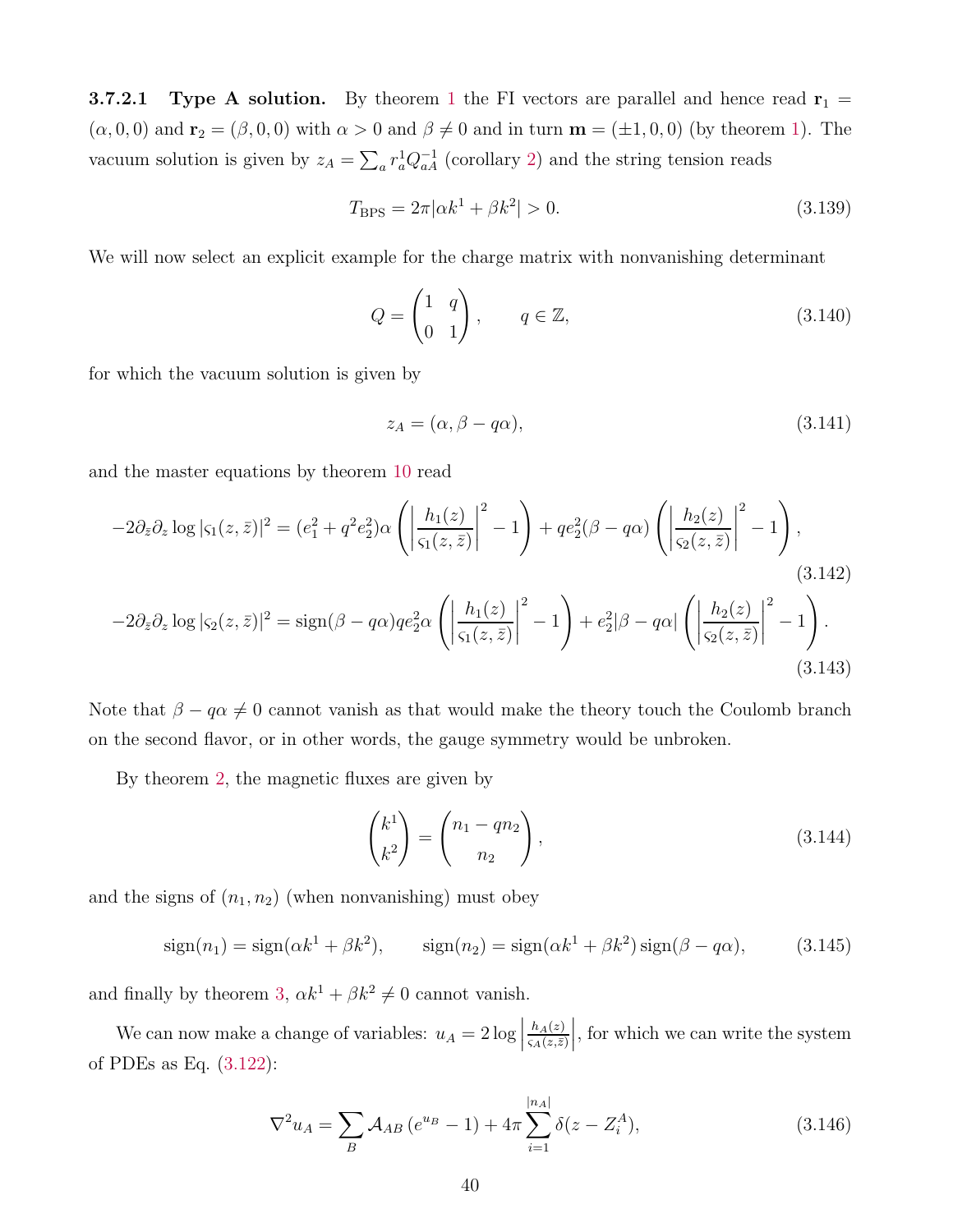#### 3.7.2.1 Type A solution.

By theorem 1 the FI vectors are parallel and hence read $\mathbf{r}_1 = (\alpha, 0, 0)$ and $\mathbf{r}_2 = (\beta, 0, 0)$ with $\alpha > 0$ and $\beta \neq 0$ and in turn $\mathbf{m} = (\pm 1, 0, 0)$ (by theorem 1). The vacuum solution is given by $z_A = \sum_a r_a^1 Q_{aA}^{-1}$ (corollary 2) and the string tension reads

$$T_{\rm BPS} = 2\pi|\alpha k^1 + \beta k^2| > 0. \tag{3.139}$$

We will now select an explicit example for the charge matrix with nonvanishing determinant

$$Q = \begin{pmatrix} 1 & q \\ 0 & 1 \end{pmatrix}, \qquad q \in \mathbb{Z}, \tag{3.140}$$

for which the vacuum solution is given by

$$z_A = (\alpha, \beta - q\alpha), \tag{3.141}$$

and the master equations by theorem 10 read

$$-2\partial_{\bar{z}}\partial_z \log|\varsigma_1(z,\bar{z})|^2 = (e_1^2 + q^2 e_2^2)\alpha\left(\left|\frac{h_1(z)}{\varsigma_1(z,\bar{z})}\right|^2 - 1\right) + q e_2^2(\beta - q\alpha)\left(\left|\frac{h_2(z)}{\varsigma_2(z,\bar{z})}\right|^2 - 1\right), \tag{3.142}$$

$$-2\partial_{\bar{z}}\partial_z \log|\varsigma_2(z,\bar{z})|^2 = \operatorname{sign}(\beta - q\alpha) q e_2^2 \alpha\left(\left|\frac{h_1(z)}{\varsigma_1(z,\bar{z})}\right|^2 - 1\right) + e_2^2|\beta - q\alpha|\left(\left|\frac{h_2(z)}{\varsigma_2(z,\bar{z})}\right|^2 - 1\right). \tag{3.143}$$

Note that $\beta - q\alpha \neq 0$ cannot vanish as that would make the theory touch the Coulomb branch on the second flavor, or in other words, the gauge symmetry would be unbroken.

By theorem 2, the magnetic fluxes are given by

$$\begin{pmatrix} k^1 \\ k^2 \end{pmatrix} = \begin{pmatrix} n_1 - q n_2 \\ n_2 \end{pmatrix}, \tag{3.144}$$

and the signs of $(n_1, n_2)$ (when nonvanishing) must obey

$$\operatorname{sign}(n_1) = \operatorname{sign}(\alpha k^1 + \beta k^2), \qquad \operatorname{sign}(n_2) = \operatorname{sign}(\alpha k^1 + \beta k^2)\operatorname{sign}(\beta - q\alpha), \tag{3.145}$$

and finally by theorem 3, $\alpha k^1 + \beta k^2 \neq 0$ cannot vanish.

We can now make a change of variables: $u_A = 2\log\left|\frac{h_A(z)}{\varsigma_A(z,\bar{z})}\right|$, for which we can write the system of PDEs as Eq. (3.122):

$$\nabla^2 u_A = \sum_B \mathcal{A}_{AB}\left(e^{u_B} - 1\right) + 4\pi\sum_{i=1}^{|n_A|}\delta(z - Z_i^A), \tag{3.146}$$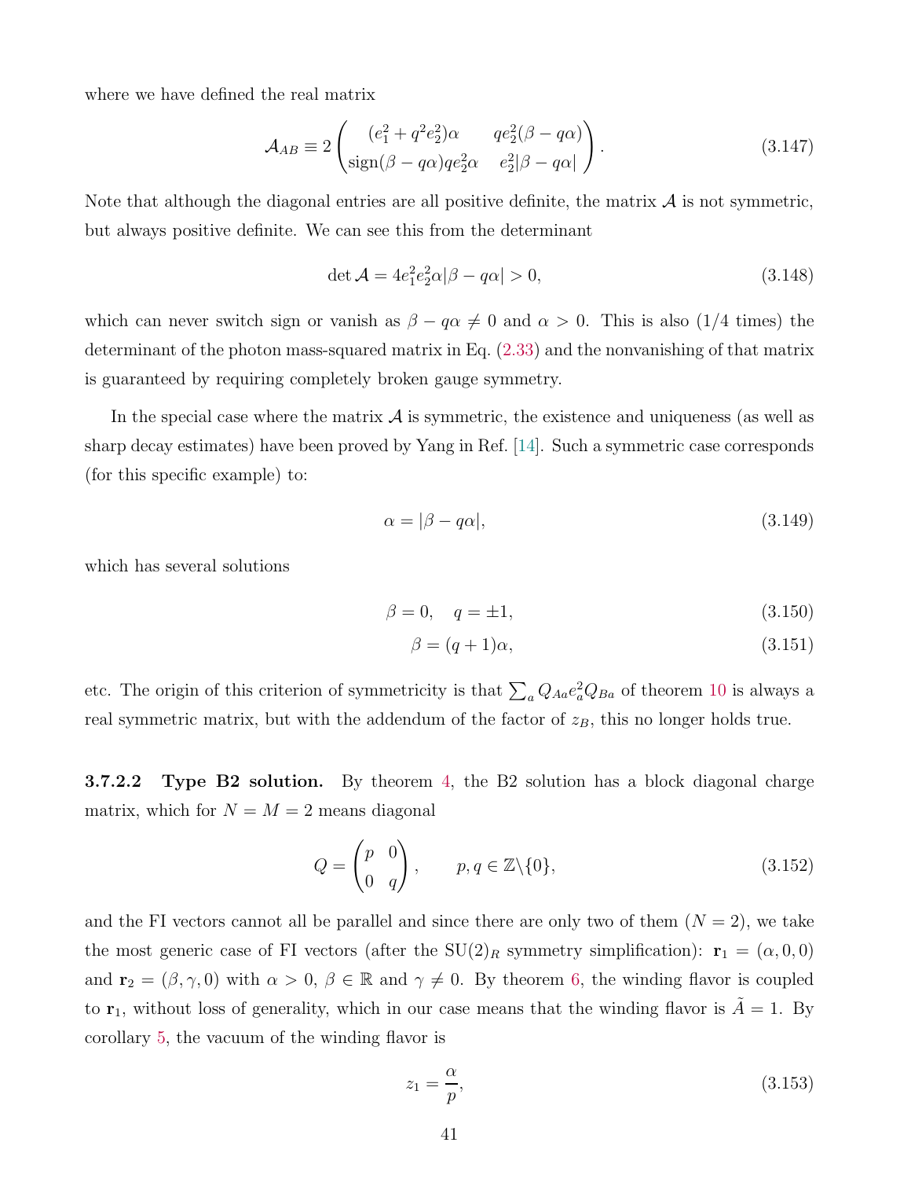where we have defined the real matrix

$$\mathcal{A}_{AB} \equiv 2\begin{pmatrix} (e_1^2+q^2e_2^2)\alpha & qe_2^2(\beta-q\alpha) \\ \operatorname{sign}(\beta-q\alpha)qe_2^2\alpha & e_2^2|\beta-q\alpha| \end{pmatrix}. \tag{3.147}$$

Note that although the diagonal entries are all positive definite, the matrix $\mathcal{A}$ is not symmetric, but always positive definite. We can see this from the determinant

$$\det\mathcal{A} = 4e_1^2e_2^2\alpha|\beta-q\alpha| > 0, \tag{3.148}$$

which can never switch sign or vanish as $\beta - q\alpha \neq 0$ and $\alpha > 0$. This is also (1/4 times) the determinant of the photon mass-squared matrix in Eq. (2.33) and the nonvanishing of that matrix is guaranteed by requiring completely broken gauge symmetry.

In the special case where the matrix $\mathcal{A}$ is symmetric, the existence and uniqueness (as well as sharp decay estimates) have been proved by Yang in Ref. [14]. Such a symmetric case corresponds (for this specific example) to:

$$\alpha = |\beta - q\alpha|, \tag{3.149}$$

which has several solutions

$$\beta = 0, \quad q = \pm 1, \tag{3.150}$$

$$\beta = (q+1)\alpha, \tag{3.151}$$

etc. The origin of this criterion of symmetricity is that $\sum_a Q_{Aa}e_a^2Q_{Ba}$ of theorem 10 is always a real symmetric matrix, but with the addendum of the factor of $z_B$, this no longer holds true.

#### 3.7.2.2 Type B2 solution.

By theorem 4, the B2 solution has a block diagonal charge matrix, which for $N = M = 2$ means diagonal

$$Q = \begin{pmatrix} p & 0 \\ 0 & q \end{pmatrix}, \qquad p, q \in \mathbb{Z}\backslash\{0\}, \tag{3.152}$$

and the FI vectors cannot all be parallel and since there are only two of them ($N = 2$), we take the most generic case of FI vectors (after the $\mathrm{SU}(2)_R$ symmetry simplification): $\mathbf{r}_1 = (\alpha, 0, 0)$ and $\mathbf{r}_2 = (\beta, \gamma, 0)$ with $\alpha > 0$, $\beta \in \mathbb{R}$ and $\gamma \neq 0$. By theorem 6, the winding flavor is coupled to $\mathbf{r}_1$, without loss of generality, which in our case means that the winding flavor is $\tilde{A} = 1$. By corollary 5, the vacuum of the winding flavor is

$$z_1 = \frac{\alpha}{p}, \tag{3.153}$$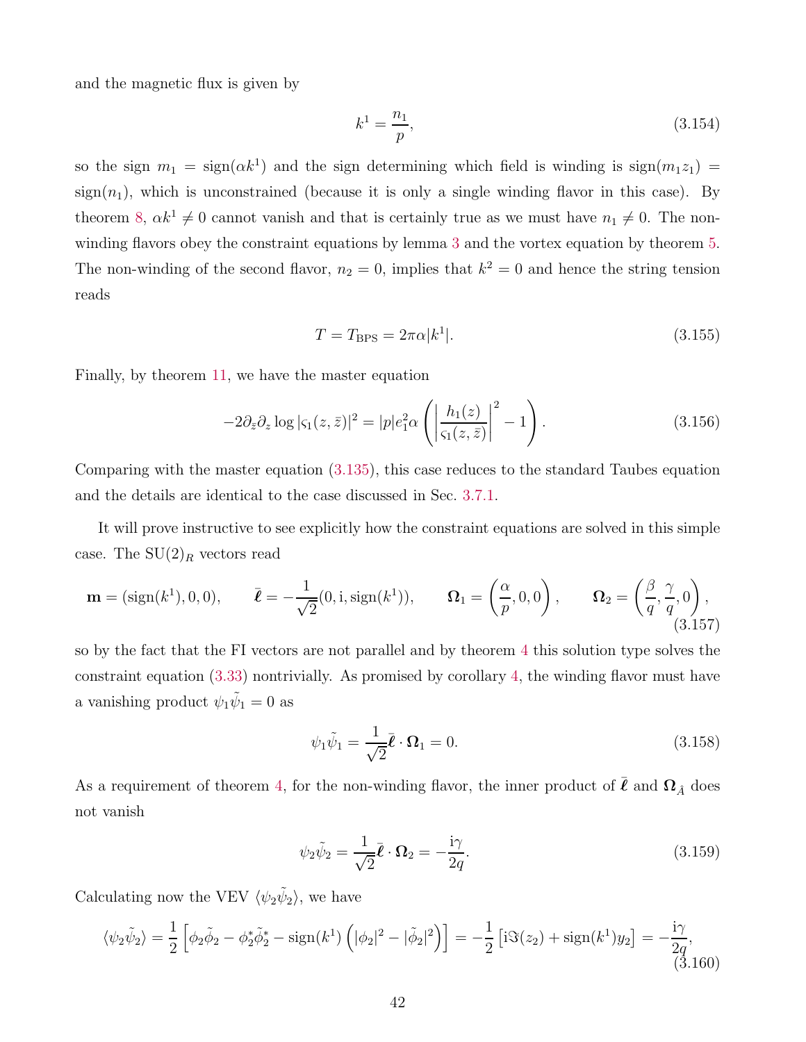and the magnetic flux is given by

$$k^1 = \frac{n_1}{p}, \tag{3.154}$$

so the sign $m_1 = \mathrm{sign}(\alpha k^1)$ and the sign determining which field is winding is $\mathrm{sign}(m_1 z_1) = \mathrm{sign}(n_1)$, which is unconstrained (because it is only a single winding flavor in this case). By theorem 8, $\alpha k^1 \neq 0$ cannot vanish and that is certainly true as we must have $n_1 \neq 0$. The non-winding flavors obey the constraint equations by lemma 3 and the vortex equation by theorem 5. The non-winding of the second flavor, $n_2 = 0$, implies that $k^2 = 0$ and hence the string tension reads

$$T = T_{\mathrm{BPS}} = 2\pi\alpha|k^1|. \tag{3.155}$$

Finally, by theorem 11, we have the master equation

$$-2\partial_{\bar{z}}\partial_z \log|\varsigma_1(z,\bar{z})|^2 = |p|e_1^2\alpha\left(\left|\frac{h_1(z)}{\varsigma_1(z,\bar{z})}\right|^2 - 1\right). \tag{3.156}$$

Comparing with the master equation (3.135), this case reduces to the standard Taubes equation and the details are identical to the case discussed in Sec. 3.7.1.

It will prove instructive to see explicitly how the constraint equations are solved in this simple case. The $\mathrm{SU}(2)_R$ vectors read

$$\mathbf{m} = (\mathrm{sign}(k^1), 0, 0), \qquad \bar{\boldsymbol{\ell}} = -\frac{1}{\sqrt{2}}(0, \mathrm{i}, \mathrm{sign}(k^1)), \qquad \boldsymbol{\Omega}_1 = \left(\frac{\alpha}{p}, 0, 0\right), \qquad \boldsymbol{\Omega}_2 = \left(\frac{\beta}{q}, \frac{\gamma}{q}, 0\right), \tag{3.157}$$

so by the fact that the FI vectors are not parallel and by theorem 4 this solution type solves the constraint equation (3.33) nontrivially. As promised by corollary 4, the winding flavor must have a vanishing product $\psi_1\tilde{\psi}_1 = 0$ as

$$\psi_1\tilde{\psi}_1 = \frac{1}{\sqrt{2}}\bar{\boldsymbol{\ell}}\cdot\boldsymbol{\Omega}_1 = 0. \tag{3.158}$$

As a requirement of theorem 4, for the non-winding flavor, the inner product of $\bar{\boldsymbol{\ell}}$ and $\boldsymbol{\Omega}_{\hat{A}}$ does not vanish

$$\psi_2\tilde{\psi}_2 = \frac{1}{\sqrt{2}}\bar{\boldsymbol{\ell}}\cdot\boldsymbol{\Omega}_2 = -\frac{\mathrm{i}\gamma}{2q}. \tag{3.159}$$

Calculating now the VEV $\langle\psi_2\tilde{\psi}_2\rangle$, we have

$$\langle\psi_2\tilde{\psi}_2\rangle = \frac{1}{2}\left[\phi_2\tilde{\phi}_2 - \phi_2^*\tilde{\phi}_2^* - \mathrm{sign}(k^1)\left(|\phi_2|^2 - |\tilde{\phi}_2|^2\right)\right] = -\frac{1}{2}\left[\mathrm{i}\Im(z_2) + \mathrm{sign}(k^1)y_2\right] = -\frac{\mathrm{i}\gamma}{2q}, \tag{3.160}$$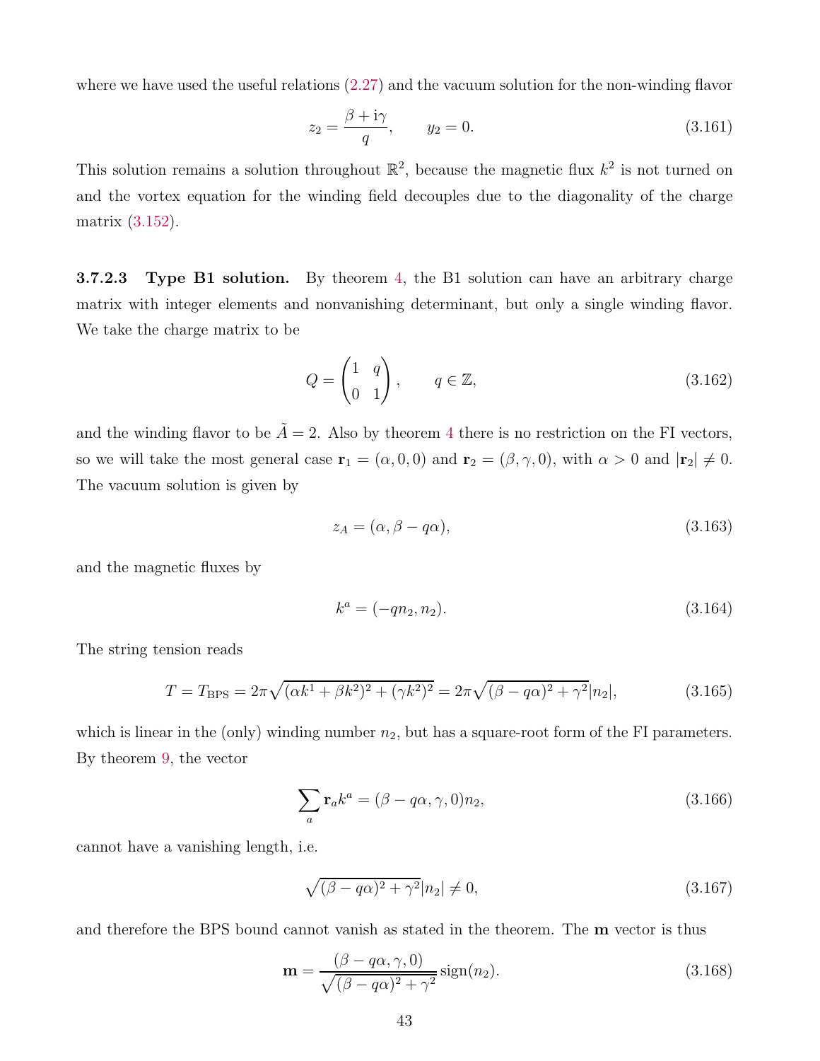where we have used the useful relations (2.27) and the vacuum solution for the non-winding flavor

$$z_2 = \frac{\beta + \mathrm{i}\gamma}{q}, \qquad y_2 = 0. \tag{3.161}$$

This solution remains a solution throughout $\mathbb{R}^2$, because the magnetic flux $k^2$ is not turned on and the vortex equation for the winding field decouples due to the diagonality of the charge matrix (3.152).

#### 3.7.2.3 Type B1 solution.

By theorem 4, the B1 solution can have an arbitrary charge matrix with integer elements and nonvanishing determinant, but only a single winding flavor. We take the charge matrix to be

$$Q = \begin{pmatrix} 1 & q \\ 0 & 1 \end{pmatrix}, \qquad q \in \mathbb{Z}, \tag{3.162}$$

and the winding flavor to be $\tilde{A} = 2$. Also by theorem 4 there is no restriction on the FI vectors, so we will take the most general case $\mathbf{r}_1 = (\alpha, 0, 0)$ and $\mathbf{r}_2 = (\beta, \gamma, 0)$, with $\alpha > 0$ and $|\mathbf{r}_2| \neq 0$. The vacuum solution is given by

$$z_A = (\alpha, \beta - q\alpha), \tag{3.163}$$

and the magnetic fluxes by

$$k^a = (-qn_2, n_2). \tag{3.164}$$

The string tension reads

$$T = T_{\mathrm{BPS}} = 2\pi\sqrt{(\alpha k^1 + \beta k^2)^2 + (\gamma k^2)^2} = 2\pi\sqrt{(\beta - q\alpha)^2 + \gamma^2}\,|n_2|, \tag{3.165}$$

which is linear in the (only) winding number $n_2$, but has a square-root form of the FI parameters. By theorem 9, the vector

$$\sum_a \mathbf{r}_a k^a = (\beta - q\alpha, \gamma, 0)n_2, \tag{3.166}$$

cannot have a vanishing length, i.e.

$$\sqrt{(\beta - q\alpha)^2 + \gamma^2}\,|n_2| \neq 0, \tag{3.167}$$

and therefore the BPS bound cannot vanish as stated in the theorem. The $\mathbf{m}$ vector is thus

$$\mathbf{m} = \frac{(\beta - q\alpha, \gamma, 0)}{\sqrt{(\beta - q\alpha)^2 + \gamma^2}}\,\mathrm{sign}(n_2). \tag{3.168}$$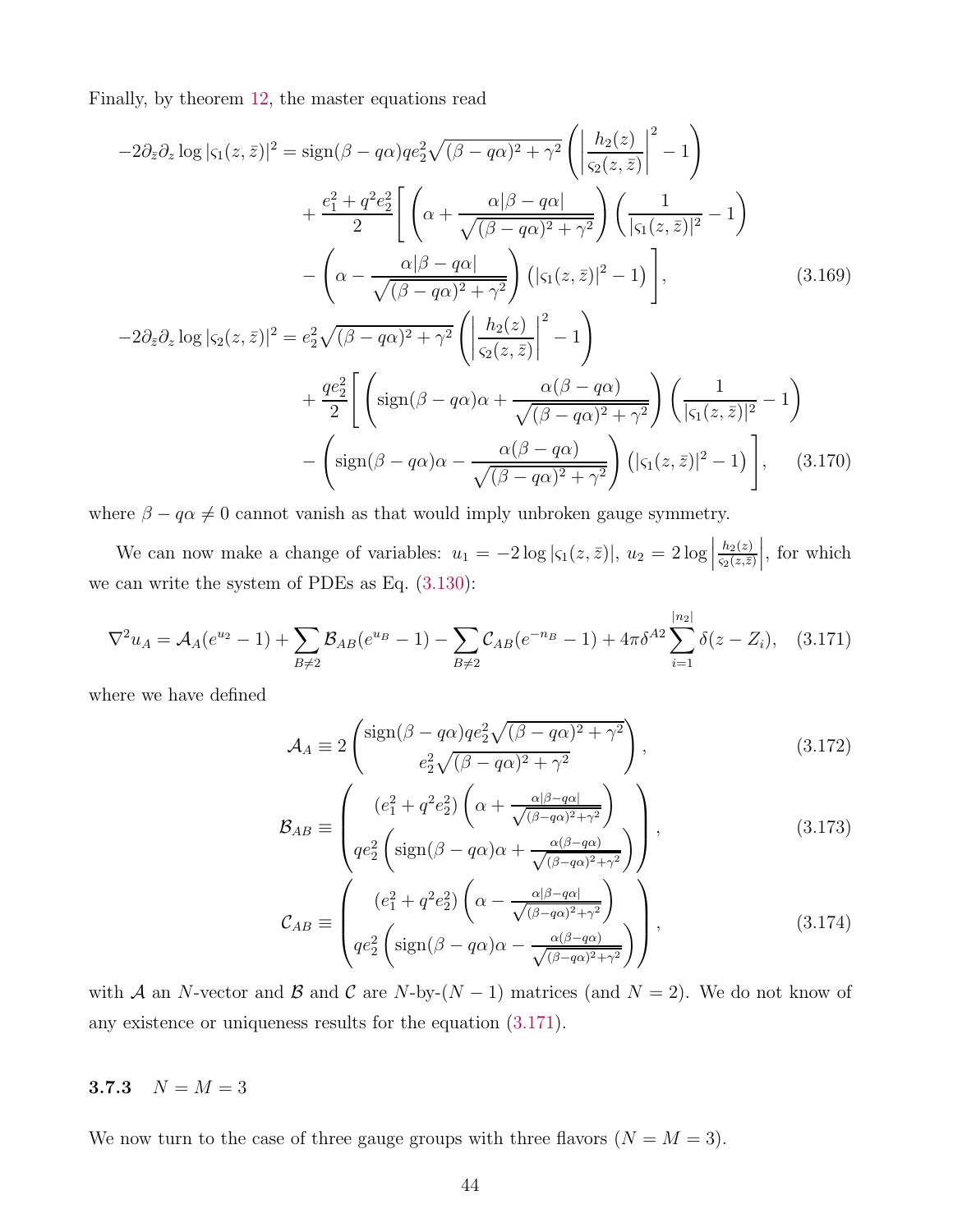Finally, by theorem 12, the master equations read

$$
\begin{aligned}
-2\partial_{\bar{z}}\partial_z \log|\varsigma_1(z,\bar{z})|^2 &= \operatorname{sign}(\beta-q\alpha)qe_2^2\sqrt{(\beta-q\alpha)^2+\gamma^2}\left(\left|\frac{h_2(z)}{\varsigma_2(z,\bar{z})}\right|^2-1\right)\\
&\quad+\frac{e_1^2+q^2e_2^2}{2}\Bigg[\left(\alpha+\frac{\alpha|\beta-q\alpha|}{\sqrt{(\beta-q\alpha)^2+\gamma^2}}\right)\left(\frac{1}{|\varsigma_1(z,\bar{z})|^2}-1\right)\\
&\quad-\left(\alpha-\frac{\alpha|\beta-q\alpha|}{\sqrt{(\beta-q\alpha)^2+\gamma^2}}\right)\left(|\varsigma_1(z,\bar{z})|^2-1\right)\Bigg], \qquad (3.169)\\
-2\partial_{\bar{z}}\partial_z \log|\varsigma_2(z,\bar{z})|^2 &= e_2^2\sqrt{(\beta-q\alpha)^2+\gamma^2}\left(\left|\frac{h_2(z)}{\varsigma_2(z,\bar{z})}\right|^2-1\right)\\
&\quad+\frac{qe_2^2}{2}\Bigg[\left(\operatorname{sign}(\beta-q\alpha)\alpha+\frac{\alpha(\beta-q\alpha)}{\sqrt{(\beta-q\alpha)^2+\gamma^2}}\right)\left(\frac{1}{|\varsigma_1(z,\bar{z})|^2}-1\right)\\
&\quad-\left(\operatorname{sign}(\beta-q\alpha)\alpha-\frac{\alpha(\beta-q\alpha)}{\sqrt{(\beta-q\alpha)^2+\gamma^2}}\right)\left(|\varsigma_1(z,\bar{z})|^2-1\right)\Bigg], \qquad (3.170)
\end{aligned}
$$

where $\beta - q\alpha \neq 0$ cannot vanish as that would imply unbroken gauge symmetry.

We can now make a change of variables: $u_1 = -2\log|\varsigma_1(z,\bar{z})|$, $u_2 = 2\log\left|\frac{h_2(z)}{\varsigma_2(z,\bar{z})}\right|$, for which we can write the system of PDEs as Eq. (3.130):

$$
\nabla^2 u_A = \mathcal{A}_A(e^{u_2}-1)+\sum_{B\neq 2}\mathcal{B}_{AB}(e^{u_B}-1)-\sum_{B\neq 2}\mathcal{C}_{AB}(e^{-n_B}-1)+4\pi\delta^{A2}\sum_{i=1}^{|n_2|}\delta(z-Z_i), \qquad (3.171)
$$

where we have defined

$$
\mathcal{A}_A \equiv 2\begin{pmatrix}\operatorname{sign}(\beta-q\alpha)qe_2^2\sqrt{(\beta-q\alpha)^2+\gamma^2}\\ e_2^2\sqrt{(\beta-q\alpha)^2+\gamma^2}\end{pmatrix}, \qquad (3.172)
$$

$$
\mathcal{B}_{AB} \equiv \begin{pmatrix}(e_1^2+q^2e_2^2)\left(\alpha+\frac{\alpha|\beta-q\alpha|}{\sqrt{(\beta-q\alpha)^2+\gamma^2}}\right)\\ qe_2^2\left(\operatorname{sign}(\beta-q\alpha)\alpha+\frac{\alpha(\beta-q\alpha)}{\sqrt{(\beta-q\alpha)^2+\gamma^2}}\right)\end{pmatrix}, \qquad (3.173)
$$

$$
\mathcal{C}_{AB} \equiv \begin{pmatrix}(e_1^2+q^2e_2^2)\left(\alpha-\frac{\alpha|\beta-q\alpha|}{\sqrt{(\beta-q\alpha)^2+\gamma^2}}\right)\\ qe_2^2\left(\operatorname{sign}(\beta-q\alpha)\alpha-\frac{\alpha(\beta-q\alpha)}{\sqrt{(\beta-q\alpha)^2+\gamma^2}}\right)\end{pmatrix}, \qquad (3.174)
$$

with $\mathcal{A}$ an $N$-vector and $\mathcal{B}$ and $\mathcal{C}$ are $N$-by-$(N-1)$ matrices (and $N = 2$). We do not know of any existence or uniqueness results for the equation (3.171).

### 3.7.3 $N = M = 3$

We now turn to the case of three gauge groups with three flavors ($N = M = 3$).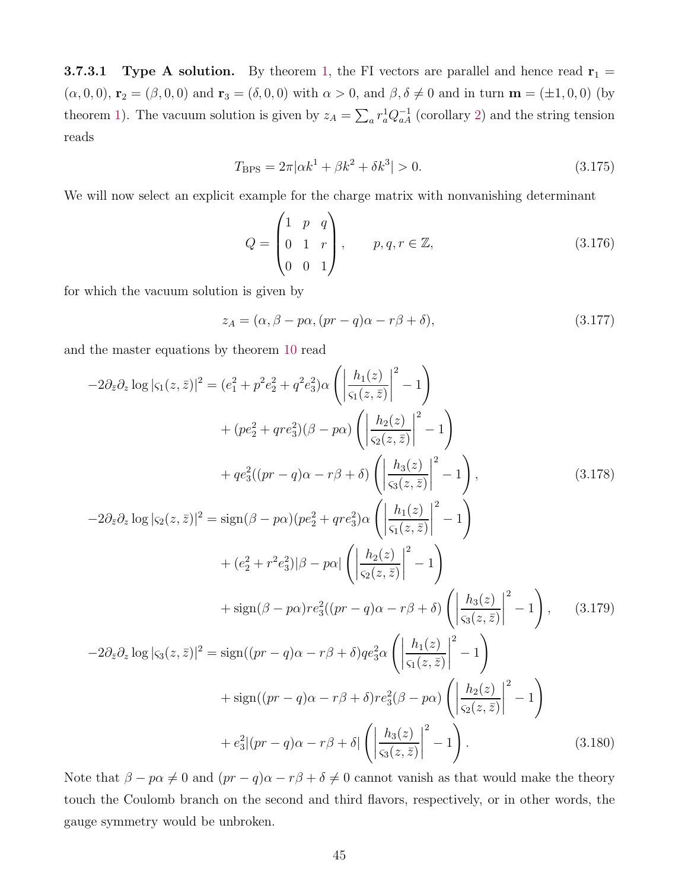#### 3.7.3.1 Type A solution.

By theorem 1, the FI vectors are parallel and hence read $\mathbf{r}_1 = (\alpha, 0, 0)$, $\mathbf{r}_2 = (\beta, 0, 0)$ and $\mathbf{r}_3 = (\delta, 0, 0)$ with $\alpha > 0$, and $\beta, \delta \neq 0$ and in turn $\mathbf{m} = (\pm 1, 0, 0)$ (by theorem 1). The vacuum solution is given by $z_A = \sum_a r_a^1 Q_{aA}^{-1}$ (corollary 2) and the string tension reads

$$T_{\text{BPS}} = 2\pi|\alpha k^1 + \beta k^2 + \delta k^3| > 0. \tag{3.175}$$

We will now select an explicit example for the charge matrix with nonvanishing determinant

$$Q = \begin{pmatrix} 1 & p & q \\ 0 & 1 & r \\ 0 & 0 & 1 \end{pmatrix}, \qquad p, q, r \in \mathbb{Z}, \tag{3.176}$$

for which the vacuum solution is given by

$$z_A = (\alpha, \beta - p\alpha, (pr - q)\alpha - r\beta + \delta), \tag{3.177}$$

and the master equations by theorem 10 read

$$\begin{aligned}
-2\partial_{\bar{z}}\partial_z \log|\varsigma_1(z,\bar{z})|^2 &= (e_1^2 + p^2 e_2^2 + q^2 e_3^2)\alpha \left( \left| \frac{h_1(z)}{\varsigma_1(z,\bar{z})} \right|^2 - 1 \right) \\
&\quad + (pe_2^2 + qre_3^2)(\beta - p\alpha) \left( \left| \frac{h_2(z)}{\varsigma_2(z,\bar{z})} \right|^2 - 1 \right) \\
&\quad + qe_3^2((pr - q)\alpha - r\beta + \delta) \left( \left| \frac{h_3(z)}{\varsigma_3(z,\bar{z})} \right|^2 - 1 \right),
\end{aligned} \tag{3.178}$$

$$\begin{aligned}
-2\partial_{\bar{z}}\partial_z \log|\varsigma_2(z,\bar{z})|^2 &= \text{sign}(\beta - p\alpha)(pe_2^2 + qre_3^2)\alpha \left( \left| \frac{h_1(z)}{\varsigma_1(z,\bar{z})} \right|^2 - 1 \right) \\
&\quad + (e_2^2 + r^2 e_3^2)|\beta - p\alpha| \left( \left| \frac{h_2(z)}{\varsigma_2(z,\bar{z})} \right|^2 - 1 \right) \\
&\quad + \text{sign}(\beta - p\alpha) re_3^2((pr - q)\alpha - r\beta + \delta) \left( \left| \frac{h_3(z)}{\varsigma_3(z,\bar{z})} \right|^2 - 1 \right),
\end{aligned} \tag{3.179}$$

$$\begin{aligned}
-2\partial_{\bar{z}}\partial_z \log|\varsigma_3(z,\bar{z})|^2 &= \text{sign}((pr - q)\alpha - r\beta + \delta) qe_3^2 \alpha \left( \left| \frac{h_1(z)}{\varsigma_1(z,\bar{z})} \right|^2 - 1 \right) \\
&\quad + \text{sign}((pr - q)\alpha - r\beta + \delta) re_3^2(\beta - p\alpha) \left( \left| \frac{h_2(z)}{\varsigma_2(z,\bar{z})} \right|^2 - 1 \right) \\
&\quad + e_3^2|(pr - q)\alpha - r\beta + \delta| \left( \left| \frac{h_3(z)}{\varsigma_3(z,\bar{z})} \right|^2 - 1 \right).
\end{aligned} \tag{3.180}$$

Note that $\beta - p\alpha \neq 0$ and $(pr - q)\alpha - r\beta + \delta \neq 0$ cannot vanish as that would make the theory touch the Coulomb branch on the second and third flavors, respectively, or in other words, the gauge symmetry would be unbroken.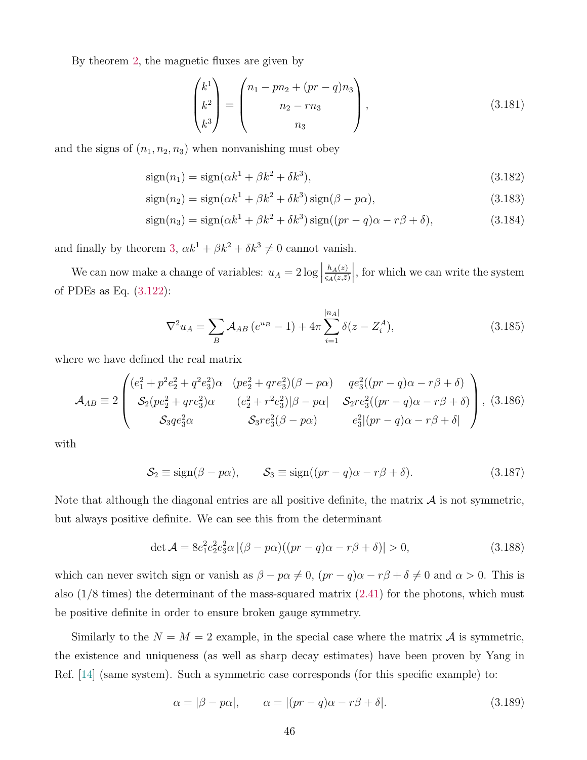By theorem 2, the magnetic fluxes are given by

$$\begin{pmatrix} k^1 \\ k^2 \\ k^3 \end{pmatrix} = \begin{pmatrix} n_1 - pn_2 + (pr-q)n_3 \\ n_2 - rn_3 \\ n_3 \end{pmatrix}, \tag{3.181}$$

and the signs of $(n_1, n_2, n_3)$ when nonvanishing must obey

$$\operatorname{sign}(n_1) = \operatorname{sign}(\alpha k^1 + \beta k^2 + \delta k^3), \tag{3.182}$$

$$\operatorname{sign}(n_2) = \operatorname{sign}(\alpha k^1 + \beta k^2 + \delta k^3)\operatorname{sign}(\beta - p\alpha), \tag{3.183}$$

$$\operatorname{sign}(n_3) = \operatorname{sign}(\alpha k^1 + \beta k^2 + \delta k^3)\operatorname{sign}((pr-q)\alpha - r\beta + \delta), \tag{3.184}$$

and finally by theorem 3, $\alpha k^1 + \beta k^2 + \delta k^3 \neq 0$ cannot vanish.

We can now make a change of variables: $u_A = 2\log\left|\frac{h_A(z)}{\varsigma_A(z,\bar{z})}\right|$, for which we can write the system of PDEs as Eq. (3.122):

$$\nabla^2 u_A = \sum_B \mathcal{A}_{AB}\left(e^{u_B} - 1\right) + 4\pi \sum_{i=1}^{|n_A|} \delta(z - Z_i^A), \tag{3.185}$$

where we have defined the real matrix

$$\mathcal{A}_{AB} \equiv 2\begin{pmatrix} (e_1^2 + p^2 e_2^2 + q^2 e_3^2)\alpha & (pe_2^2 + qre_3^2)(\beta - p\alpha) & qe_3^2((pr-q)\alpha - r\beta + \delta) \\ \mathcal{S}_2(pe_2^2 + qre_3^2)\alpha & (e_2^2 + r^2 e_3^2)|\beta - p\alpha| & \mathcal{S}_2 re_3^2((pr-q)\alpha - r\beta + \delta) \\ \mathcal{S}_3 qe_3^2\alpha & \mathcal{S}_3 re_3^2(\beta - p\alpha) & e_3^2|(pr-q)\alpha - r\beta + \delta| \end{pmatrix}, \tag{3.186}$$

with

$$\mathcal{S}_2 \equiv \operatorname{sign}(\beta - p\alpha), \qquad \mathcal{S}_3 \equiv \operatorname{sign}((pr-q)\alpha - r\beta + \delta). \tag{3.187}$$

Note that although the diagonal entries are all positive definite, the matrix $\mathcal{A}$ is not symmetric, but always positive definite. We can see this from the determinant

$$\det\mathcal{A} = 8e_1^2 e_2^2 e_3^2 \alpha\,|(\beta - p\alpha)((pr-q)\alpha - r\beta + \delta)| > 0, \tag{3.188}$$

which can never switch sign or vanish as $\beta - p\alpha \neq 0$, $(pr-q)\alpha - r\beta + \delta \neq 0$ and $\alpha > 0$. This is also (1/8 times) the determinant of the mass-squared matrix (2.41) for the photons, which must be positive definite in order to ensure broken gauge symmetry.

Similarly to the $N = M = 2$ example, in the special case where the matrix $\mathcal{A}$ is symmetric, the existence and uniqueness (as well as sharp decay estimates) have been proven by Yang in Ref. [14] (same system). Such a symmetric case corresponds (for this specific example) to:

$$\alpha = |\beta - p\alpha|, \qquad \alpha = |(pr-q)\alpha - r\beta + \delta|. \tag{3.189}$$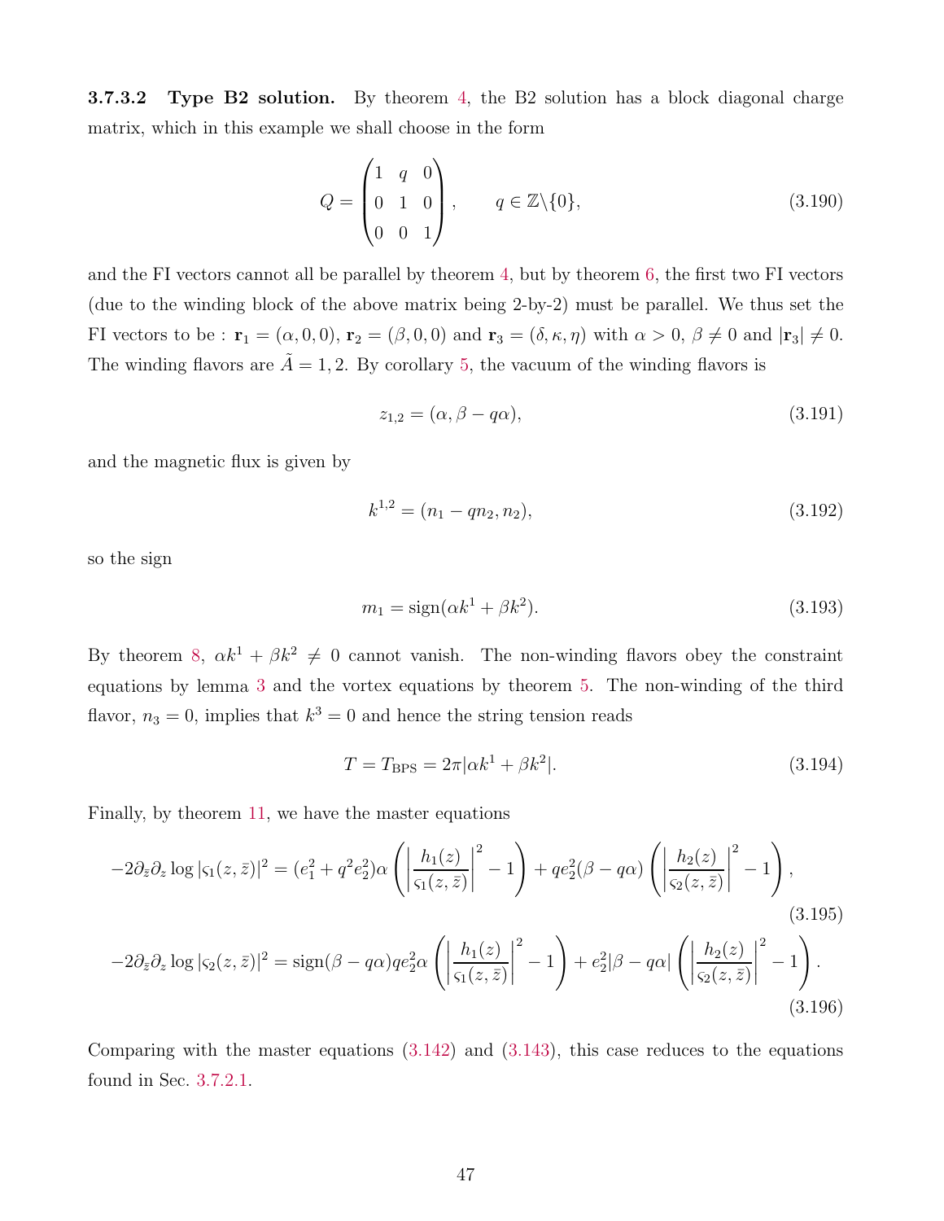#### 3.7.3.2 Type B2 solution.

By theorem 4, the B2 solution has a block diagonal charge matrix, which in this example we shall choose in the form

$$Q = \begin{pmatrix} 1 & q & 0 \\ 0 & 1 & 0 \\ 0 & 0 & 1 \end{pmatrix}, \qquad q \in \mathbb{Z}\backslash\{0\}, \tag{3.190}$$

and the FI vectors cannot all be parallel by theorem 4, but by theorem 6, the first two FI vectors (due to the winding block of the above matrix being 2-by-2) must be parallel. We thus set the FI vectors to be : $\mathbf{r}_1 = (\alpha, 0, 0)$, $\mathbf{r}_2 = (\beta, 0, 0)$ and $\mathbf{r}_3 = (\delta, \kappa, \eta)$ with $\alpha > 0$, $\beta \neq 0$ and $|\mathbf{r}_3| \neq 0$. The winding flavors are $\tilde{A} = 1, 2$. By corollary 5, the vacuum of the winding flavors is

$$z_{1,2} = (\alpha, \beta - q\alpha), \tag{3.191}$$

and the magnetic flux is given by

$$k^{1,2} = (n_1 - qn_2, n_2), \tag{3.192}$$

so the sign

$$m_1 = \operatorname{sign}(\alpha k^1 + \beta k^2). \tag{3.193}$$

By theorem 8, $\alpha k^1 + \beta k^2 \neq 0$ cannot vanish. The non-winding flavors obey the constraint equations by lemma 3 and the vortex equations by theorem 5. The non-winding of the third flavor, $n_3 = 0$, implies that $k^3 = 0$ and hence the string tension reads

$$T = T_{\rm BPS} = 2\pi|\alpha k^1 + \beta k^2|. \tag{3.194}$$

Finally, by theorem 11, we have the master equations

$$-2\partial_{\bar{z}}\partial_z \log|\varsigma_1(z,\bar{z})|^2 = (e_1^2 + q^2 e_2^2)\alpha\left(\left|\frac{h_1(z)}{\varsigma_1(z,\bar{z})}\right|^2 - 1\right) + qe_2^2(\beta - q\alpha)\left(\left|\frac{h_2(z)}{\varsigma_2(z,\bar{z})}\right|^2 - 1\right), \tag{3.195}$$

$$-2\partial_{\bar{z}}\partial_z \log|\varsigma_2(z,\bar{z})|^2 = \operatorname{sign}(\beta - q\alpha)qe_2^2\alpha\left(\left|\frac{h_1(z)}{\varsigma_1(z,\bar{z})}\right|^2 - 1\right) + e_2^2|\beta - q\alpha|\left(\left|\frac{h_2(z)}{\varsigma_2(z,\bar{z})}\right|^2 - 1\right). \tag{3.196}$$

Comparing with the master equations (3.142) and (3.143), this case reduces to the equations found in Sec. 3.7.2.1.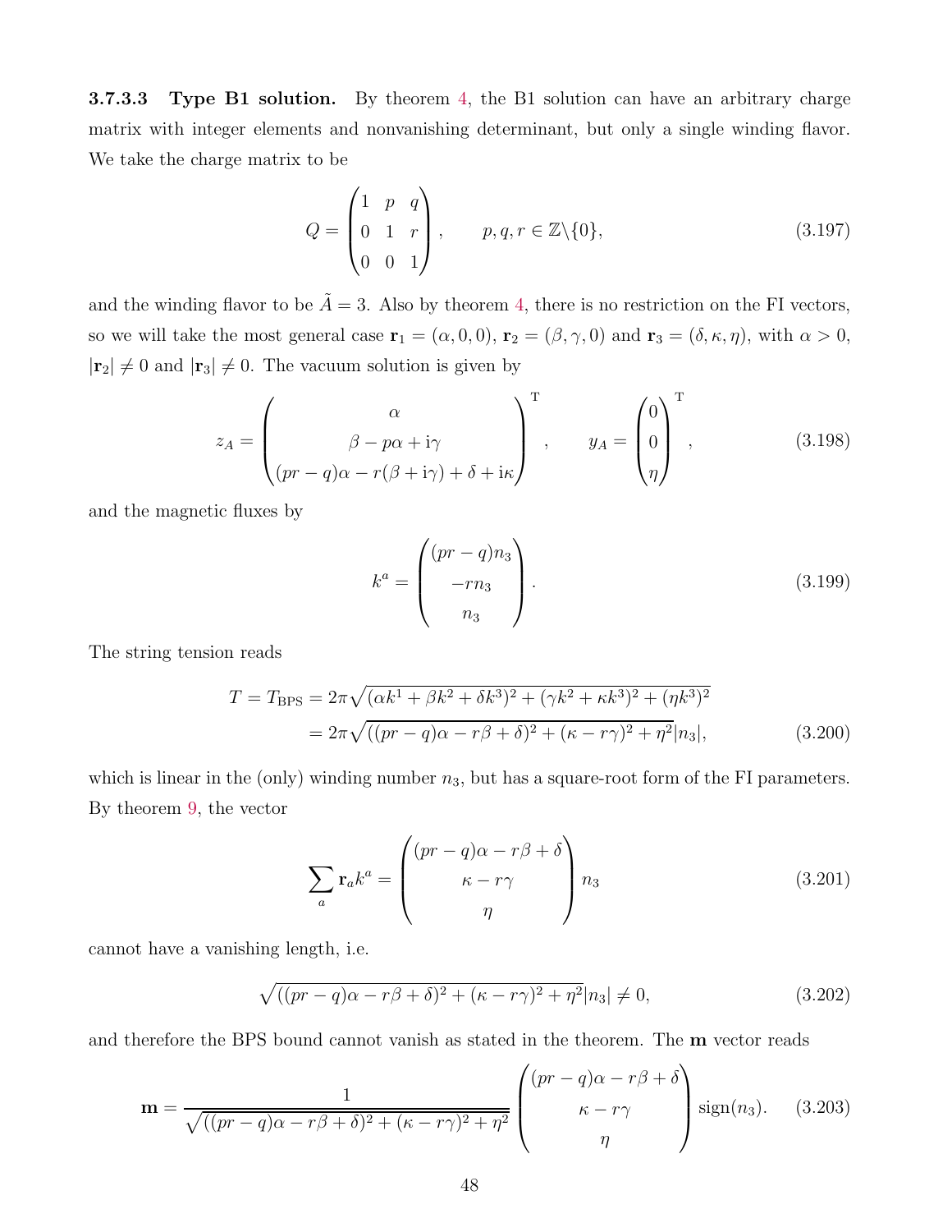#### 3.7.3.3 Type B1 solution.

By theorem 4, the B1 solution can have an arbitrary charge matrix with integer elements and nonvanishing determinant, but only a single winding flavor. We take the charge matrix to be

$$
Q = \begin{pmatrix} 1 & p & q \\ 0 & 1 & r \\ 0 & 0 & 1 \end{pmatrix}, \qquad p, q, r \in \mathbb{Z}\backslash\{0\}, \tag{3.197}
$$

and the winding flavor to be $\tilde{A} = 3$. Also by theorem 4, there is no restriction on the FI vectors, so we will take the most general case $\mathbf{r}_1 = (\alpha, 0, 0)$, $\mathbf{r}_2 = (\beta, \gamma, 0)$ and $\mathbf{r}_3 = (\delta, \kappa, \eta)$, with $\alpha > 0$, $|\mathbf{r}_2| \neq 0$ and $|\mathbf{r}_3| \neq 0$. The vacuum solution is given by

$$
z_A = \begin{pmatrix} \alpha \\ \beta - p\alpha + \mathrm{i}\gamma \\ (pr - q)\alpha - r(\beta + \mathrm{i}\gamma) + \delta + \mathrm{i}\kappa \end{pmatrix}^{\mathrm{T}}, \qquad y_A = \begin{pmatrix} 0 \\ 0 \\ \eta \end{pmatrix}^{\mathrm{T}}, \tag{3.198}
$$

and the magnetic fluxes by

$$
k^a = \begin{pmatrix} (pr - q)n_3 \\ -rn_3 \\ n_3 \end{pmatrix}. \tag{3.199}
$$

The string tension reads

$$
\begin{aligned}
T = T_{\mathrm{BPS}} &= 2\pi\sqrt{(\alpha k^1 + \beta k^2 + \delta k^3)^2 + (\gamma k^2 + \kappa k^3)^2 + (\eta k^3)^2} \\
&= 2\pi\sqrt{((pr - q)\alpha - r\beta + \delta)^2 + (\kappa - r\gamma)^2 + \eta^2}|n_3|,
\end{aligned} \tag{3.200}
$$

which is linear in the (only) winding number $n_3$, but has a square-root form of the FI parameters. By theorem 9, the vector

$$
\sum_a \mathbf{r}_a k^a = \begin{pmatrix} (pr - q)\alpha - r\beta + \delta \\ \kappa - r\gamma \\ \eta \end{pmatrix} n_3 \tag{3.201}
$$

cannot have a vanishing length, i.e.

$$
\sqrt{((pr - q)\alpha - r\beta + \delta)^2 + (\kappa - r\gamma)^2 + \eta^2}|n_3| \neq 0, \tag{3.202}
$$

and therefore the BPS bound cannot vanish as stated in the theorem. The $\mathbf{m}$ vector reads

$$
\mathbf{m} = \frac{1}{\sqrt{((pr - q)\alpha - r\beta + \delta)^2 + (\kappa - r\gamma)^2 + \eta^2}} \begin{pmatrix} (pr - q)\alpha - r\beta + \delta \\ \kappa - r\gamma \\ \eta \end{pmatrix} \mathrm{sign}(n_3). \tag{3.203}
$$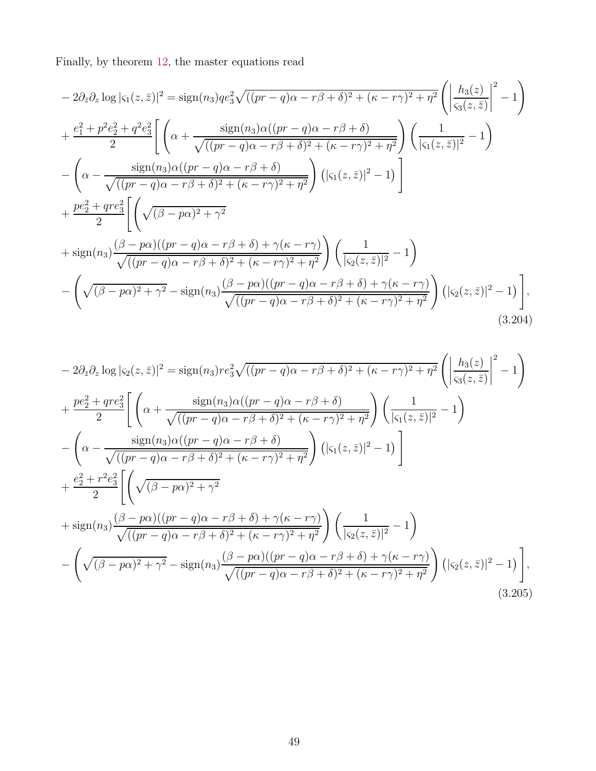Finally, by theorem 12, the master equations read

$$
\begin{aligned}
&-2\partial_{\bar{z}}\partial_z \log|\varsigma_1(z,\bar{z})|^2 = \operatorname{sign}(n_3) q e_3^2 \sqrt{((pr-q)\alpha - r\beta+\delta)^2 + (\kappa - r\gamma)^2 + \eta^2}\left(\left|\frac{h_3(z)}{\varsigma_3(z,\bar{z})}\right|^2 - 1\right) \\
&+ \frac{e_1^2 + p^2 e_2^2 + q^2 e_3^2}{2}\Bigg[\left(\alpha + \frac{\operatorname{sign}(n_3)\alpha((pr-q)\alpha - r\beta + \delta)}{\sqrt{((pr-q)\alpha - r\beta+\delta)^2 + (\kappa - r\gamma)^2 + \eta^2}}\right)\left(\frac{1}{|\varsigma_1(z,\bar{z})|^2} - 1\right) \\
&- \left(\alpha - \frac{\operatorname{sign}(n_3)\alpha((pr-q)\alpha - r\beta + \delta)}{\sqrt{((pr-q)\alpha - r\beta+\delta)^2 + (\kappa - r\gamma)^2 + \eta^2}}\right)\left(|\varsigma_1(z,\bar{z})|^2 - 1\right)\Bigg] \\
&+ \frac{p e_2^2 + q r e_3^2}{2}\Bigg[\Bigg(\sqrt{(\beta - p\alpha)^2 + \gamma^2} \\
&+ \operatorname{sign}(n_3)\frac{(\beta - p\alpha)((pr-q)\alpha - r\beta + \delta) + \gamma(\kappa - r\gamma)}{\sqrt{((pr-q)\alpha - r\beta+\delta)^2 + (\kappa - r\gamma)^2 + \eta^2}}\Bigg)\left(\frac{1}{|\varsigma_2(z,\bar{z})|^2} - 1\right) \\
&- \left(\sqrt{(\beta - p\alpha)^2 + \gamma^2} - \operatorname{sign}(n_3)\frac{(\beta - p\alpha)((pr-q)\alpha - r\beta + \delta) + \gamma(\kappa - r\gamma)}{\sqrt{((pr-q)\alpha - r\beta+\delta)^2 + (\kappa - r\gamma)^2 + \eta^2}}\right)\left(|\varsigma_2(z,\bar{z})|^2 - 1\right)\Bigg],
\end{aligned}
\tag{3.204}
$$

$$
\begin{aligned}
&-2\partial_{\bar{z}}\partial_z \log|\varsigma_2(z,\bar{z})|^2 = \operatorname{sign}(n_3) r e_3^2 \sqrt{((pr-q)\alpha - r\beta+\delta)^2 + (\kappa - r\gamma)^2 + \eta^2}\left(\left|\frac{h_3(z)}{\varsigma_3(z,\bar{z})}\right|^2 - 1\right) \\
&+ \frac{p e_2^2 + q r e_3^2}{2}\Bigg[\left(\alpha + \frac{\operatorname{sign}(n_3)\alpha((pr-q)\alpha - r\beta + \delta)}{\sqrt{((pr-q)\alpha - r\beta+\delta)^2 + (\kappa - r\gamma)^2 + \eta^2}}\right)\left(\frac{1}{|\varsigma_1(z,\bar{z})|^2} - 1\right) \\
&- \left(\alpha - \frac{\operatorname{sign}(n_3)\alpha((pr-q)\alpha - r\beta + \delta)}{\sqrt{((pr-q)\alpha - r\beta+\delta)^2 + (\kappa - r\gamma)^2 + \eta^2}}\right)\left(|\varsigma_1(z,\bar{z})|^2 - 1\right)\Bigg] \\
&+ \frac{e_2^2 + r^2 e_3^2}{2}\Bigg[\Bigg(\sqrt{(\beta - p\alpha)^2 + \gamma^2} \\
&+ \operatorname{sign}(n_3)\frac{(\beta - p\alpha)((pr-q)\alpha - r\beta + \delta) + \gamma(\kappa - r\gamma)}{\sqrt{((pr-q)\alpha - r\beta+\delta)^2 + (\kappa - r\gamma)^2 + \eta^2}}\Bigg)\left(\frac{1}{|\varsigma_2(z,\bar{z})|^2} - 1\right) \\
&- \left(\sqrt{(\beta - p\alpha)^2 + \gamma^2} - \operatorname{sign}(n_3)\frac{(\beta - p\alpha)((pr-q)\alpha - r\beta + \delta) + \gamma(\kappa - r\gamma)}{\sqrt{((pr-q)\alpha - r\beta+\delta)^2 + (\kappa - r\gamma)^2 + \eta^2}}\right)\left(|\varsigma_2(z,\bar{z})|^2 - 1\right)\Bigg],
\end{aligned}
\tag{3.205}
$$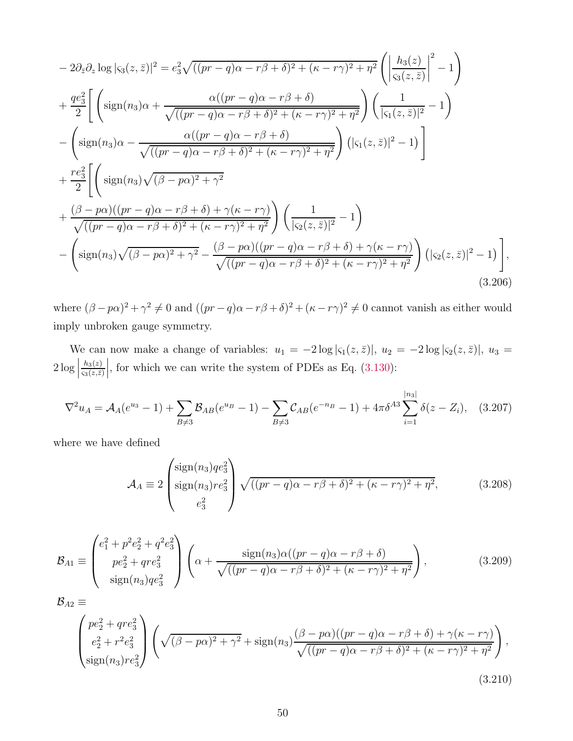$$
\begin{aligned}
&-2\partial_{\bar{z}}\partial_z \log|\varsigma_3(z,\bar{z})|^2 = e_3^2\sqrt{((pr-q)\alpha - r\beta+\delta)^2 + (\kappa - r\gamma)^2 + \eta^2}\left(\left|\frac{h_3(z)}{\varsigma_3(z,\bar{z})}\right|^2 - 1\right)\\
&+\frac{qe_3^2}{2}\Bigg[\left(\mathrm{sign}(n_3)\alpha + \frac{\alpha((pr-q)\alpha - r\beta+\delta)}{\sqrt{((pr-q)\alpha - r\beta+\delta)^2 + (\kappa - r\gamma)^2 + \eta^2}}\right)\left(\frac{1}{|\varsigma_1(z,\bar{z})|^2} - 1\right)\\
&-\left(\mathrm{sign}(n_3)\alpha - \frac{\alpha((pr-q)\alpha - r\beta+\delta)}{\sqrt{((pr-q)\alpha - r\beta+\delta)^2 + (\kappa - r\gamma)^2 + \eta^2}}\right)\left(|\varsigma_1(z,\bar{z})|^2 - 1\right)\Bigg]\\
&+\frac{re_3^2}{2}\Bigg[\Bigg(\mathrm{sign}(n_3)\sqrt{(\beta - p\alpha)^2 + \gamma^2}\\
&+\frac{(\beta - p\alpha)((pr-q)\alpha - r\beta+\delta) + \gamma(\kappa - r\gamma)}{\sqrt{((pr-q)\alpha - r\beta+\delta)^2 + (\kappa - r\gamma)^2 + \eta^2}}\Bigg)\left(\frac{1}{|\varsigma_2(z,\bar{z})|^2} - 1\right)\\
&-\left(\mathrm{sign}(n_3)\sqrt{(\beta - p\alpha)^2 + \gamma^2} - \frac{(\beta - p\alpha)((pr-q)\alpha - r\beta+\delta) + \gamma(\kappa - r\gamma)}{\sqrt{((pr-q)\alpha - r\beta+\delta)^2 + (\kappa - r\gamma)^2 + \eta^2}}\right)\left(|\varsigma_2(z,\bar{z})|^2 - 1\right)\Bigg],
\end{aligned}
\tag{3.206}
$$

where $(\beta - p\alpha)^2 + \gamma^2 \neq 0$ and $((pr-q)\alpha - r\beta + \delta)^2 + (\kappa - r\gamma)^2 \neq 0$ cannot vanish as either would imply unbroken gauge symmetry.

We can now make a change of variables: $u_1 = -2\log|\varsigma_1(z,\bar{z})|$, $u_2 = -2\log|\varsigma_2(z,\bar{z})|$, $u_3 = 2\log\left|\frac{h_3(z)}{\varsigma_3(z,\bar{z})}\right|$, for which we can write the system of PDEs as Eq. (3.130):

$$
\nabla^2 u_A = \mathcal{A}_A(e^{u_3} - 1) + \sum_{B\neq 3}\mathcal{B}_{AB}(e^{u_B} - 1) - \sum_{B\neq 3}\mathcal{C}_{AB}(e^{-n_B} - 1) + 4\pi\delta^{A3}\sum_{i=1}^{|n_3|}\delta(z - Z_i), \tag{3.207}
$$

where we have defined

$$
\mathcal{A}_A \equiv 2\begin{pmatrix}\mathrm{sign}(n_3)qe_3^2\\ \mathrm{sign}(n_3)re_3^2\\ e_3^2\end{pmatrix}\sqrt{((pr-q)\alpha - r\beta+\delta)^2 + (\kappa - r\gamma)^2 + \eta^2}, \tag{3.208}
$$

$$
\mathcal{B}_{A1} \equiv \begin{pmatrix}e_1^2 + p^2e_2^2 + q^2e_3^2\\ pe_2^2 + qre_3^2\\ \mathrm{sign}(n_3)qe_3^2\end{pmatrix}\left(\alpha + \frac{\mathrm{sign}(n_3)\alpha((pr-q)\alpha - r\beta+\delta)}{\sqrt{((pr-q)\alpha - r\beta+\delta)^2 + (\kappa - r\gamma)^2 + \eta^2}}\right), \tag{3.209}
$$

$$
\mathcal{B}_{A2} \equiv \begin{pmatrix}pe_2^2 + qre_3^2\\ e_2^2 + r^2e_3^2\\ \mathrm{sign}(n_3)re_3^2\end{pmatrix}\left(\sqrt{(\beta - p\alpha)^2 + \gamma^2} + \mathrm{sign}(n_3)\frac{(\beta - p\alpha)((pr-q)\alpha - r\beta+\delta) + \gamma(\kappa - r\gamma)}{\sqrt{((pr-q)\alpha - r\beta+\delta)^2 + (\kappa - r\gamma)^2 + \eta^2}}\right), \tag{3.210}
$$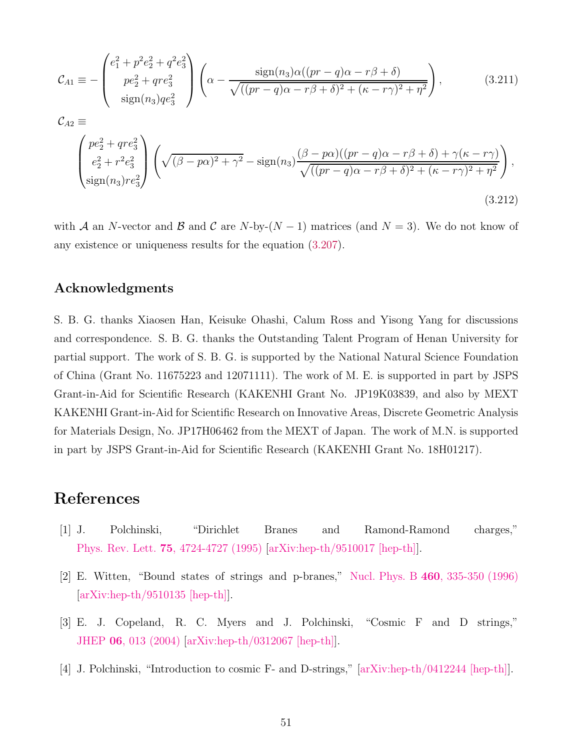$$
\mathcal{C}_{A1} \equiv -\begin{pmatrix} e_1^2 + p^2 e_2^2 + q^2 e_3^2 \\ p e_2^2 + q r e_3^2 \\ \mathrm{sign}(n_3) q e_3^2 \end{pmatrix} \left( \alpha - \frac{\mathrm{sign}(n_3)\alpha((pr-q)\alpha - r\beta + \delta)}{\sqrt{((pr-q)\alpha - r\beta + \delta)^2 + (\kappa - r\gamma)^2 + \eta^2}} \right), \tag{3.211}
$$

$$
\mathcal{C}_{A2} \equiv \begin{pmatrix} p e_2^2 + q r e_3^2 \\ e_2^2 + r^2 e_3^2 \\ \mathrm{sign}(n_3) r e_3^2 \end{pmatrix} \left( \sqrt{(\beta - p\alpha)^2 + \gamma^2} - \mathrm{sign}(n_3) \frac{(\beta - p\alpha)((pr-q)\alpha - r\beta + \delta) + \gamma(\kappa - r\gamma)}{\sqrt{((pr-q)\alpha - r\beta + \delta)^2 + (\kappa - r\gamma)^2 + \eta^2}} \right), \tag{3.212}
$$

with $\mathcal{A}$ an $N$-vector and $\mathcal{B}$ and $\mathcal{C}$ are $N$-by-$(N-1)$ matrices (and $N = 3$). We do not know of any existence or uniqueness results for the equation (3.207).

## Acknowledgments

S. B. G. thanks Xiaosen Han, Keisuke Ohashi, Calum Ross and Yisong Yang for discussions and correspondence. S. B. G. thanks the Outstanding Talent Program of Henan University for partial support. The work of S. B. G. is supported by the National Natural Science Foundation of China (Grant No. 11675223 and 12071111). The work of M. E. is supported in part by JSPS Grant-in-Aid for Scientific Research (KAKENHI Grant No. JP19K03839, and also by MEXT KAKENHI Grant-in-Aid for Scientific Research on Innovative Areas, Discrete Geometric Analysis for Materials Design, No. JP17H06462 from the MEXT of Japan. The work of M.N. is supported in part by JSPS Grant-in-Aid for Scientific Research (KAKENHI Grant No. 18H01217).

# References

[1] J. Polchinski, "Dirichlet Branes and Ramond-Ramond charges," Phys. Rev. Lett. **75**, 4724-4727 (1995) [arXiv:hep-th/9510017 [hep-th]].

[2] E. Witten, "Bound states of strings and p-branes," Nucl. Phys. B **460**, 335-350 (1996) [arXiv:hep-th/9510135 [hep-th]].

[3] E. J. Copeland, R. C. Myers and J. Polchinski, "Cosmic F and D strings," JHEP **06**, 013 (2004) [arXiv:hep-th/0312067 [hep-th]].

[4] J. Polchinski, "Introduction to cosmic F- and D-strings," [arXiv:hep-th/0412244 [hep-th]].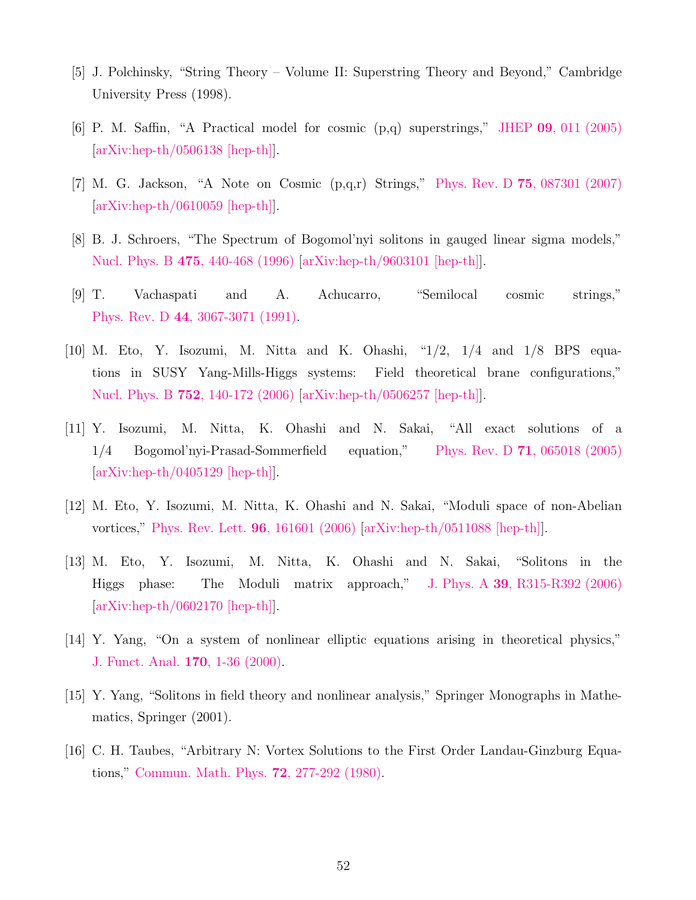[5] J. Polchinsky, "String Theory – Volume II: Superstring Theory and Beyond," Cambridge University Press (1998).

[6] P. M. Saffin, "A Practical model for cosmic (p,q) superstrings," JHEP **09**, 011 (2005) [arXiv:hep-th/0506138 [hep-th]].

[7] M. G. Jackson, "A Note on Cosmic (p,q,r) Strings," Phys. Rev. D **75**, 087301 (2007) [arXiv:hep-th/0610059 [hep-th]].

[8] B. J. Schroers, "The Spectrum of Bogomol'nyi solitons in gauged linear sigma models," Nucl. Phys. B **475**, 440-468 (1996) [arXiv:hep-th/9603101 [hep-th]].

[9] T. Vachaspati and A. Achucarro, "Semilocal cosmic strings," Phys. Rev. D **44**, 3067-3071 (1991).

[10] M. Eto, Y. Isozumi, M. Nitta and K. Ohashi, "1/2, 1/4 and 1/8 BPS equations in SUSY Yang-Mills-Higgs systems: Field theoretical brane configurations," Nucl. Phys. B **752**, 140-172 (2006) [arXiv:hep-th/0506257 [hep-th]].

[11] Y. Isozumi, M. Nitta, K. Ohashi and N. Sakai, "All exact solutions of a 1/4 Bogomol'nyi-Prasad-Sommerfield equation," Phys. Rev. D **71**, 065018 (2005) [arXiv:hep-th/0405129 [hep-th]].

[12] M. Eto, Y. Isozumi, M. Nitta, K. Ohashi and N. Sakai, "Moduli space of non-Abelian vortices," Phys. Rev. Lett. **96**, 161601 (2006) [arXiv:hep-th/0511088 [hep-th]].

[13] M. Eto, Y. Isozumi, M. Nitta, K. Ohashi and N. Sakai, "Solitons in the Higgs phase: The Moduli matrix approach," J. Phys. A **39**, R315-R392 (2006) [arXiv:hep-th/0602170 [hep-th]].

[14] Y. Yang, "On a system of nonlinear elliptic equations arising in theoretical physics," J. Funct. Anal. **170**, 1-36 (2000).

[15] Y. Yang, "Solitons in field theory and nonlinear analysis," Springer Monographs in Mathematics, Springer (2001).

[16] C. H. Taubes, "Arbitrary N: Vortex Solutions to the First Order Landau-Ginzburg Equations," Commun. Math. Phys. **72**, 277-292 (1980).